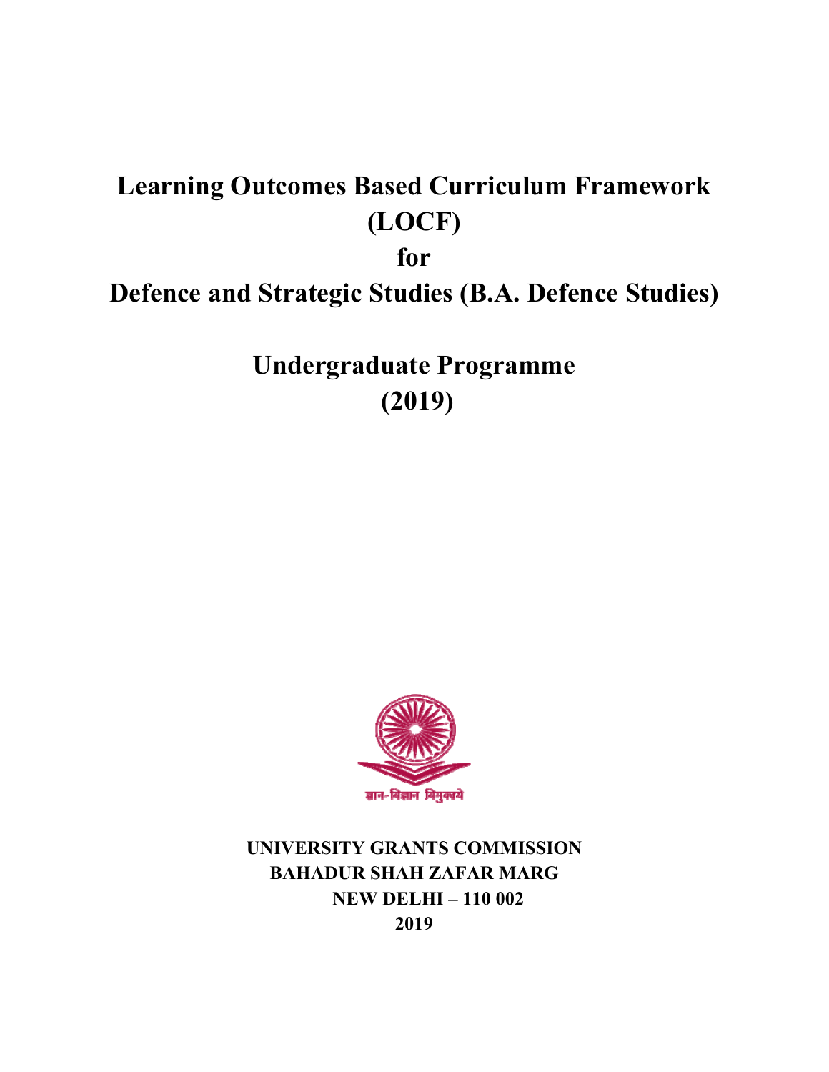# Learning Outcomes Based Curriculum Framework (LOCF) for Defence and Strategic Studies (B.A. Defence Studies)

## Undergraduate Programme (2019)

ज्ञान-विज्ञान विमुक्तये

**UNIVERSITY GRANTS COMMISSION**
**BAHADUR SHAH ZAFAR MARG**
**NEW DELHI – 110 002**
**2019**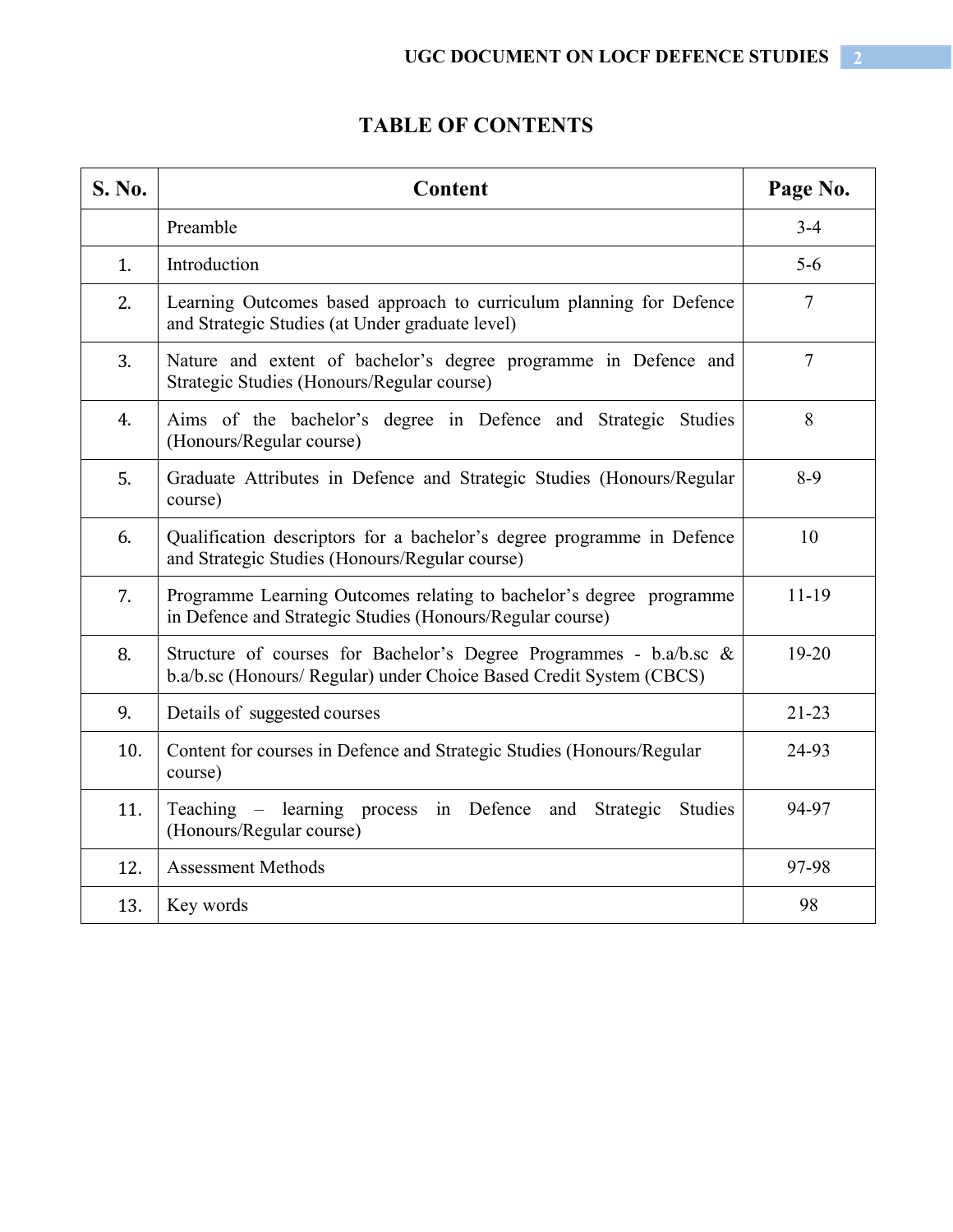# TABLE OF CONTENTS

| S. No. | Content | Page No. |
|---|---|---|
| | Preamble | 3-4 |
| 1. | Introduction | 5-6 |
| 2. | Learning Outcomes based approach to curriculum planning for Defence and Strategic Studies (at Under graduate level) | 7 |
| 3. | Nature and extent of bachelor's degree programme in Defence and Strategic Studies (Honours/Regular course) | 7 |
| 4. | Aims of the bachelor's degree in Defence and Strategic Studies (Honours/Regular course) | 8 |
| 5. | Graduate Attributes in Defence and Strategic Studies (Honours/Regular course) | 8-9 |
| 6. | Qualification descriptors for a bachelor's degree programme in Defence and Strategic Studies (Honours/Regular course) | 10 |
| 7. | Programme Learning Outcomes relating to bachelor's degree programme in Defence and Strategic Studies (Honours/Regular course) | 11-19 |
| 8. | Structure of courses for Bachelor's Degree Programmes - b.a/b.sc & b.a/b.sc (Honours/ Regular) under Choice Based Credit System (CBCS) | 19-20 |
| 9. | Details of suggested courses | 21-23 |
| 10. | Content for courses in Defence and Strategic Studies (Honours/Regular course) | 24-93 |
| 11. | Teaching – learning process in Defence and Strategic Studies (Honours/Regular course) | 94-97 |
| 12. | Assessment Methods | 97-98 |
| 13. | Key words | 98 |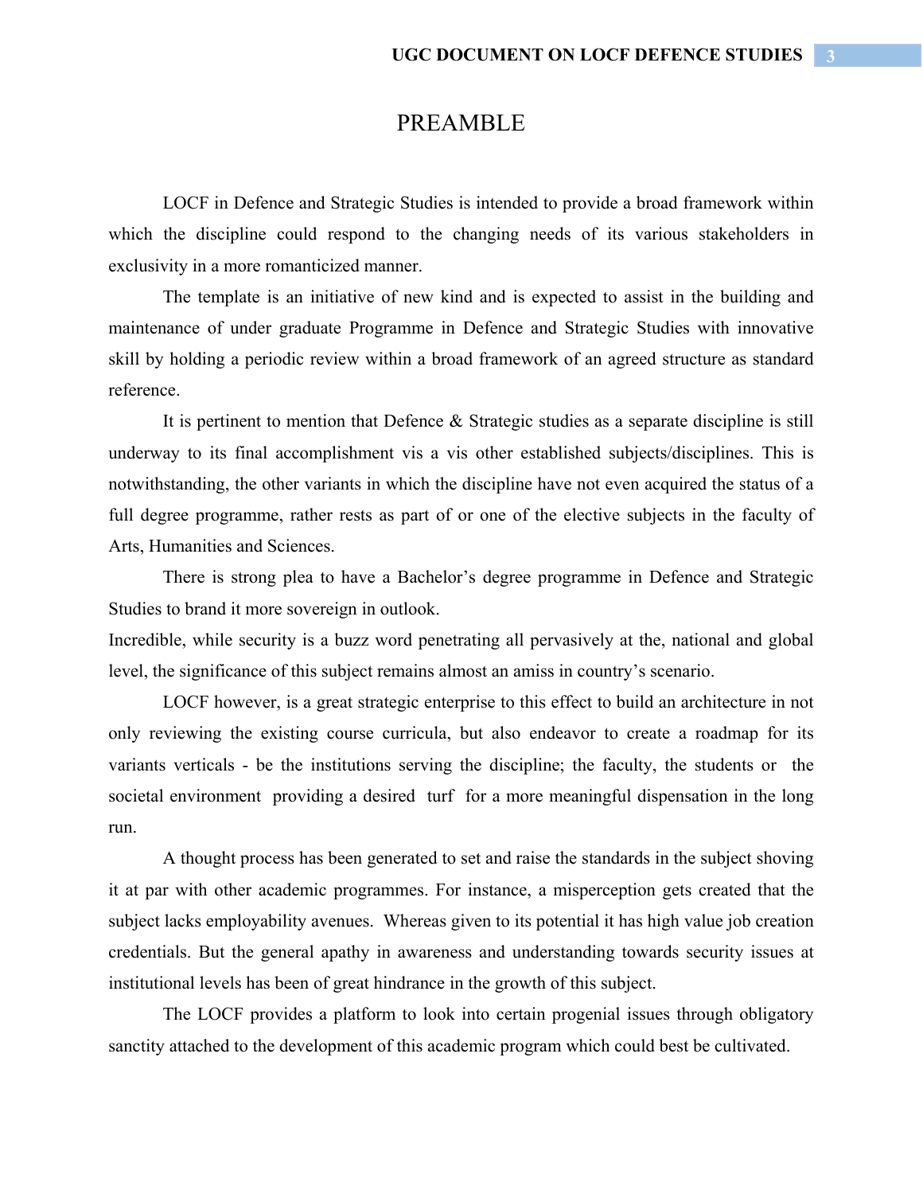# PREAMBLE

LOCF in Defence and Strategic Studies is intended to provide a broad framework within which the discipline could respond to the changing needs of its various stakeholders in exclusivity in a more romanticized manner.

The template is an initiative of new kind and is expected to assist in the building and maintenance of under graduate Programme in Defence and Strategic Studies with innovative skill by holding a periodic review within a broad framework of an agreed structure as standard reference.

It is pertinent to mention that Defence & Strategic studies as a separate discipline is still underway to its final accomplishment vis a vis other established subjects/disciplines. This is notwithstanding, the other variants in which the discipline have not even acquired the status of a full degree programme, rather rests as part of or one of the elective subjects in the faculty of Arts, Humanities and Sciences.

There is strong plea to have a Bachelor's degree programme in Defence and Strategic Studies to brand it more sovereign in outlook.

Incredible, while security is a buzz word penetrating all pervasively at the, national and global level, the significance of this subject remains almost an amiss in country's scenario.

LOCF however, is a great strategic enterprise to this effect to build an architecture in not only reviewing the existing course curricula, but also endeavor to create a roadmap for its variants verticals - be the institutions serving the discipline; the faculty, the students or the societal environment providing a desired turf for a more meaningful dispensation in the long run.

A thought process has been generated to set and raise the standards in the subject shoving it at par with other academic programmes. For instance, a misperception gets created that the subject lacks employability avenues. Whereas given to its potential it has high value job creation credentials. But the general apathy in awareness and understanding towards security issues at institutional levels has been of great hindrance in the growth of this subject.

The LOCF provides a platform to look into certain progenial issues through obligatory sanctity attached to the development of this academic program which could best be cultivated.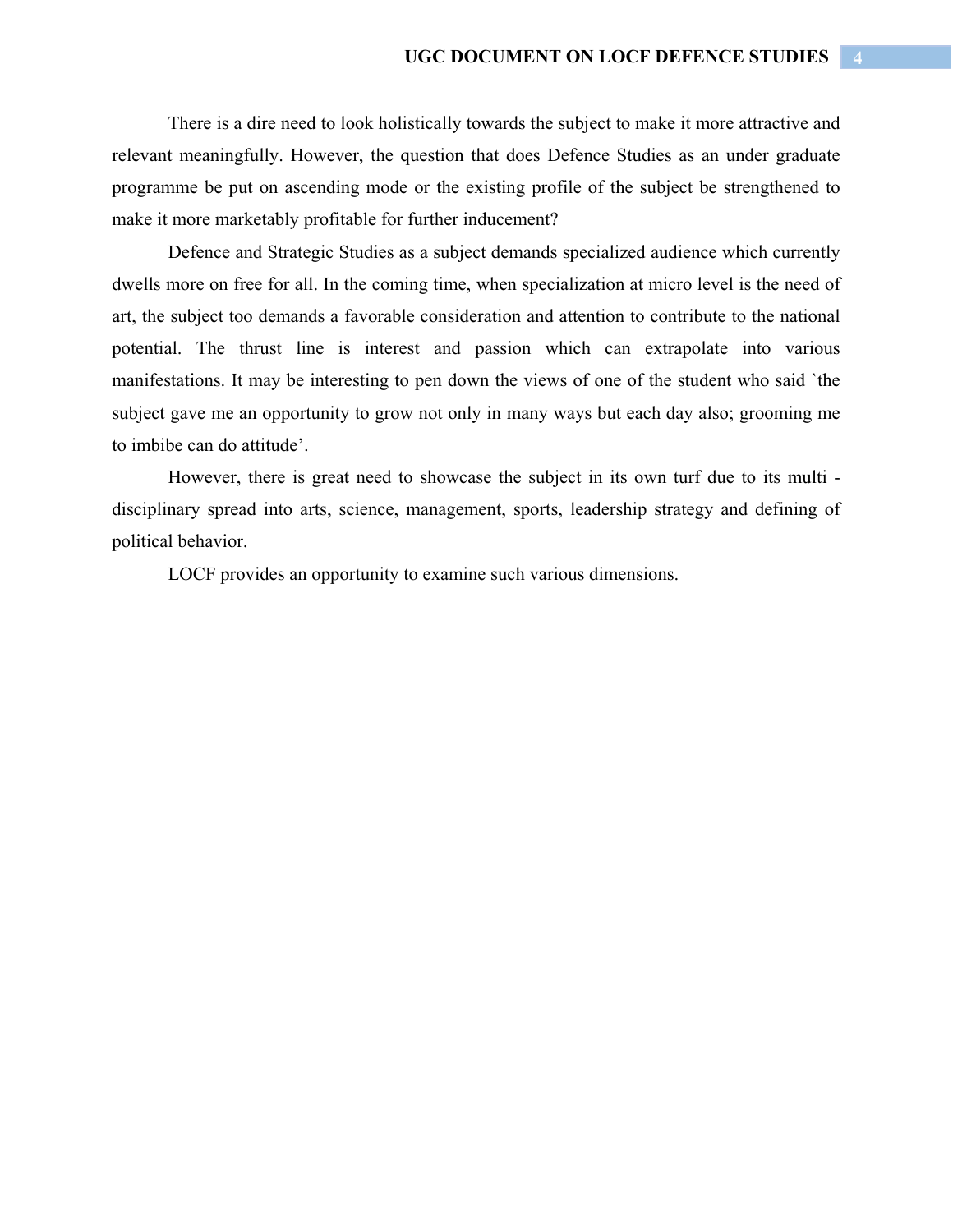There is a dire need to look holistically towards the subject to make it more attractive and relevant meaningfully. However, the question that does Defence Studies as an under graduate programme be put on ascending mode or the existing profile of the subject be strengthened to make it more marketably profitable for further inducement?

Defence and Strategic Studies as a subject demands specialized audience which currently dwells more on free for all. In the coming time, when specialization at micro level is the need of art, the subject too demands a favorable consideration and attention to contribute to the national potential. The thrust line is interest and passion which can extrapolate into various manifestations. It may be interesting to pen down the views of one of the student who said `the subject gave me an opportunity to grow not only in many ways but each day also; grooming me to imbibe can do attitude'.

However, there is great need to showcase the subject in its own turf due to its multi - disciplinary spread into arts, science, management, sports, leadership strategy and defining of political behavior.

LOCF provides an opportunity to examine such various dimensions.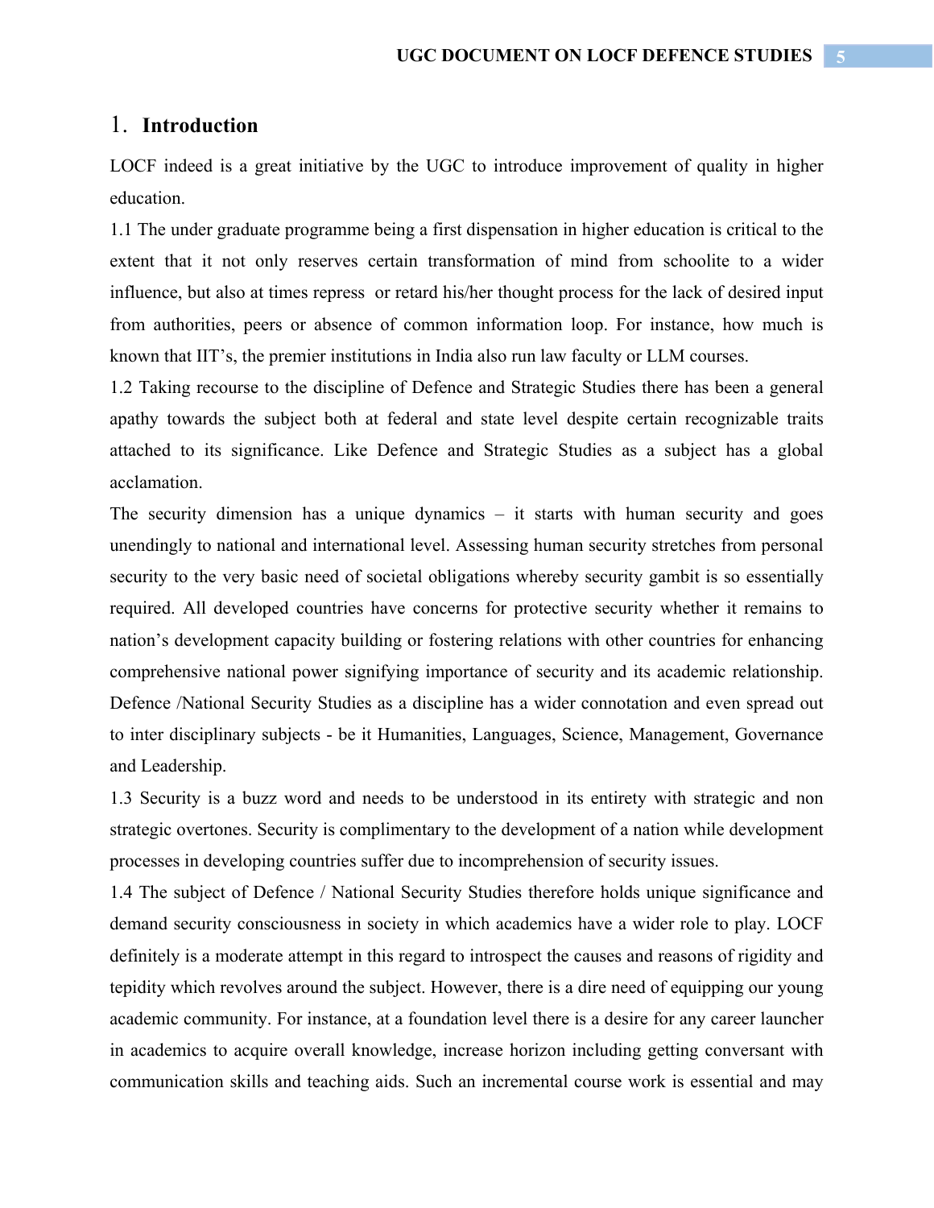# 1. Introduction

LOCF indeed is a great initiative by the UGC to introduce improvement of quality in higher education.

1.1 The under graduate programme being a first dispensation in higher education is critical to the extent that it not only reserves certain transformation of mind from schoolite to a wider influence, but also at times repress or retard his/her thought process for the lack of desired input from authorities, peers or absence of common information loop. For instance, how much is known that IIT's, the premier institutions in India also run law faculty or LLM courses.

1.2 Taking recourse to the discipline of Defence and Strategic Studies there has been a general apathy towards the subject both at federal and state level despite certain recognizable traits attached to its significance. Like Defence and Strategic Studies as a subject has a global acclamation.

The security dimension has a unique dynamics – it starts with human security and goes unendingly to national and international level. Assessing human security stretches from personal security to the very basic need of societal obligations whereby security gambit is so essentially required. All developed countries have concerns for protective security whether it remains to nation's development capacity building or fostering relations with other countries for enhancing comprehensive national power signifying importance of security and its academic relationship. Defence /National Security Studies as a discipline has a wider connotation and even spread out to inter disciplinary subjects - be it Humanities, Languages, Science, Management, Governance and Leadership.

1.3 Security is a buzz word and needs to be understood in its entirety with strategic and non strategic overtones. Security is complimentary to the development of a nation while development processes in developing countries suffer due to incomprehension of security issues.

1.4 The subject of Defence / National Security Studies therefore holds unique significance and demand security consciousness in society in which academics have a wider role to play. LOCF definitely is a moderate attempt in this regard to introspect the causes and reasons of rigidity and tepidity which revolves around the subject. However, there is a dire need of equipping our young academic community. For instance, at a foundation level there is a desire for any career launcher in academics to acquire overall knowledge, increase horizon including getting conversant with communication skills and teaching aids. Such an incremental course work is essential and may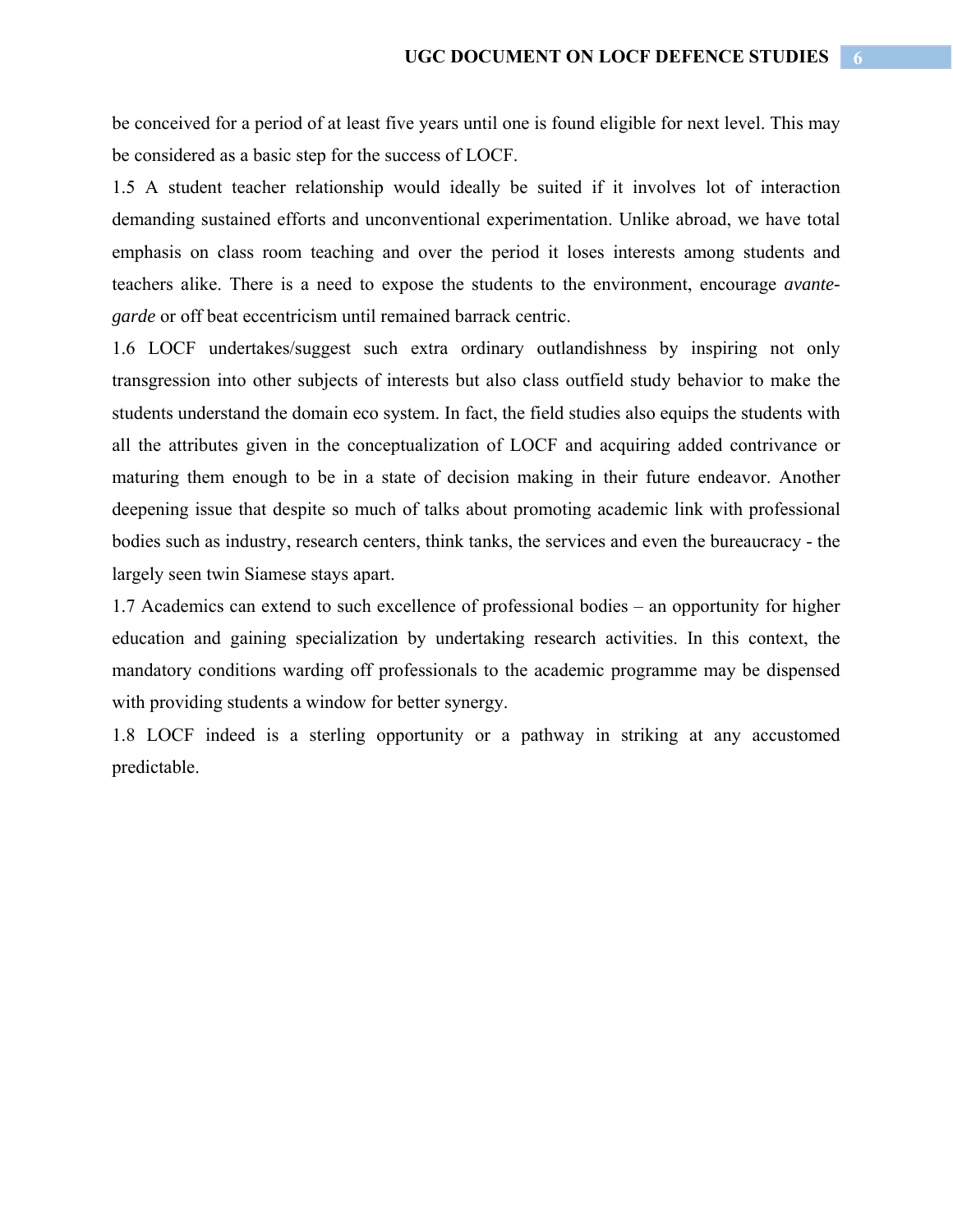be conceived for a period of at least five years until one is found eligible for next level. This may be considered as a basic step for the success of LOCF.

1.5 A student teacher relationship would ideally be suited if it involves lot of interaction demanding sustained efforts and unconventional experimentation. Unlike abroad, we have total emphasis on class room teaching and over the period it loses interests among students and teachers alike. There is a need to expose the students to the environment, encourage *avante-garde* or off beat eccentricism until remained barrack centric.

1.6 LOCF undertakes/suggest such extra ordinary outlandishness by inspiring not only transgression into other subjects of interests but also class outfield study behavior to make the students understand the domain eco system. In fact, the field studies also equips the students with all the attributes given in the conceptualization of LOCF and acquiring added contrivance or maturing them enough to be in a state of decision making in their future endeavor. Another deepening issue that despite so much of talks about promoting academic link with professional bodies such as industry, research centers, think tanks, the services and even the bureaucracy - the largely seen twin Siamese stays apart.

1.7 Academics can extend to such excellence of professional bodies – an opportunity for higher education and gaining specialization by undertaking research activities. In this context, the mandatory conditions warding off professionals to the academic programme may be dispensed with providing students a window for better synergy.

1.8 LOCF indeed is a sterling opportunity or a pathway in striking at any accustomed predictable.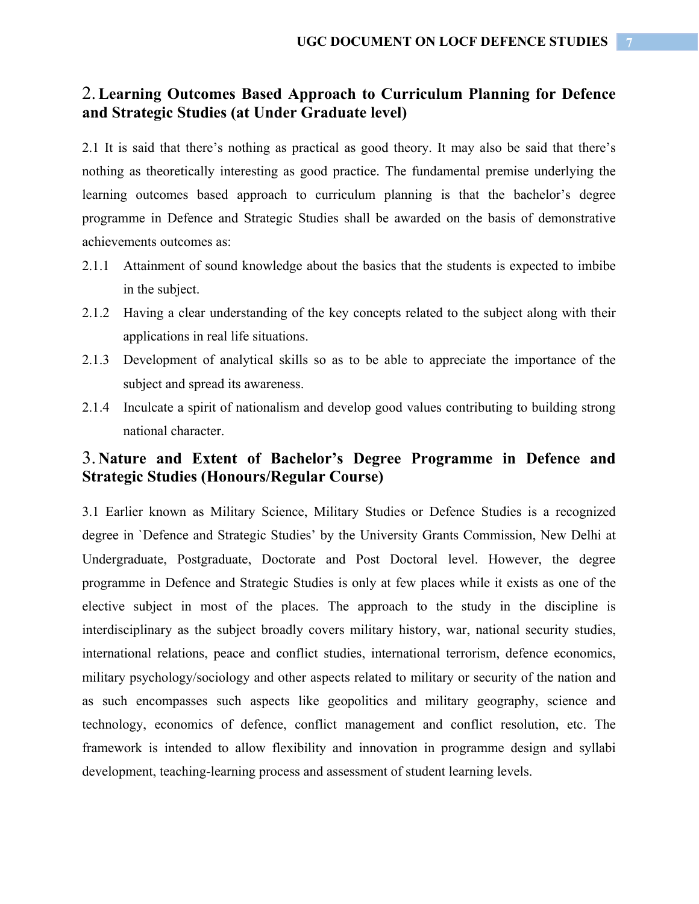## 2. Learning Outcomes Based Approach to Curriculum Planning for Defence and Strategic Studies (at Under Graduate level)

2.1 It is said that there's nothing as practical as good theory. It may also be said that there's nothing as theoretically interesting as good practice. The fundamental premise underlying the learning outcomes based approach to curriculum planning is that the bachelor's degree programme in Defence and Strategic Studies shall be awarded on the basis of demonstrative achievements outcomes as:

2.1.1 Attainment of sound knowledge about the basics that the students is expected to imbibe in the subject.

2.1.2 Having a clear understanding of the key concepts related to the subject along with their applications in real life situations.

2.1.3 Development of analytical skills so as to be able to appreciate the importance of the subject and spread its awareness.

2.1.4 Inculcate a spirit of nationalism and develop good values contributing to building strong national character.

## 3. Nature and Extent of Bachelor's Degree Programme in Defence and Strategic Studies (Honours/Regular Course)

3.1 Earlier known as Military Science, Military Studies or Defence Studies is a recognized degree in `Defence and Strategic Studies' by the University Grants Commission, New Delhi at Undergraduate, Postgraduate, Doctorate and Post Doctoral level. However, the degree programme in Defence and Strategic Studies is only at few places while it exists as one of the elective subject in most of the places. The approach to the study in the discipline is interdisciplinary as the subject broadly covers military history, war, national security studies, international relations, peace and conflict studies, international terrorism, defence economics, military psychology/sociology and other aspects related to military or security of the nation and as such encompasses such aspects like geopolitics and military geography, science and technology, economics of defence, conflict management and conflict resolution, etc. The framework is intended to allow flexibility and innovation in programme design and syllabi development, teaching-learning process and assessment of student learning levels.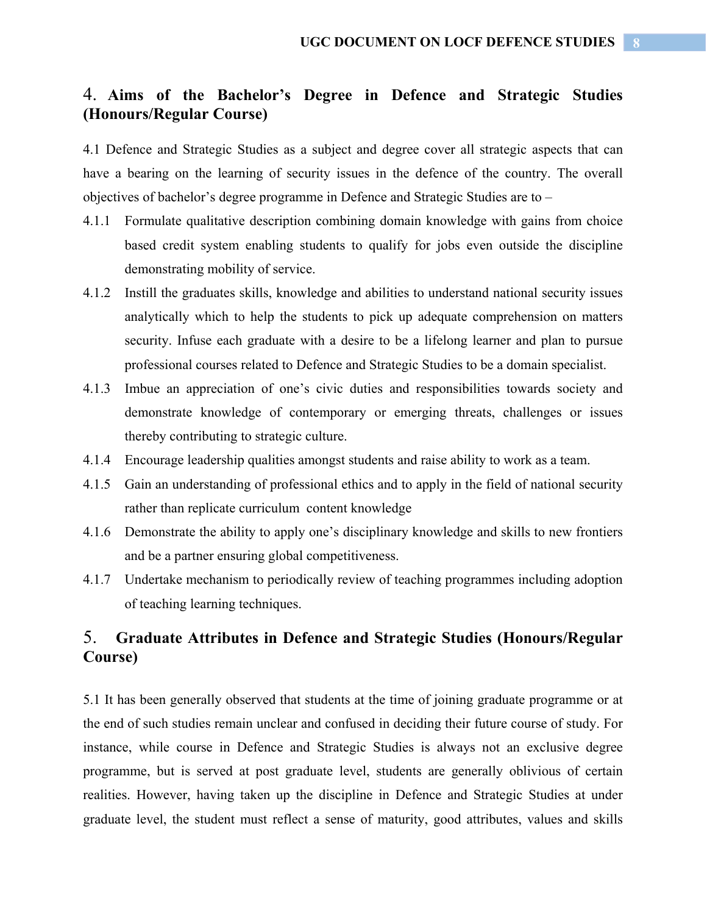## 4. Aims of the Bachelor's Degree in Defence and Strategic Studies (Honours/Regular Course)

4.1 Defence and Strategic Studies as a subject and degree cover all strategic aspects that can have a bearing on the learning of security issues in the defence of the country. The overall objectives of bachelor's degree programme in Defence and Strategic Studies are to –

4.1.1 Formulate qualitative description combining domain knowledge with gains from choice based credit system enabling students to qualify for jobs even outside the discipline demonstrating mobility of service.

4.1.2 Instill the graduates skills, knowledge and abilities to understand national security issues analytically which to help the students to pick up adequate comprehension on matters security. Infuse each graduate with a desire to be a lifelong learner and plan to pursue professional courses related to Defence and Strategic Studies to be a domain specialist.

4.1.3 Imbue an appreciation of one's civic duties and responsibilities towards society and demonstrate knowledge of contemporary or emerging threats, challenges or issues thereby contributing to strategic culture.

4.1.4 Encourage leadership qualities amongst students and raise ability to work as a team.

4.1.5 Gain an understanding of professional ethics and to apply in the field of national security rather than replicate curriculum content knowledge

4.1.6 Demonstrate the ability to apply one's disciplinary knowledge and skills to new frontiers and be a partner ensuring global competitiveness.

4.1.7 Undertake mechanism to periodically review of teaching programmes including adoption of teaching learning techniques.

## 5. Graduate Attributes in Defence and Strategic Studies (Honours/Regular Course)

5.1 It has been generally observed that students at the time of joining graduate programme or at the end of such studies remain unclear and confused in deciding their future course of study. For instance, while course in Defence and Strategic Studies is always not an exclusive degree programme, but is served at post graduate level, students are generally oblivious of certain realities. However, having taken up the discipline in Defence and Strategic Studies at under graduate level, the student must reflect a sense of maturity, good attributes, values and skills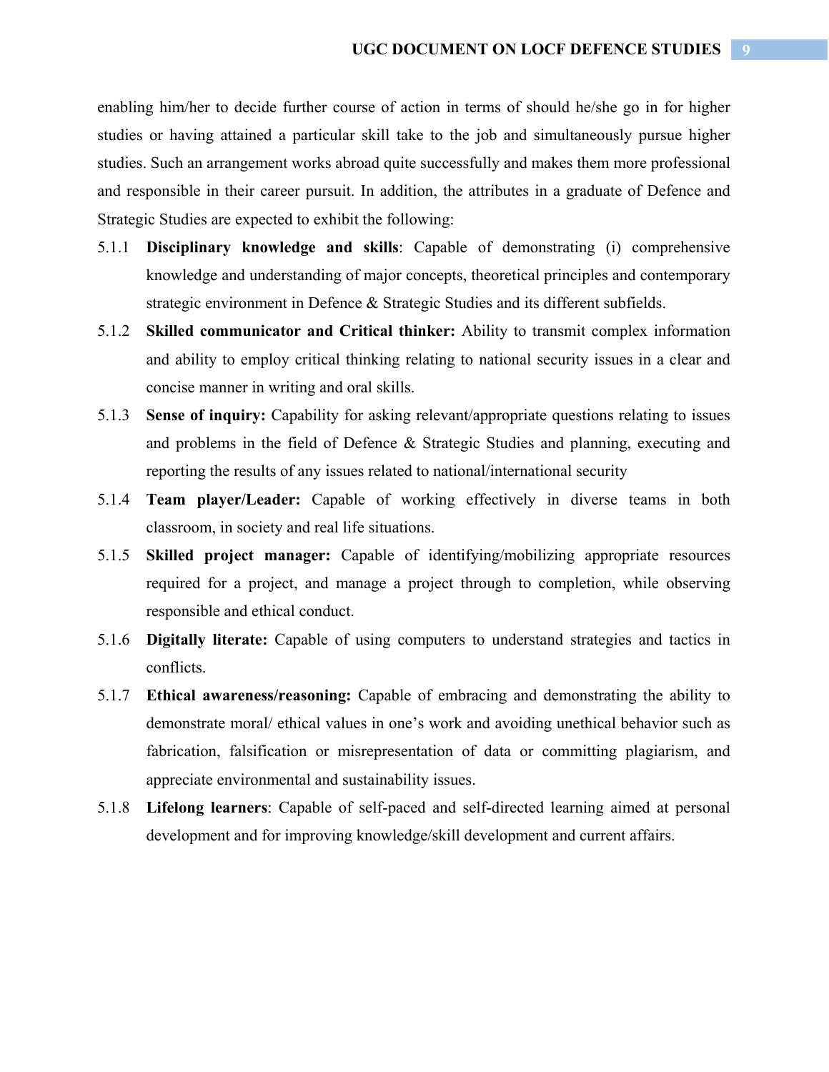enabling him/her to decide further course of action in terms of should he/she go in for higher studies or having attained a particular skill take to the job and simultaneously pursue higher studies. Such an arrangement works abroad quite successfully and makes them more professional and responsible in their career pursuit. In addition, the attributes in a graduate of Defence and Strategic Studies are expected to exhibit the following:

5.1.1 **Disciplinary knowledge and skills**: Capable of demonstrating (i) comprehensive knowledge and understanding of major concepts, theoretical principles and contemporary strategic environment in Defence & Strategic Studies and its different subfields.

5.1.2 **Skilled communicator and Critical thinker:** Ability to transmit complex information and ability to employ critical thinking relating to national security issues in a clear and concise manner in writing and oral skills.

5.1.3 **Sense of inquiry:** Capability for asking relevant/appropriate questions relating to issues and problems in the field of Defence & Strategic Studies and planning, executing and reporting the results of any issues related to national/international security

5.1.4 **Team player/Leader:** Capable of working effectively in diverse teams in both classroom, in society and real life situations.

5.1.5 **Skilled project manager:** Capable of identifying/mobilizing appropriate resources required for a project, and manage a project through to completion, while observing responsible and ethical conduct.

5.1.6 **Digitally literate:** Capable of using computers to understand strategies and tactics in conflicts.

5.1.7 **Ethical awareness/reasoning:** Capable of embracing and demonstrating the ability to demonstrate moral/ ethical values in one's work and avoiding unethical behavior such as fabrication, falsification or misrepresentation of data or committing plagiarism, and appreciate environmental and sustainability issues.

5.1.8 **Lifelong learners**: Capable of self-paced and self-directed learning aimed at personal development and for improving knowledge/skill development and current affairs.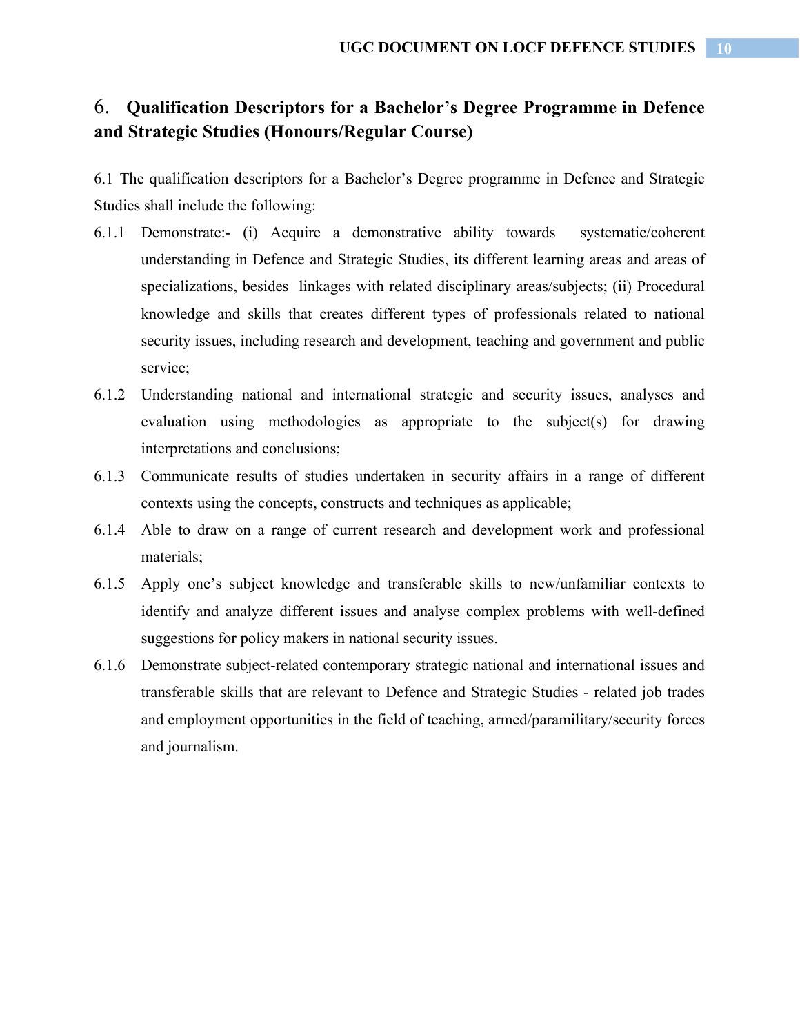## 6. Qualification Descriptors for a Bachelor's Degree Programme in Defence and Strategic Studies (Honours/Regular Course)

6.1 The qualification descriptors for a Bachelor's Degree programme in Defence and Strategic Studies shall include the following:

6.1.1 Demonstrate:- (i) Acquire a demonstrative ability towards systematic/coherent understanding in Defence and Strategic Studies, its different learning areas and areas of specializations, besides linkages with related disciplinary areas/subjects; (ii) Procedural knowledge and skills that creates different types of professionals related to national security issues, including research and development, teaching and government and public service;

6.1.2 Understanding national and international strategic and security issues, analyses and evaluation using methodologies as appropriate to the subject(s) for drawing interpretations and conclusions;

6.1.3 Communicate results of studies undertaken in security affairs in a range of different contexts using the concepts, constructs and techniques as applicable;

6.1.4 Able to draw on a range of current research and development work and professional materials;

6.1.5 Apply one's subject knowledge and transferable skills to new/unfamiliar contexts to identify and analyze different issues and analyse complex problems with well-defined suggestions for policy makers in national security issues.

6.1.6 Demonstrate subject-related contemporary strategic national and international issues and transferable skills that are relevant to Defence and Strategic Studies - related job trades and employment opportunities in the field of teaching, armed/paramilitary/security forces and journalism.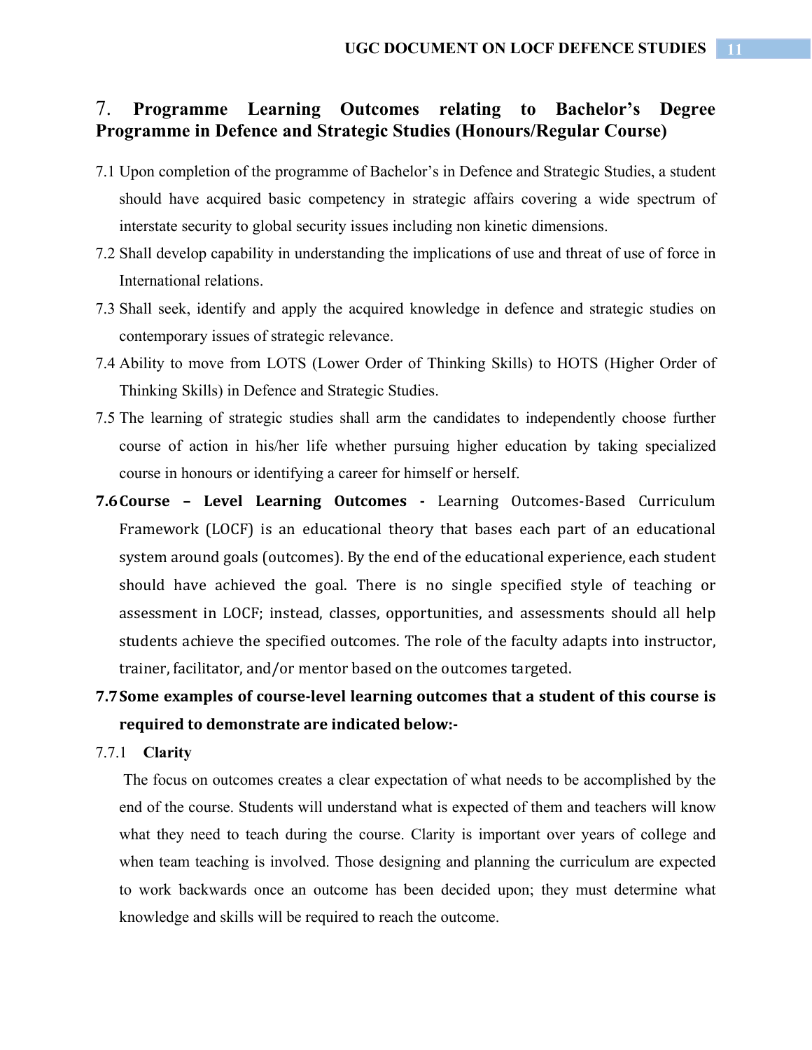## 7. Programme Learning Outcomes relating to Bachelor's Degree Programme in Defence and Strategic Studies (Honours/Regular Course)

7.1 Upon completion of the programme of Bachelor's in Defence and Strategic Studies, a student should have acquired basic competency in strategic affairs covering a wide spectrum of interstate security to global security issues including non kinetic dimensions.

7.2 Shall develop capability in understanding the implications of use and threat of use of force in International relations.

7.3 Shall seek, identify and apply the acquired knowledge in defence and strategic studies on contemporary issues of strategic relevance.

7.4 Ability to move from LOTS (Lower Order of Thinking Skills) to HOTS (Higher Order of Thinking Skills) in Defence and Strategic Studies.

7.5 The learning of strategic studies shall arm the candidates to independently choose further course of action in his/her life whether pursuing higher education by taking specialized course in honours or identifying a career for himself or herself.

**7.6 Course – Level Learning Outcomes -** Learning Outcomes-Based Curriculum Framework (LOCF) is an educational theory that bases each part of an educational system around goals (outcomes). By the end of the educational experience, each student should have achieved the goal. There is no single specified style of teaching or assessment in LOCF; instead, classes, opportunities, and assessments should all help students achieve the specified outcomes. The role of the faculty adapts into instructor, trainer, facilitator, and/or mentor based on the outcomes targeted.

**7.7 Some examples of course-level learning outcomes that a student of this course is required to demonstrate are indicated below:-**

7.7.1 **Clarity**

The focus on outcomes creates a clear expectation of what needs to be accomplished by the end of the course. Students will understand what is expected of them and teachers will know what they need to teach during the course. Clarity is important over years of college and when team teaching is involved. Those designing and planning the curriculum are expected to work backwards once an outcome has been decided upon; they must determine what knowledge and skills will be required to reach the outcome.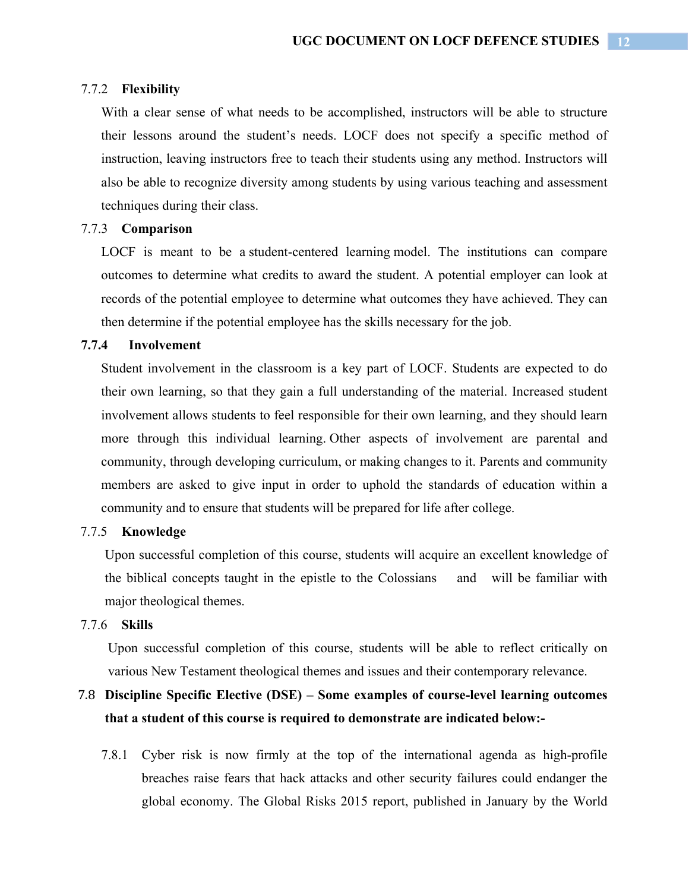### 7.7.2 Flexibility

With a clear sense of what needs to be accomplished, instructors will be able to structure their lessons around the student's needs. LOCF does not specify a specific method of instruction, leaving instructors free to teach their students using any method. Instructors will also be able to recognize diversity among students by using various teaching and assessment techniques during their class.

### 7.7.3 Comparison

LOCF is meant to be a student-centered learning model. The institutions can compare outcomes to determine what credits to award the student. A potential employer can look at records of the potential employee to determine what outcomes they have achieved. They can then determine if the potential employee has the skills necessary for the job.

### 7.7.4 Involvement

Student involvement in the classroom is a key part of LOCF. Students are expected to do their own learning, so that they gain a full understanding of the material. Increased student involvement allows students to feel responsible for their own learning, and they should learn more through this individual learning. Other aspects of involvement are parental and community, through developing curriculum, or making changes to it. Parents and community members are asked to give input in order to uphold the standards of education within a community and to ensure that students will be prepared for life after college.

### 7.7.5 Knowledge

Upon successful completion of this course, students will acquire an excellent knowledge of the biblical concepts taught in the epistle to the Colossians and will be familiar with major theological themes.

### 7.7.6 Skills

Upon successful completion of this course, students will be able to reflect critically on various New Testament theological themes and issues and their contemporary relevance.

## 7.8 Discipline Specific Elective (DSE) – Some examples of course-level learning outcomes that a student of this course is required to demonstrate are indicated below:-

7.8.1 Cyber risk is now firmly at the top of the international agenda as high-profile breaches raise fears that hack attacks and other security failures could endanger the global economy. The Global Risks 2015 report, published in January by the World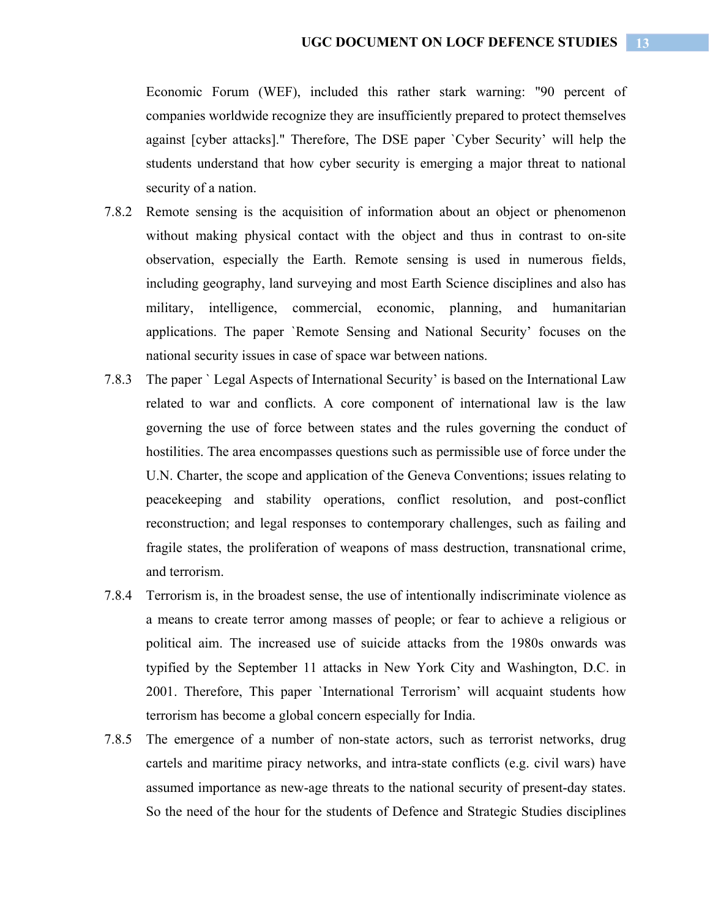Economic Forum (WEF), included this rather stark warning: "90 percent of companies worldwide recognize they are insufficiently prepared to protect themselves against [cyber attacks]." Therefore, The DSE paper `Cyber Security' will help the students understand that how cyber security is emerging a major threat to national security of a nation.

7.8.2 Remote sensing is the acquisition of information about an object or phenomenon without making physical contact with the object and thus in contrast to on-site observation, especially the Earth. Remote sensing is used in numerous fields, including geography, land surveying and most Earth Science disciplines and also has military, intelligence, commercial, economic, planning, and humanitarian applications. The paper `Remote Sensing and National Security' focuses on the national security issues in case of space war between nations.

7.8.3 The paper ` Legal Aspects of International Security' is based on the International Law related to war and conflicts. A core component of international law is the law governing the use of force between states and the rules governing the conduct of hostilities. The area encompasses questions such as permissible use of force under the U.N. Charter, the scope and application of the Geneva Conventions; issues relating to peacekeeping and stability operations, conflict resolution, and post-conflict reconstruction; and legal responses to contemporary challenges, such as failing and fragile states, the proliferation of weapons of mass destruction, transnational crime, and terrorism.

7.8.4 Terrorism is, in the broadest sense, the use of intentionally indiscriminate violence as a means to create terror among masses of people; or fear to achieve a religious or political aim. The increased use of suicide attacks from the 1980s onwards was typified by the September 11 attacks in New York City and Washington, D.C. in 2001. Therefore, This paper `International Terrorism' will acquaint students how terrorism has become a global concern especially for India.

7.8.5 The emergence of a number of non-state actors, such as terrorist networks, drug cartels and maritime piracy networks, and intra-state conflicts (e.g. civil wars) have assumed importance as new-age threats to the national security of present-day states. So the need of the hour for the students of Defence and Strategic Studies disciplines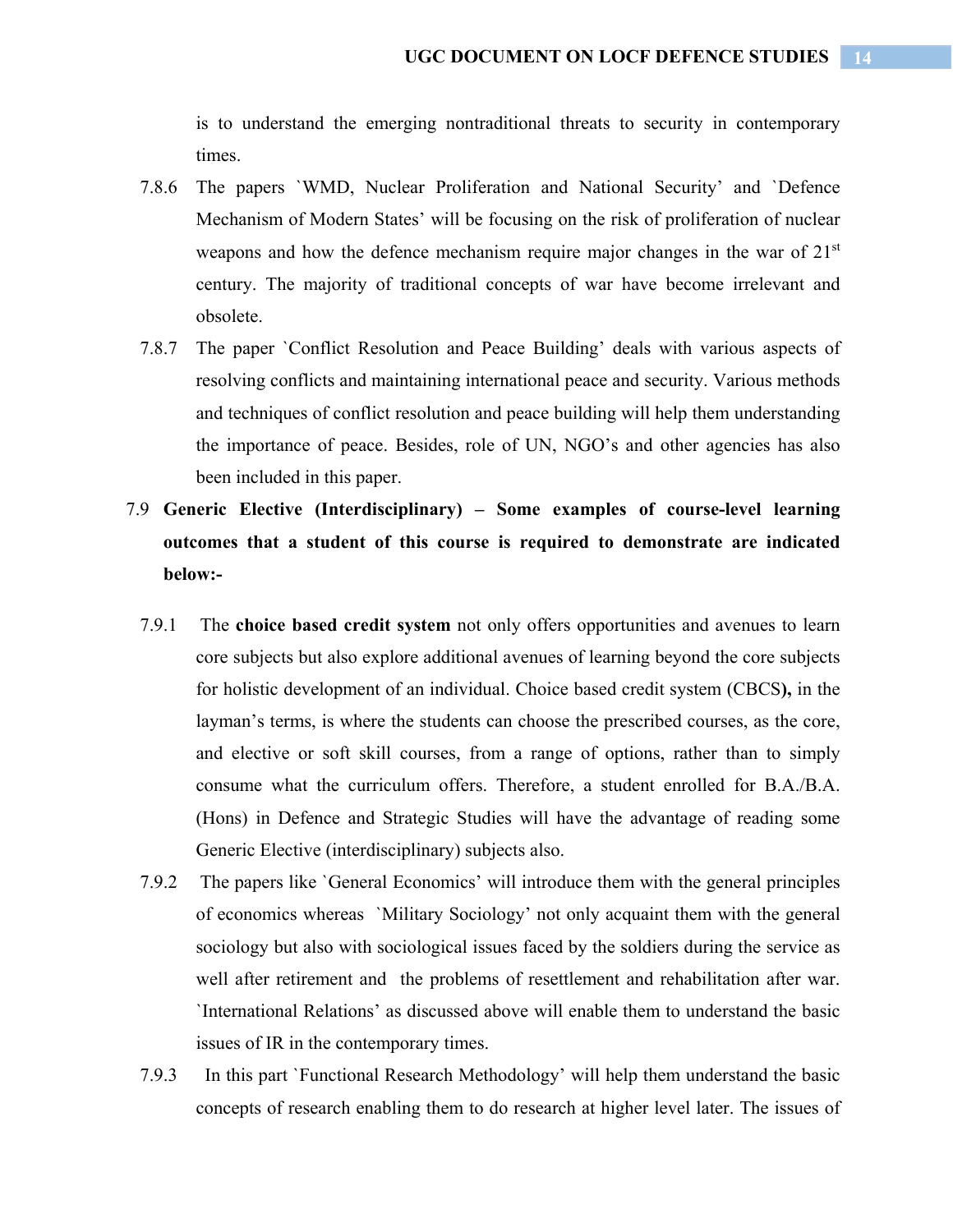is to understand the emerging nontraditional threats to security in contemporary times.

7.8.6 The papers `WMD, Nuclear Proliferation and National Security' and `Defence Mechanism of Modern States' will be focusing on the risk of proliferation of nuclear weapons and how the defence mechanism require major changes in the war of 21st century. The majority of traditional concepts of war have become irrelevant and obsolete.

7.8.7 The paper `Conflict Resolution and Peace Building' deals with various aspects of resolving conflicts and maintaining international peace and security. Various methods and techniques of conflict resolution and peace building will help them understanding the importance of peace. Besides, role of UN, NGO's and other agencies has also been included in this paper.

7.9 **Generic Elective (Interdisciplinary) – Some examples of course-level learning outcomes that a student of this course is required to demonstrate are indicated below:-**

7.9.1 The **choice based credit system** not only offers opportunities and avenues to learn core subjects but also explore additional avenues of learning beyond the core subjects for holistic development of an individual. Choice based credit system (CBCS**),** in the layman's terms, is where the students can choose the prescribed courses, as the core, and elective or soft skill courses, from a range of options, rather than to simply consume what the curriculum offers. Therefore, a student enrolled for B.A./B.A. (Hons) in Defence and Strategic Studies will have the advantage of reading some Generic Elective (interdisciplinary) subjects also.

7.9.2 The papers like `General Economics' will introduce them with the general principles of economics whereas `Military Sociology' not only acquaint them with the general sociology but also with sociological issues faced by the soldiers during the service as well after retirement and the problems of resettlement and rehabilitation after war. `International Relations' as discussed above will enable them to understand the basic issues of IR in the contemporary times.

7.9.3 In this part `Functional Research Methodology' will help them understand the basic concepts of research enabling them to do research at higher level later. The issues of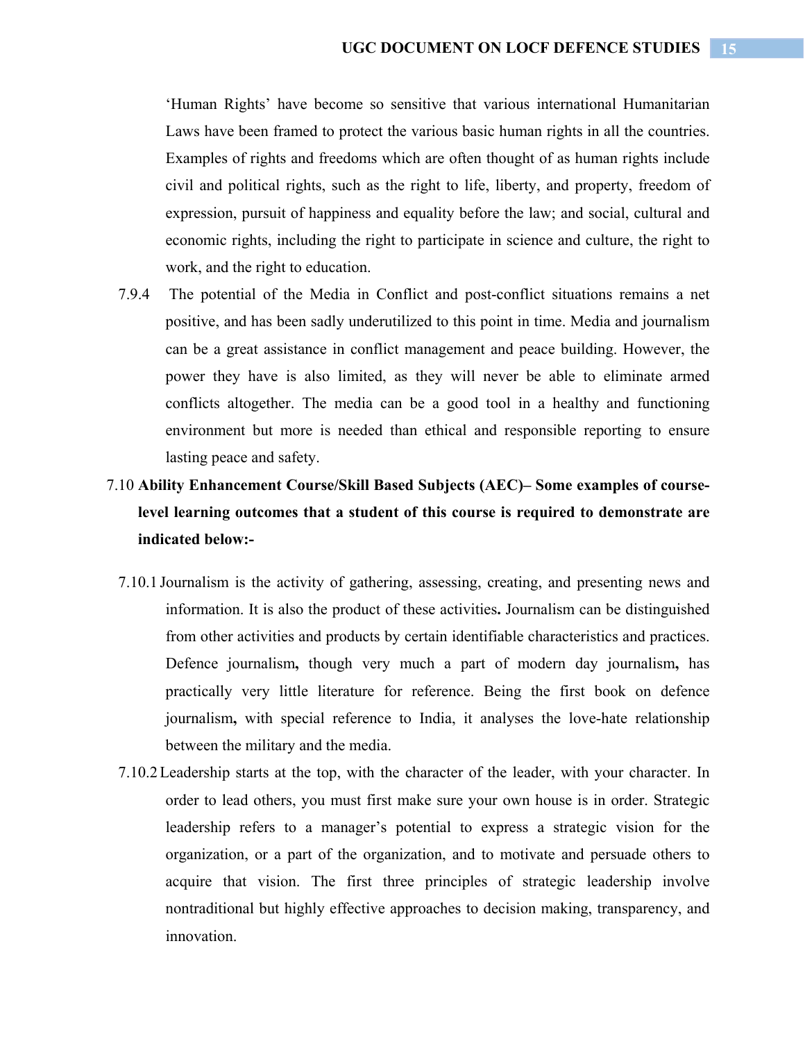'Human Rights' have become so sensitive that various international Humanitarian Laws have been framed to protect the various basic human rights in all the countries. Examples of rights and freedoms which are often thought of as human rights include civil and political rights, such as the right to life, liberty, and property, freedom of expression, pursuit of happiness and equality before the law; and social, cultural and economic rights, including the right to participate in science and culture, the right to work, and the right to education.

7.9.4 The potential of the Media in Conflict and post-conflict situations remains a net positive, and has been sadly underutilized to this point in time. Media and journalism can be a great assistance in conflict management and peace building. However, the power they have is also limited, as they will never be able to eliminate armed conflicts altogether. The media can be a good tool in a healthy and functioning environment but more is needed than ethical and responsible reporting to ensure lasting peace and safety.

7.10 **Ability Enhancement Course/Skill Based Subjects (AEC)– Some examples of course-level learning outcomes that a student of this course is required to demonstrate are indicated below:-**

7.10.1 Journalism is the activity of gathering, assessing, creating, and presenting news and information. It is also the product of these activities**.** Journalism can be distinguished from other activities and products by certain identifiable characteristics and practices. Defence journalism**,** though very much a part of modern day journalism**,** has practically very little literature for reference. Being the first book on defence journalism**,** with special reference to India, it analyses the love-hate relationship between the military and the media.

7.10.2 Leadership starts at the top, with the character of the leader, with your character. In order to lead others, you must first make sure your own house is in order. Strategic leadership refers to a manager's potential to express a strategic vision for the organization, or a part of the organization, and to motivate and persuade others to acquire that vision. The first three principles of strategic leadership involve nontraditional but highly effective approaches to decision making, transparency, and innovation.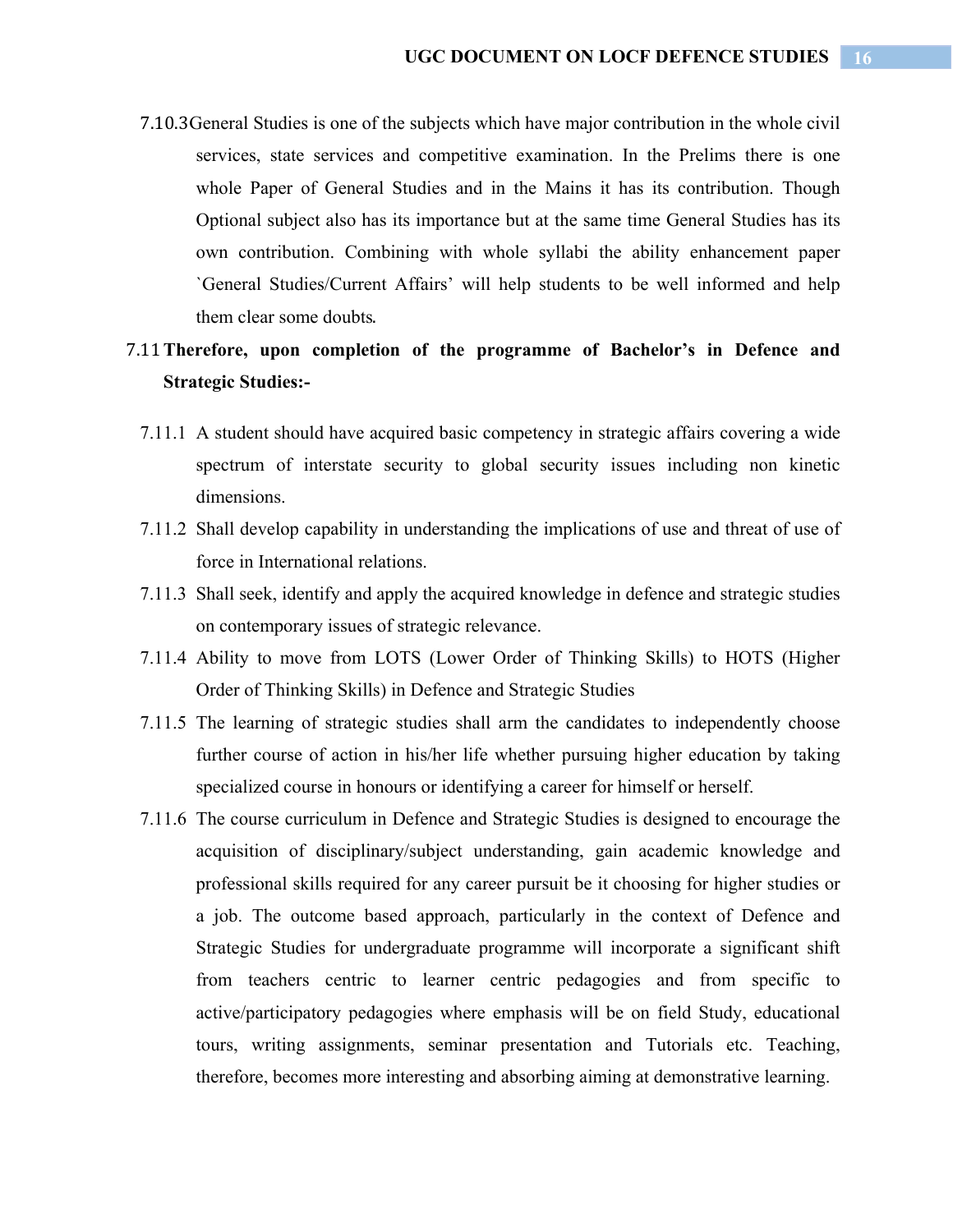7.10.3 General Studies is one of the subjects which have major contribution in the whole civil services, state services and competitive examination. In the Prelims there is one whole Paper of General Studies and in the Mains it has its contribution. Though Optional subject also has its importance but at the same time General Studies has its own contribution. Combining with whole syllabi the ability enhancement paper `General Studies/Current Affairs' will help students to be well informed and help them clear some doubts.

7.11 **Therefore, upon completion of the programme of Bachelor's in Defence and Strategic Studies:-**

7.11.1 A student should have acquired basic competency in strategic affairs covering a wide spectrum of interstate security to global security issues including non kinetic dimensions.

7.11.2 Shall develop capability in understanding the implications of use and threat of use of force in International relations.

7.11.3 Shall seek, identify and apply the acquired knowledge in defence and strategic studies on contemporary issues of strategic relevance.

7.11.4 Ability to move from LOTS (Lower Order of Thinking Skills) to HOTS (Higher Order of Thinking Skills) in Defence and Strategic Studies

7.11.5 The learning of strategic studies shall arm the candidates to independently choose further course of action in his/her life whether pursuing higher education by taking specialized course in honours or identifying a career for himself or herself.

7.11.6 The course curriculum in Defence and Strategic Studies is designed to encourage the acquisition of disciplinary/subject understanding, gain academic knowledge and professional skills required for any career pursuit be it choosing for higher studies or a job. The outcome based approach, particularly in the context of Defence and Strategic Studies for undergraduate programme will incorporate a significant shift from teachers centric to learner centric pedagogies and from specific to active/participatory pedagogies where emphasis will be on field Study, educational tours, writing assignments, seminar presentation and Tutorials etc. Teaching, therefore, becomes more interesting and absorbing aiming at demonstrative learning.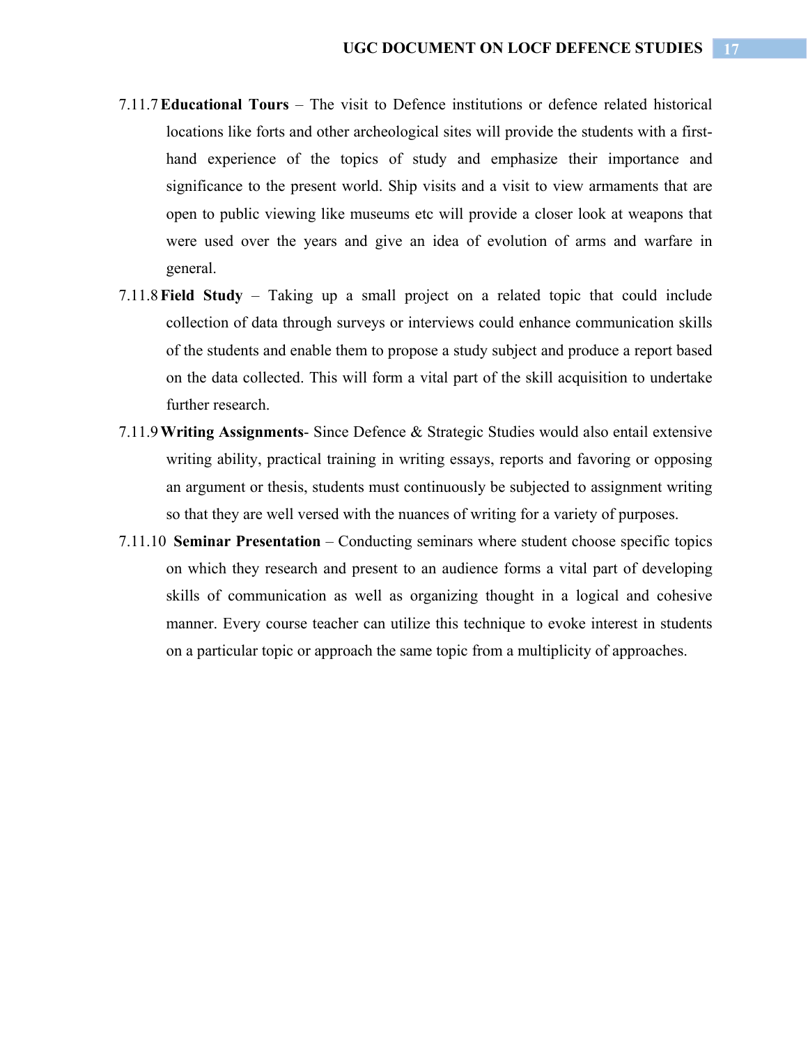7.11.7 **Educational Tours** – The visit to Defence institutions or defence related historical locations like forts and other archeological sites will provide the students with a first-hand experience of the topics of study and emphasize their importance and significance to the present world. Ship visits and a visit to view armaments that are open to public viewing like museums etc will provide a closer look at weapons that were used over the years and give an idea of evolution of arms and warfare in general.

7.11.8 **Field Study** – Taking up a small project on a related topic that could include collection of data through surveys or interviews could enhance communication skills of the students and enable them to propose a study subject and produce a report based on the data collected. This will form a vital part of the skill acquisition to undertake further research.

7.11.9 **Writing Assignments**- Since Defence & Strategic Studies would also entail extensive writing ability, practical training in writing essays, reports and favoring or opposing an argument or thesis, students must continuously be subjected to assignment writing so that they are well versed with the nuances of writing for a variety of purposes.

7.11.10 **Seminar Presentation** – Conducting seminars where student choose specific topics on which they research and present to an audience forms a vital part of developing skills of communication as well as organizing thought in a logical and cohesive manner. Every course teacher can utilize this technique to evoke interest in students on a particular topic or approach the same topic from a multiplicity of approaches.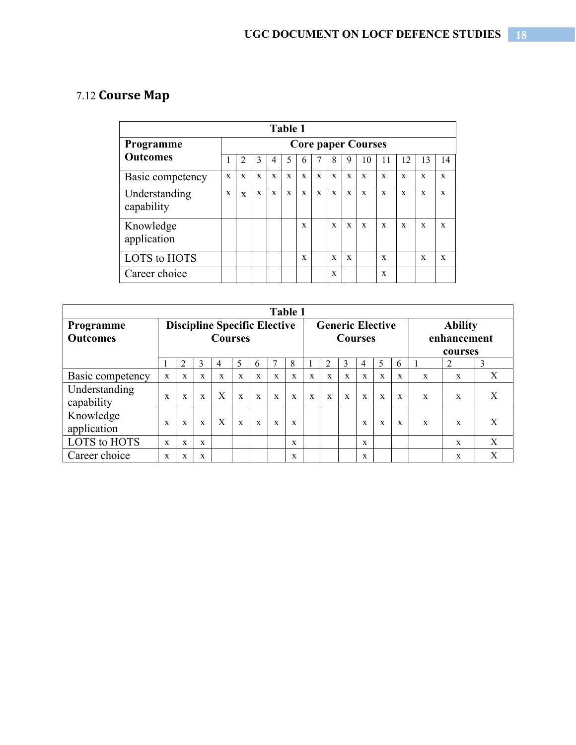### 7.12 **Course Map**

| Table 1 | | | | | | | | | | | | | | |
|---|---|---|---|---|---|---|---|---|---|---|---|---|---|---|
| **Programme Outcomes** | **Core paper Courses** | | | | | | | | | | | | | |
| | 1 | 2 | 3 | 4 | 5 | 6 | 7 | 8 | 9 | 10 | 11 | 12 | 13 | 14 |
| Basic competency | x | x | x | x | x | x | x | x | x | x | x | x | x | x |
| Understanding capability | x | x | x | x | x | x | x | x | x | x | x | x | x | x |
| Knowledge application | | | | | | x | | x | x | x | x | x | x | x |
| LOTS to HOTS | | | | | | x | | x | x | | x | | x | x |
| Career choice | | | | | | | | x | | | x | | | |

| Table 1 | | | | | | | | | | | | | | | | | |
|---|---|---|---|---|---|---|---|---|---|---|---|---|---|---|---|---|---|
| **Programme Outcomes** | **Discipline Specific Elective Courses** | | | | | | | | **Generic Elective Courses** | | | | | | **Ability enhancement courses** | | |
| | 1 | 2 | 3 | 4 | 5 | 6 | 7 | 8 | 1 | 2 | 3 | 4 | 5 | 6 | 1 | 2 | 3 |
| Basic competency | x | x | x | x | x | x | x | x | x | x | x | x | x | x | x | x | X |
| Understanding capability | x | x | x | X | x | x | x | x | x | x | x | x | x | x | x | x | X |
| Knowledge application | x | x | x | X | x | x | x | x | | | | x | x | x | x | x | X |
| LOTS to HOTS | x | x | x | | | | | x | | | | x | | | | x | X |
| Career choice | x | x | x | | | | | x | | | | x | | | | x | X |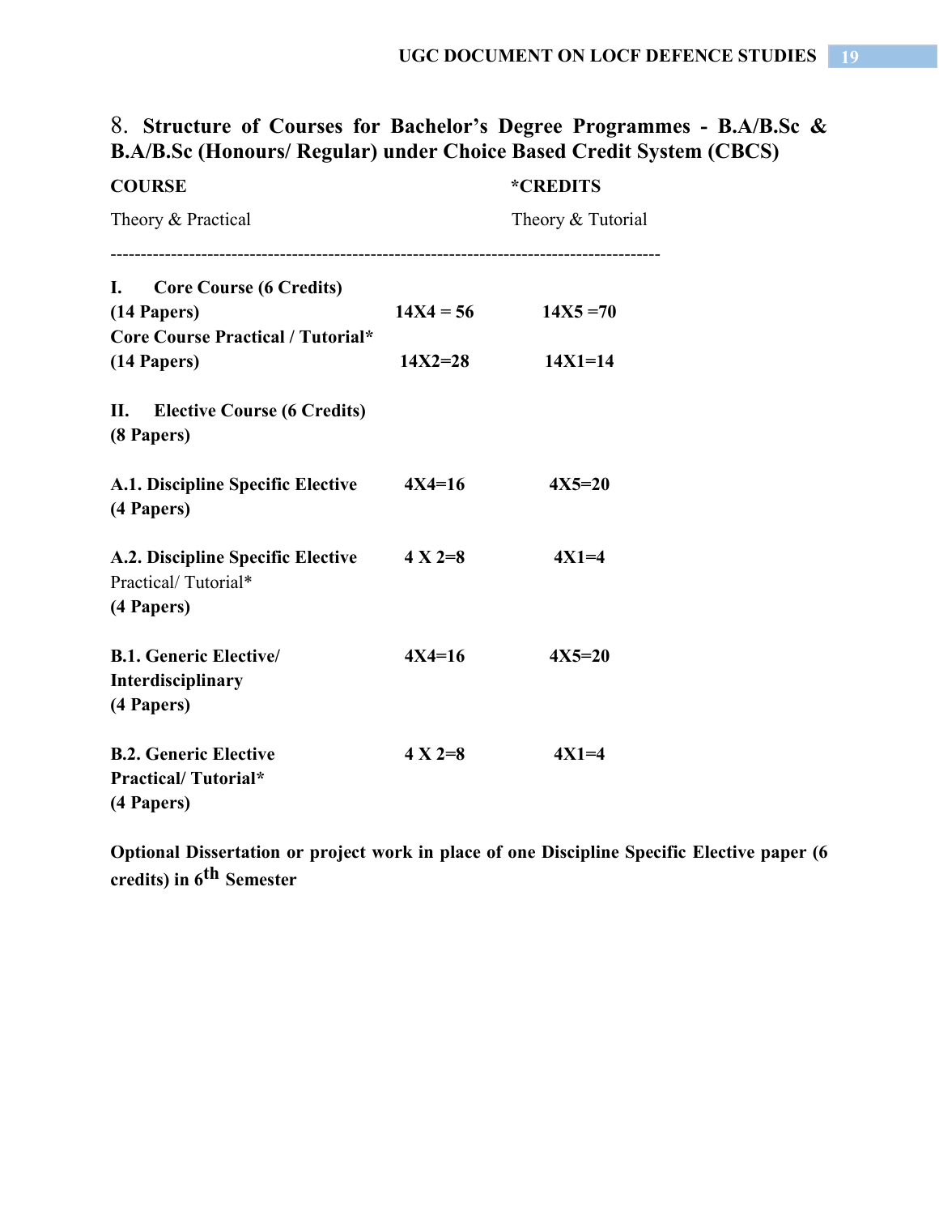## 8. Structure of Courses for Bachelor's Degree Programmes - B.A/B.Sc & B.A/B.Sc (Honours/ Regular) under Choice Based Credit System (CBCS)

| **COURSE**<br>Theory & Practical | | **\*CREDITS**<br>Theory & Tutorial |
|---|---|---|
| **I. Core Course (6 Credits)**<br>**(14 Papers)** | **14X4 = 56** | **14X5 =70** |
| **Core Course Practical / Tutorial\***<br>**(14 Papers)** | **14X2=28** | **14X1=14** |
| **II. Elective Course (6 Credits)**<br>**(8 Papers)** | | |
| **A.1. Discipline Specific Elective**<br>**(4 Papers)** | **4X4=16** | **4X5=20** |
| **A.2. Discipline Specific Elective**<br>Practical/ Tutorial\*<br>**(4 Papers)** | **4 X 2=8** | **4X1=4** |
| **B.1. Generic Elective/ Interdisciplinary**<br>**(4 Papers)** | **4X4=16** | **4X5=20** |
| **B.2. Generic Elective Practical/ Tutorial\***<br>**(4 Papers)** | **4 X 2=8** | **4X1=4** |

**Optional Dissertation or project work in place of one Discipline Specific Elective paper (6 credits) in 6th Semester**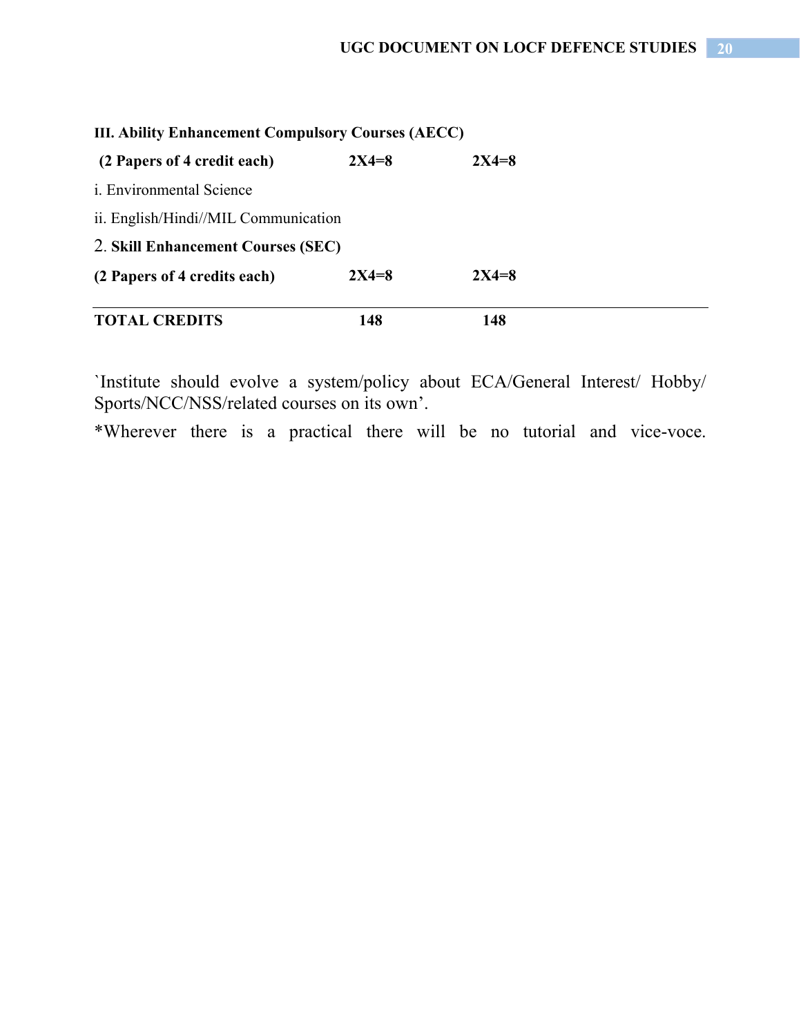| | | |
|---|---|---|
| **III. Ability Enhancement Compulsory Courses (AECC)** | | |
| **(2 Papers of 4 credit each)** | **2X4=8** | **2X4=8** |
| i. Environmental Science | | |
| ii. English/Hindi//MIL Communication | | |
| 2. **Skill Enhancement Courses (SEC)** | | |
| **(2 Papers of 4 credits each)** | **2X4=8** | **2X4=8** |
| **TOTAL CREDITS** | **148** | **148** |

`Institute should evolve a system/policy about ECA/General Interest/ Hobby/ Sports/NCC/NSS/related courses on its own'.

*Wherever there is a practical there will be no tutorial and vice-voce.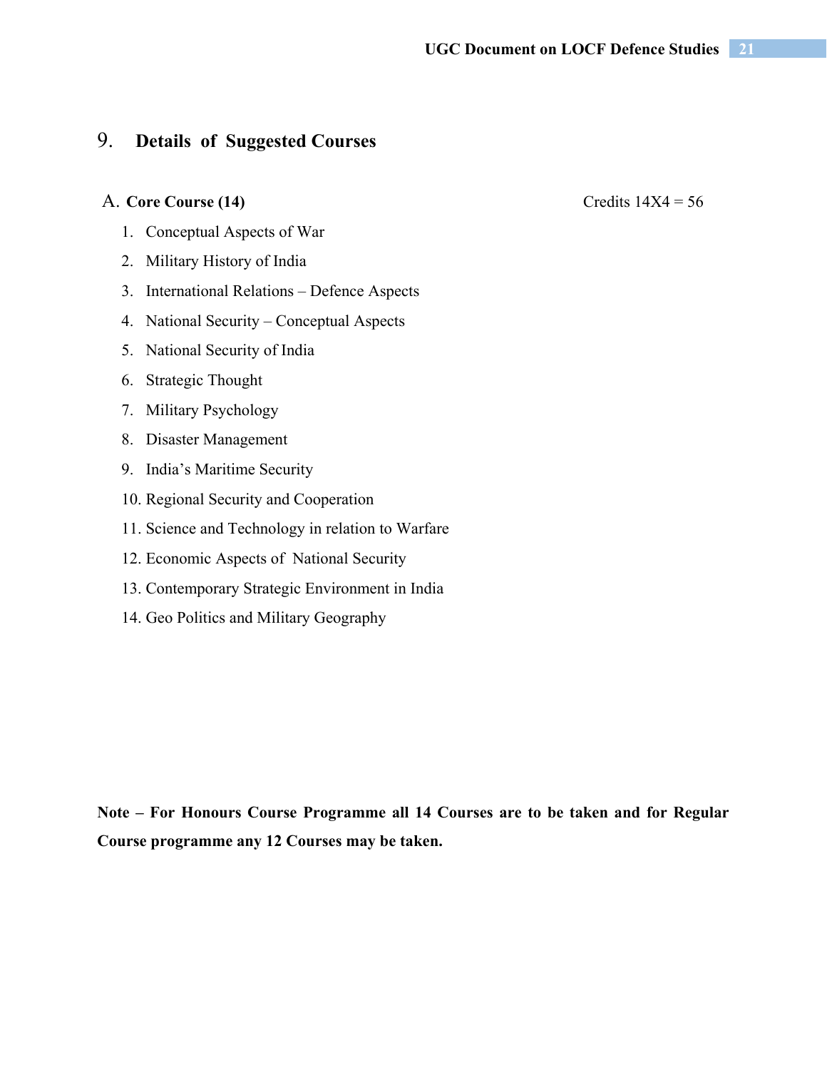## 9. Details of Suggested Courses

### A. Core Course (14) Credits 14X4 = 56

1. Conceptual Aspects of War
2. Military History of India
3. International Relations – Defence Aspects
4. National Security – Conceptual Aspects
5. National Security of India
6. Strategic Thought
7. Military Psychology
8. Disaster Management
9. India's Maritime Security
10. Regional Security and Cooperation
11. Science and Technology in relation to Warfare
12. Economic Aspects of National Security
13. Contemporary Strategic Environment in India
14. Geo Politics and Military Geography

**Note – For Honours Course Programme all 14 Courses are to be taken and for Regular Course programme any 12 Courses may be taken.**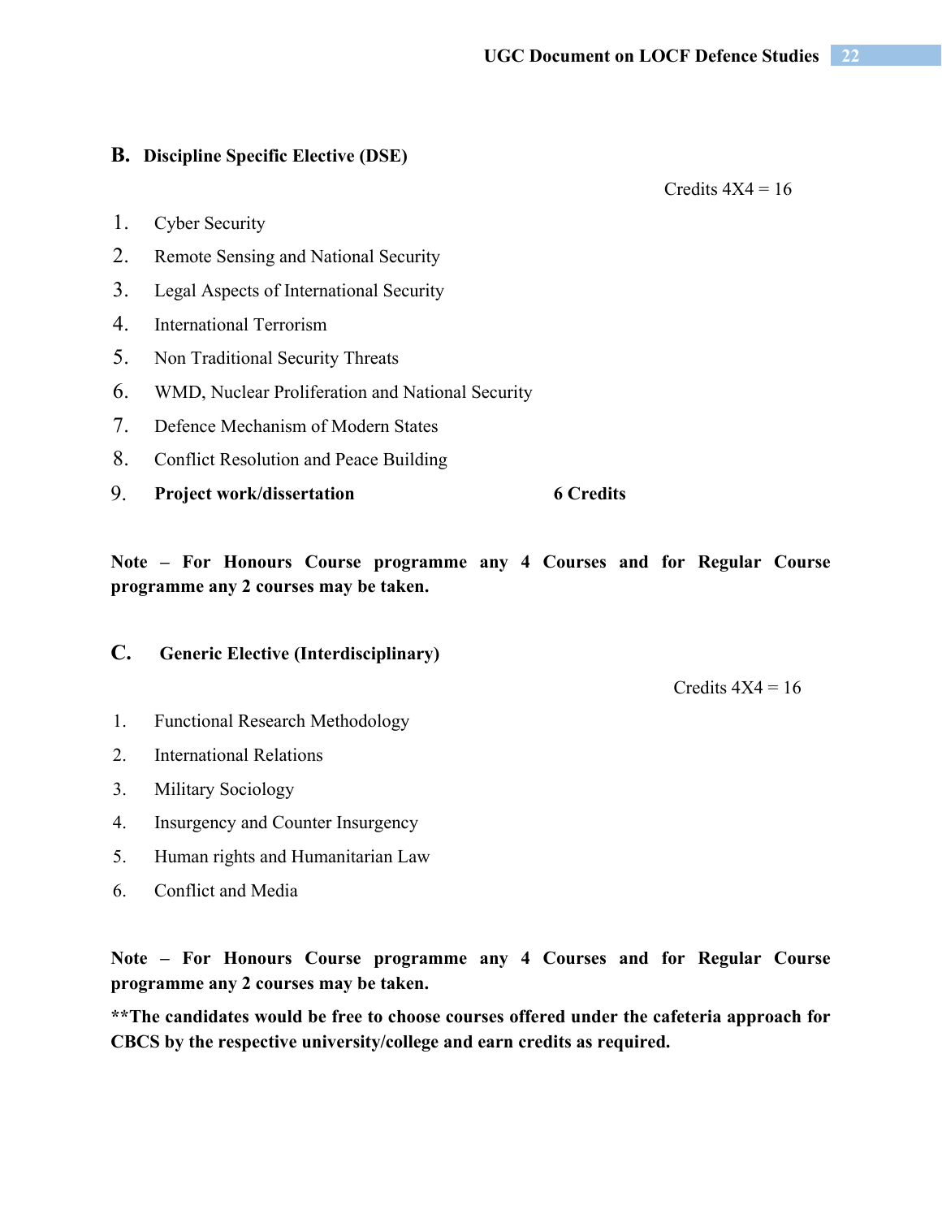## B. Discipline Specific Elective (DSE)

Credits 4X4 = 16

1. Cyber Security
2. Remote Sensing and National Security
3. Legal Aspects of International Security
4. International Terrorism
5. Non Traditional Security Threats
6. WMD, Nuclear Proliferation and National Security
7. Defence Mechanism of Modern States
8. Conflict Resolution and Peace Building
9. **Project work/dissertation** **6 Credits**

**Note – For Honours Course programme any 4 Courses and for Regular Course programme any 2 courses may be taken.**

## C. Generic Elective (Interdisciplinary)

Credits 4X4 = 16

1. Functional Research Methodology
2. International Relations
3. Military Sociology
4. Insurgency and Counter Insurgency
5. Human rights and Humanitarian Law
6. Conflict and Media

**Note – For Honours Course programme any 4 Courses and for Regular Course programme any 2 courses may be taken.**

**\*\*The candidates would be free to choose courses offered under the cafeteria approach for CBCS by the respective university/college and earn credits as required.**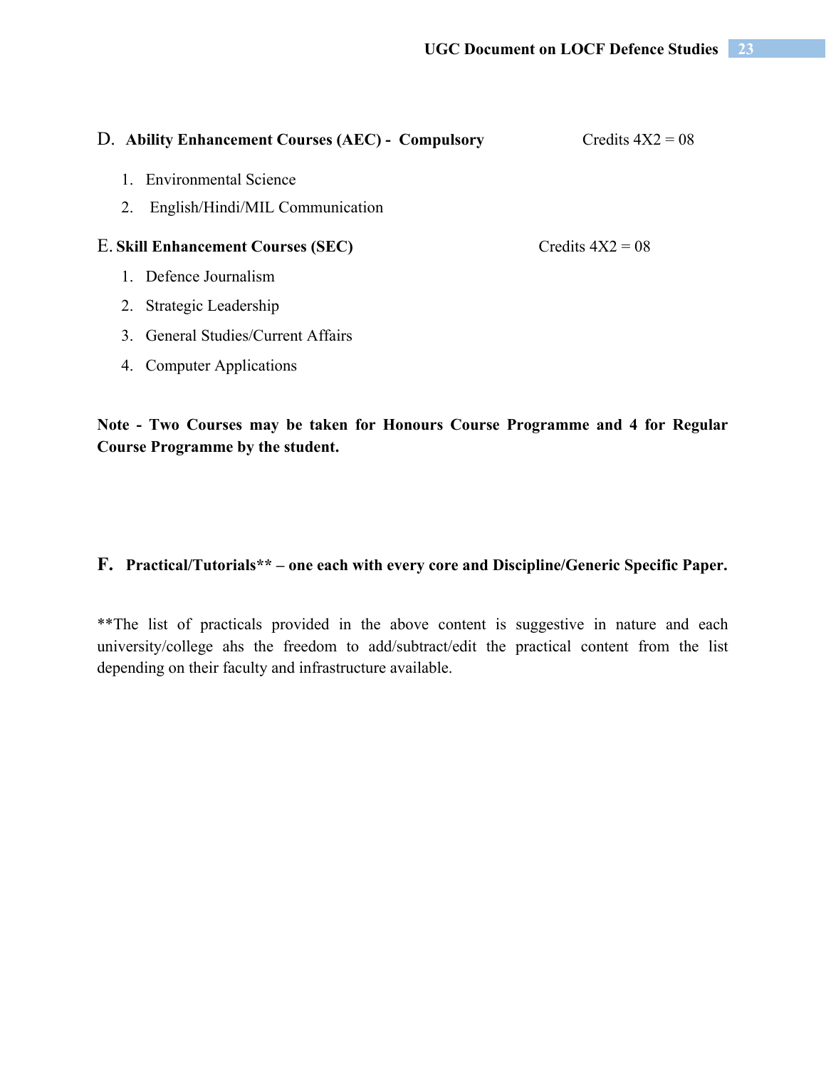## D. Ability Enhancement Courses (AEC) - Compulsory  Credits 4X2 = 08

1. Environmental Science
2. English/Hindi/MIL Communication

## E. Skill Enhancement Courses (SEC)  Credits 4X2 = 08

1. Defence Journalism
2. Strategic Leadership
3. General Studies/Current Affairs
4. Computer Applications

**Note - Two Courses may be taken for Honours Course Programme and 4 for Regular Course Programme by the student.**

## F. Practical/Tutorials** – one each with every core and Discipline/Generic Specific Paper.

**The list of practicals provided in the above content is suggestive in nature and each university/college ahs the freedom to add/subtract/edit the practical content from the list depending on their faculty and infrastructure available.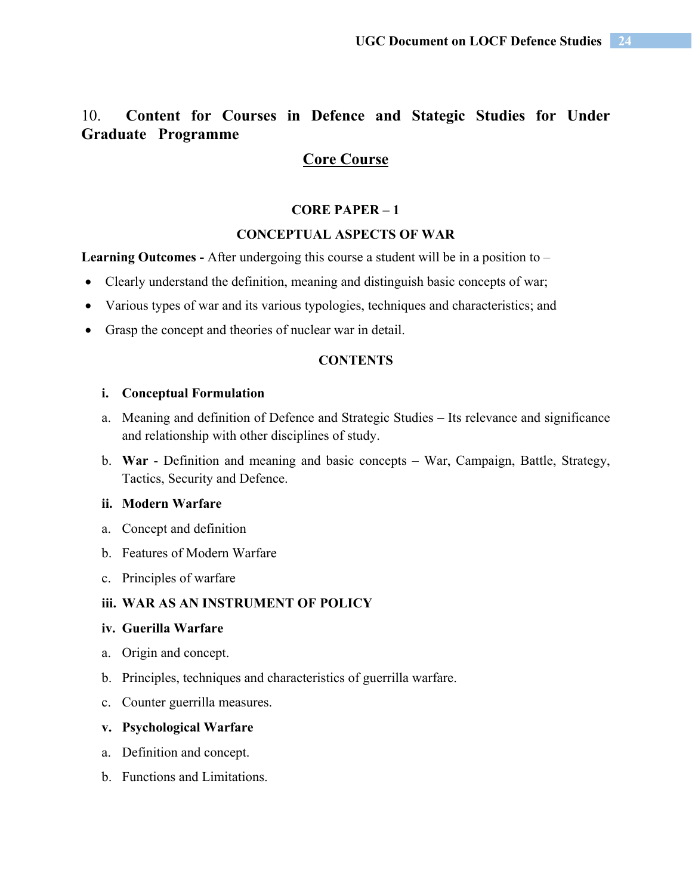## 10. Content for Courses in Defence and Stategic Studies for Under Graduate Programme

### Core Course

**CORE PAPER – 1**

**CONCEPTUAL ASPECTS OF WAR**

**Learning Outcomes -** After undergoing this course a student will be in a position to –

- Clearly understand the definition, meaning and distinguish basic concepts of war;
- Various types of war and its various typologies, techniques and characteristics; and
- Grasp the concept and theories of nuclear war in detail.

**CONTENTS**

**i. Conceptual Formulation**

a. Meaning and definition of Defence and Strategic Studies – Its relevance and significance and relationship with other disciplines of study.

b. **War** - Definition and meaning and basic concepts – War, Campaign, Battle, Strategy, Tactics, Security and Defence.

**ii. Modern Warfare**

a. Concept and definition

b. Features of Modern Warfare

c. Principles of warfare

**iii. WAR AS AN INSTRUMENT OF POLICY**

**iv. Guerilla Warfare**

a. Origin and concept.

b. Principles, techniques and characteristics of guerrilla warfare.

c. Counter guerrilla measures.

**v. Psychological Warfare**

a. Definition and concept.

b. Functions and Limitations.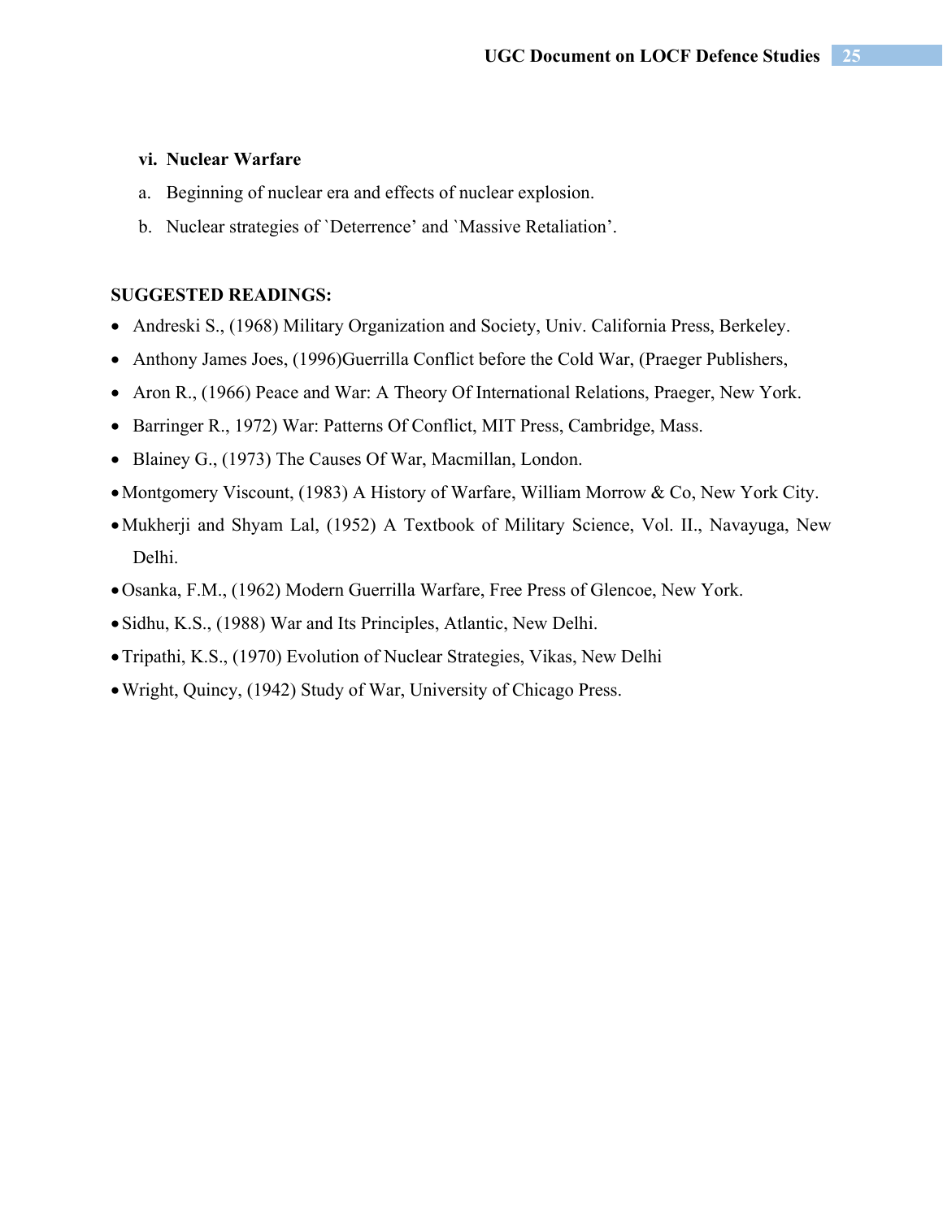**vi. Nuclear Warfare**

a. Beginning of nuclear era and effects of nuclear explosion.

b. Nuclear strategies of `Deterrence' and `Massive Retaliation'.

**SUGGESTED READINGS:**

- Andreski S., (1968) Military Organization and Society, Univ. California Press, Berkeley.
- Anthony James Joes, (1996)Guerrilla Conflict before the Cold War, (Praeger Publishers,
- Aron R., (1966) Peace and War: A Theory Of International Relations, Praeger, New York.
- Barringer R., 1972) War: Patterns Of Conflict, MIT Press, Cambridge, Mass.
- Blainey G., (1973) The Causes Of War, Macmillan, London.
- Montgomery Viscount, (1983) A History of Warfare, William Morrow & Co, New York City.
- Mukherji and Shyam Lal, (1952) A Textbook of Military Science, Vol. II., Navayuga, New Delhi.
- Osanka, F.M., (1962) Modern Guerrilla Warfare, Free Press of Glencoe, New York.
- Sidhu, K.S., (1988) War and Its Principles, Atlantic, New Delhi.
- Tripathi, K.S., (1970) Evolution of Nuclear Strategies, Vikas, New Delhi
- Wright, Quincy, (1942) Study of War, University of Chicago Press.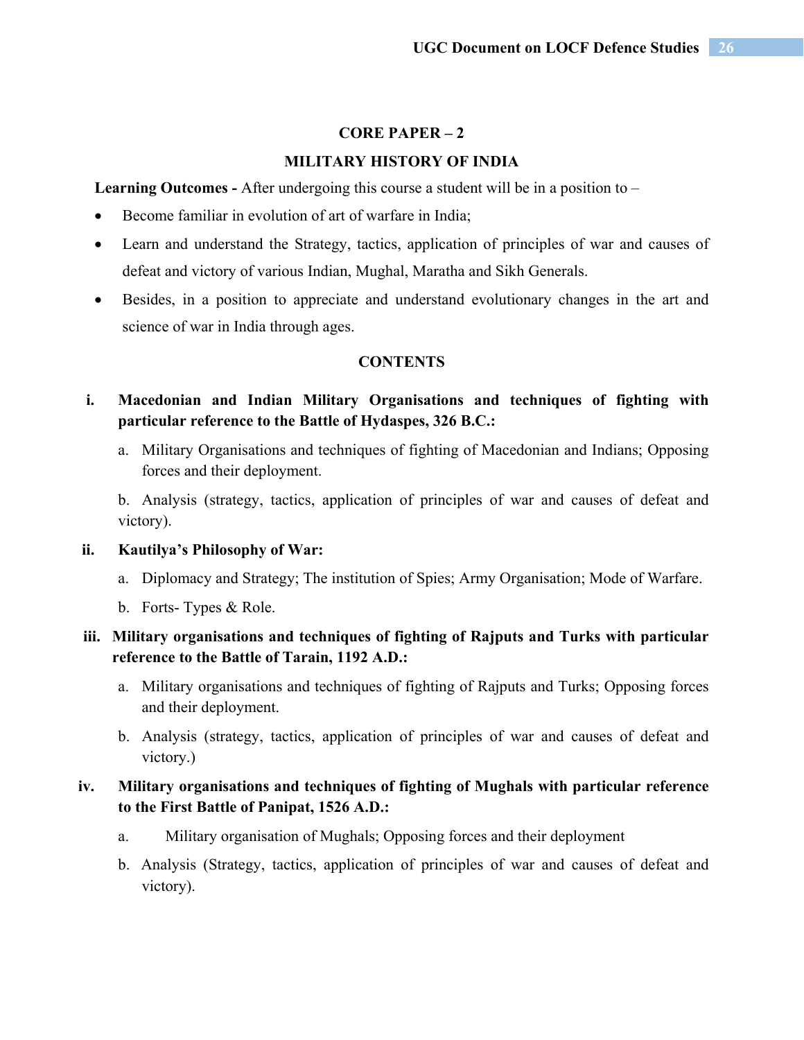## CORE PAPER – 2

## MILITARY HISTORY OF INDIA

**Learning Outcomes -** After undergoing this course a student will be in a position to –

- Become familiar in evolution of art of warfare in India;
- Learn and understand the Strategy, tactics, application of principles of war and causes of defeat and victory of various Indian, Mughal, Maratha and Sikh Generals.
- Besides, in a position to appreciate and understand evolutionary changes in the art and science of war in India through ages.

### CONTENTS

i. **Macedonian and Indian Military Organisations and techniques of fighting with particular reference to the Battle of Hydaspes, 326 B.C.:**

   a. Military Organisations and techniques of fighting of Macedonian and Indians; Opposing forces and their deployment.

   b. Analysis (strategy, tactics, application of principles of war and causes of defeat and victory).

ii. **Kautilya's Philosophy of War:**

   a. Diplomacy and Strategy; The institution of Spies; Army Organisation; Mode of Warfare.

   b. Forts- Types & Role.

iii. **Military organisations and techniques of fighting of Rajputs and Turks with particular reference to the Battle of Tarain, 1192 A.D.:**

   a. Military organisations and techniques of fighting of Rajputs and Turks; Opposing forces and their deployment.

   b. Analysis (strategy, tactics, application of principles of war and causes of defeat and victory.)

iv. **Military organisations and techniques of fighting of Mughals with particular reference to the First Battle of Panipat, 1526 A.D.:**

   a. Military organisation of Mughals; Opposing forces and their deployment

   b. Analysis (Strategy, tactics, application of principles of war and causes of defeat and victory).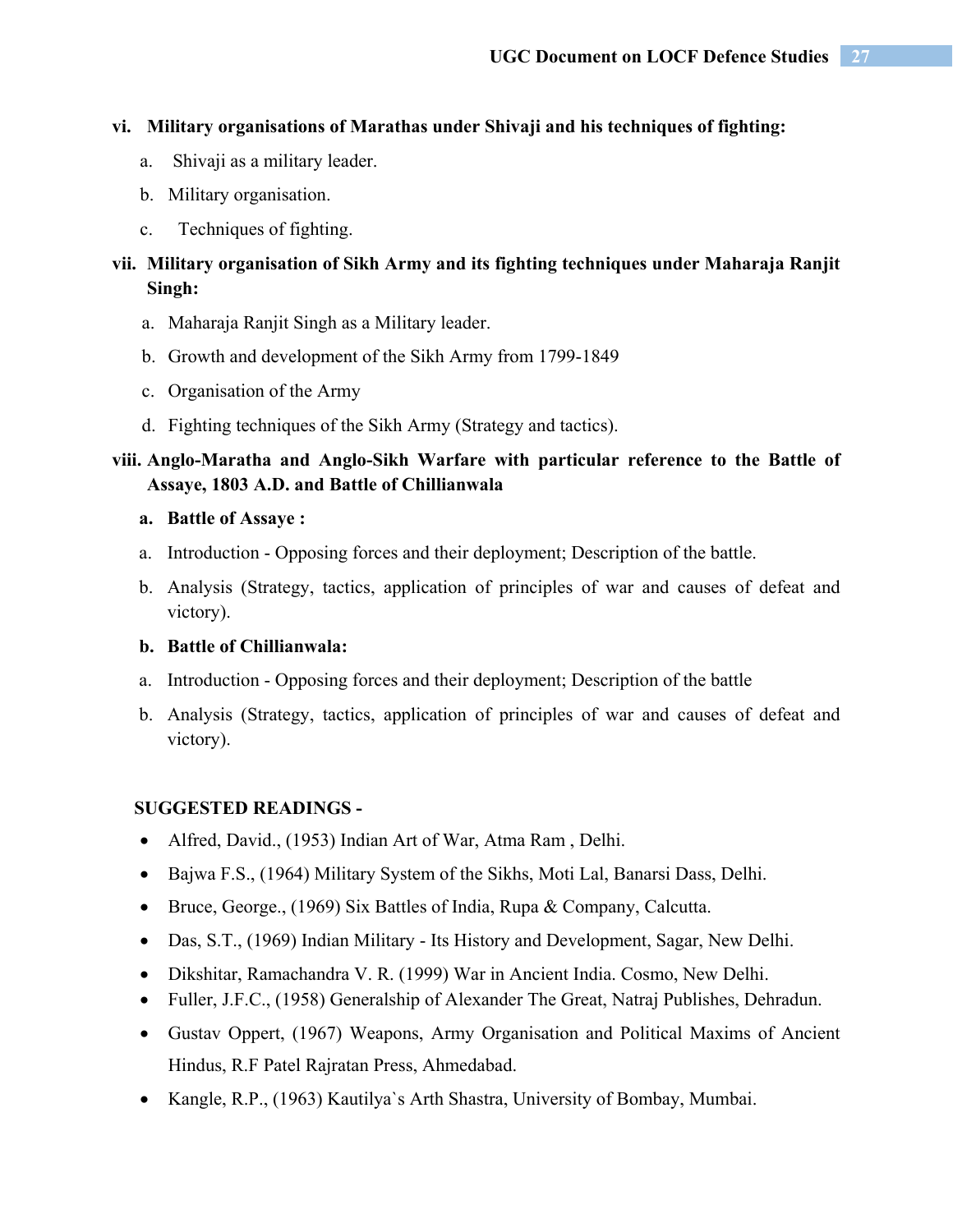**vi. Military organisations of Marathas under Shivaji and his techniques of fighting:**

a. Shivaji as a military leader.

b. Military organisation.

c. Techniques of fighting.

**vii. Military organisation of Sikh Army and its fighting techniques under Maharaja Ranjit Singh:**

a. Maharaja Ranjit Singh as a Military leader.

b. Growth and development of the Sikh Army from 1799-1849

c. Organisation of the Army

d. Fighting techniques of the Sikh Army (Strategy and tactics).

**viii. Anglo-Maratha and Anglo-Sikh Warfare with particular reference to the Battle of Assaye, 1803 A.D. and Battle of Chillianwala**

**a. Battle of Assaye :**

a. Introduction - Opposing forces and their deployment; Description of the battle.

b. Analysis (Strategy, tactics, application of principles of war and causes of defeat and victory).

**b. Battle of Chillianwala:**

a. Introduction - Opposing forces and their deployment; Description of the battle

b. Analysis (Strategy, tactics, application of principles of war and causes of defeat and victory).

**SUGGESTED READINGS -**

- Alfred, David., (1953) Indian Art of War, Atma Ram , Delhi.
- Bajwa F.S., (1964) Military System of the Sikhs, Moti Lal, Banarsi Dass, Delhi.
- Bruce, George., (1969) Six Battles of India, Rupa & Company, Calcutta.
- Das, S.T., (1969) Indian Military - Its History and Development, Sagar, New Delhi.
- Dikshitar, Ramachandra V. R. (1999) War in Ancient India. Cosmo, New Delhi.
- Fuller, J.F.C., (1958) Generalship of Alexander The Great, Natraj Publishes, Dehradun.
- Gustav Oppert, (1967) Weapons, Army Organisation and Political Maxims of Ancient Hindus, R.F Patel Rajratan Press, Ahmedabad.
- Kangle, R.P., (1963) Kautilya`s Arth Shastra, University of Bombay, Mumbai.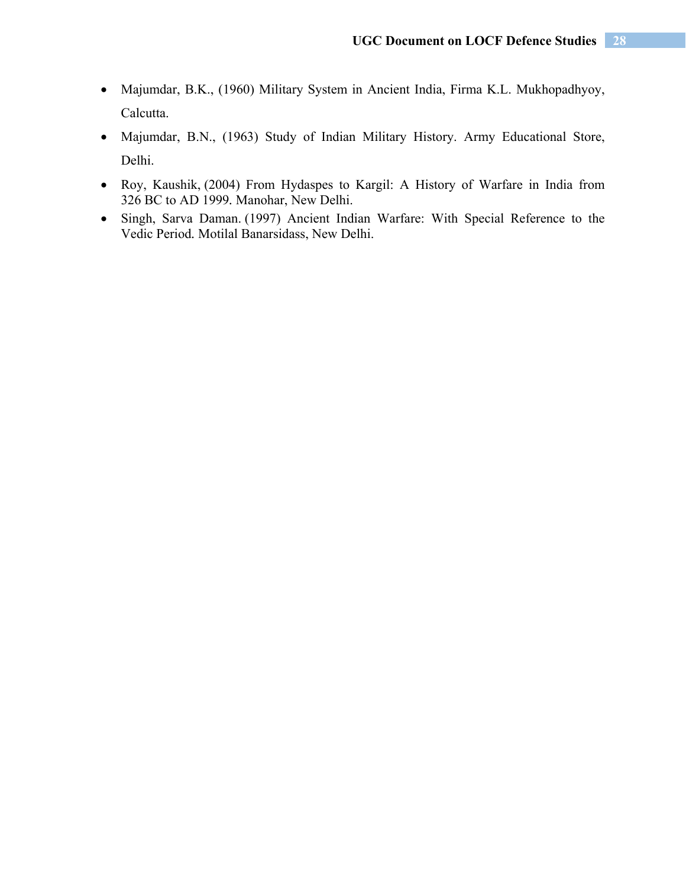- Majumdar, B.K., (1960) Military System in Ancient India, Firma K.L. Mukhopadhyoy, Calcutta.
- Majumdar, B.N., (1963) Study of Indian Military History. Army Educational Store, Delhi.
- Roy, Kaushik, (2004) From Hydaspes to Kargil: A History of Warfare in India from 326 BC to AD 1999. Manohar, New Delhi.
- Singh, Sarva Daman. (1997) Ancient Indian Warfare: With Special Reference to the Vedic Period. Motilal Banarsidass, New Delhi.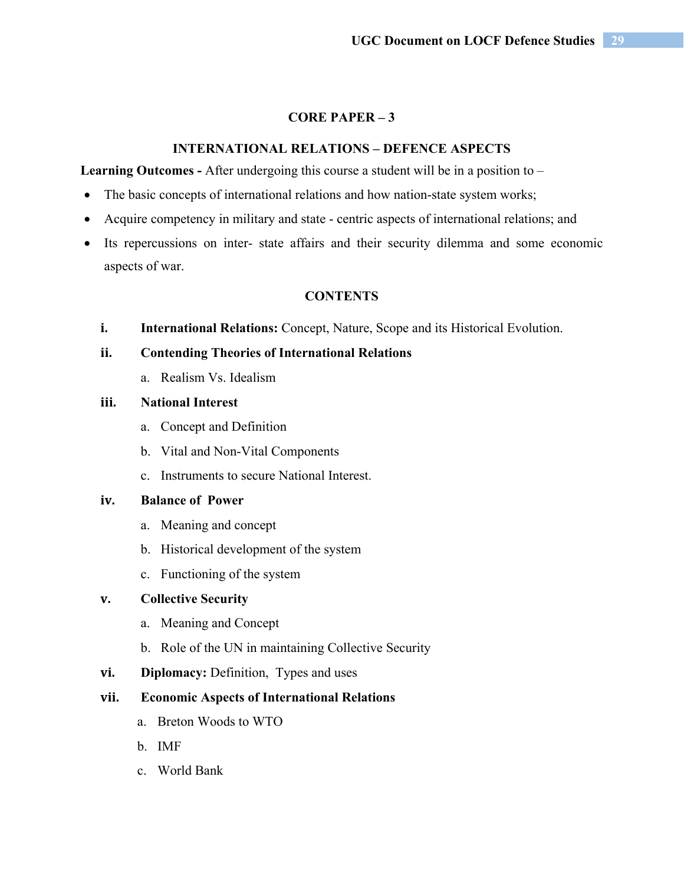## CORE PAPER – 3

## INTERNATIONAL RELATIONS – DEFENCE ASPECTS

**Learning Outcomes -** After undergoing this course a student will be in a position to –

- The basic concepts of international relations and how nation-state system works;
- Acquire competency in military and state - centric aspects of international relations; and
- Its repercussions on inter- state affairs and their security dilemma and some economic aspects of war.

### CONTENTS

- **i. International Relations:** Concept, Nature, Scope and its Historical Evolution.
- **ii. Contending Theories of International Relations**
  - a. Realism Vs. Idealism
- **iii. National Interest**
  - a. Concept and Definition
  - b. Vital and Non-Vital Components
  - c. Instruments to secure National Interest.
- **iv. Balance of Power**
  - a. Meaning and concept
  - b. Historical development of the system
  - c. Functioning of the system
- **v. Collective Security**
  - a. Meaning and Concept
  - b. Role of the UN in maintaining Collective Security
- **vi. Diplomacy:** Definition, Types and uses
- **vii. Economic Aspects of International Relations**
  - a. Breton Woods to WTO
  - b. IMF
  - c. World Bank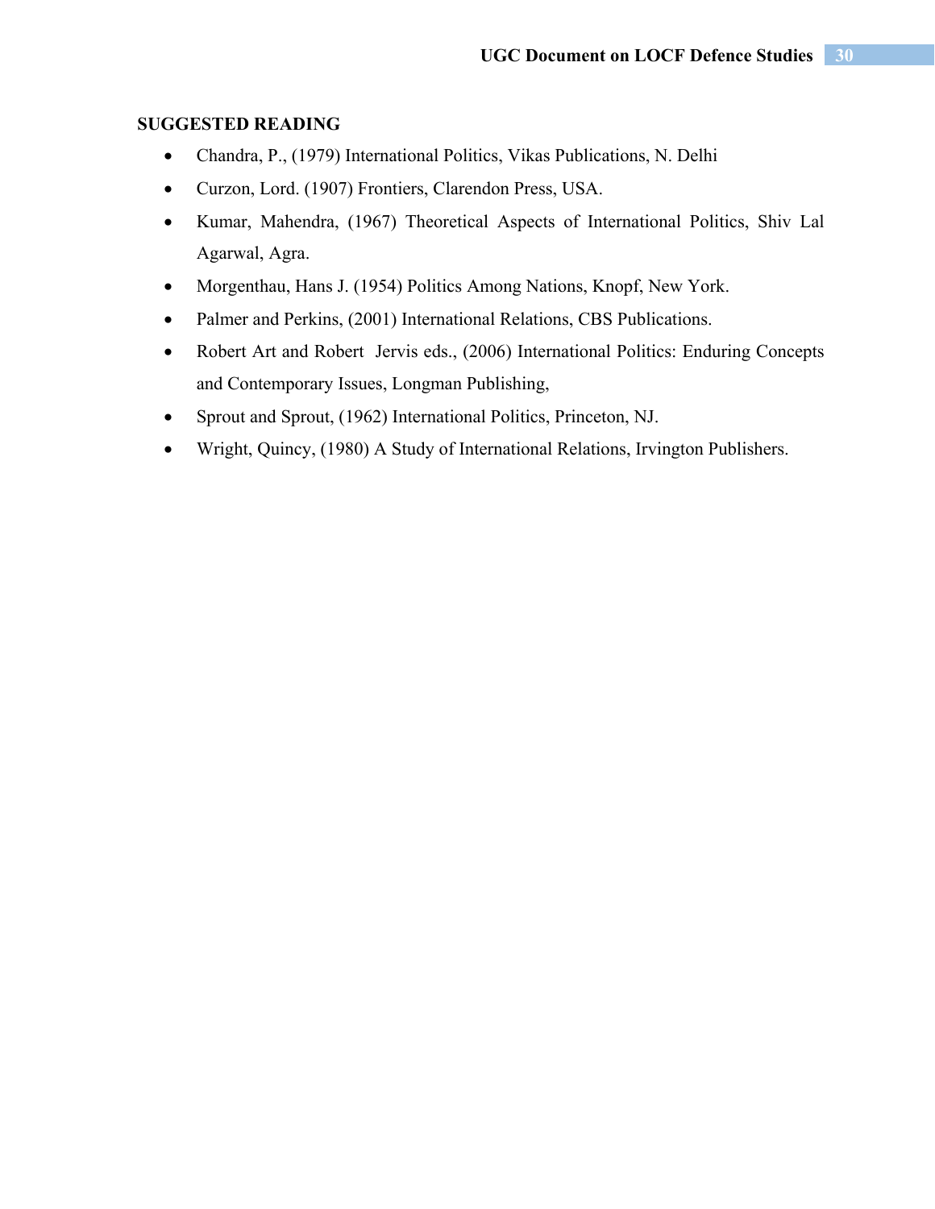**SUGGESTED READING**

- Chandra, P., (1979) International Politics, Vikas Publications, N. Delhi
- Curzon, Lord. (1907) Frontiers, Clarendon Press, USA.
- Kumar, Mahendra, (1967) Theoretical Aspects of International Politics, Shiv Lal Agarwal, Agra.
- Morgenthau, Hans J. (1954) Politics Among Nations, Knopf, New York.
- Palmer and Perkins, (2001) International Relations, CBS Publications.
- Robert Art and Robert Jervis eds., (2006) International Politics: Enduring Concepts and Contemporary Issues, Longman Publishing,
- Sprout and Sprout, (1962) International Politics, Princeton, NJ.
- Wright, Quincy, (1980) A Study of International Relations, Irvington Publishers.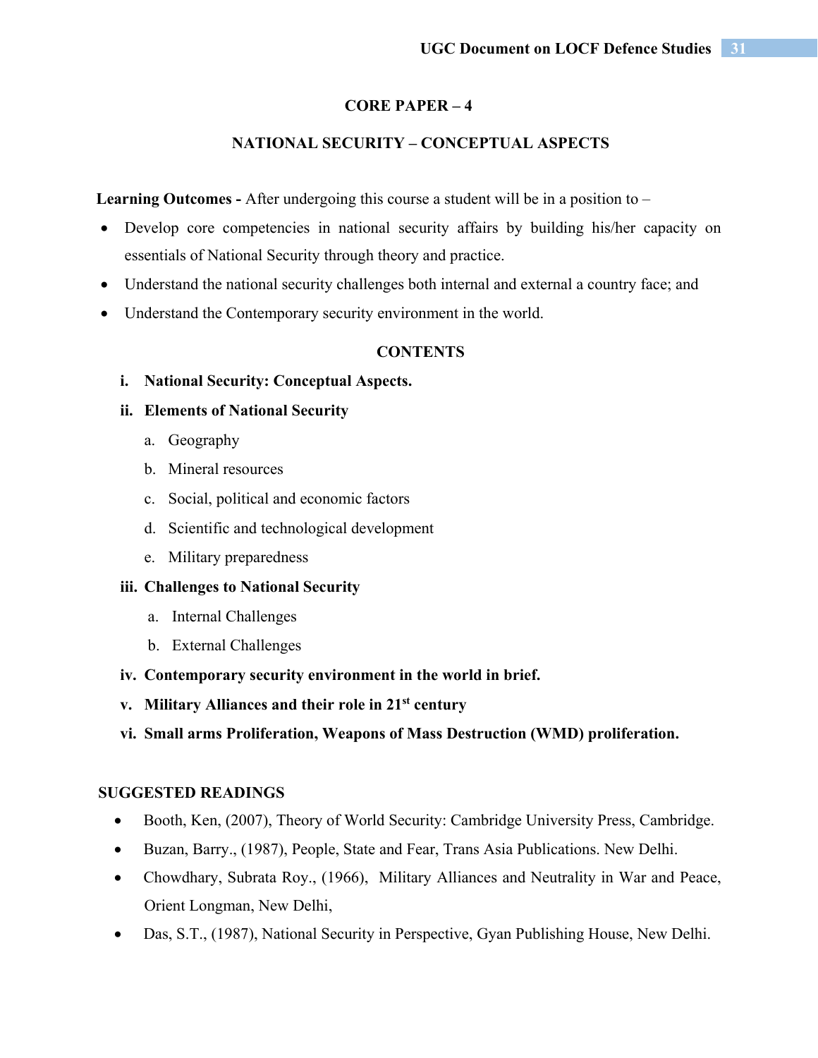## CORE PAPER – 4

## NATIONAL SECURITY – CONCEPTUAL ASPECTS

**Learning Outcomes -** After undergoing this course a student will be in a position to –

- Develop core competencies in national security affairs by building his/her capacity on essentials of National Security through theory and practice.
- Understand the national security challenges both internal and external a country face; and
- Understand the Contemporary security environment in the world.

### CONTENTS

i. **National Security: Conceptual Aspects.**

ii. **Elements of National Security**

   a. Geography
   
   b. Mineral resources
   
   c. Social, political and economic factors
   
   d. Scientific and technological development
   
   e. Military preparedness

iii. **Challenges to National Security**

   a. Internal Challenges
   
   b. External Challenges

iv. **Contemporary security environment in the world in brief.**

v. **Military Alliances and their role in 21st century**

vi. **Small arms Proliferation, Weapons of Mass Destruction (WMD) proliferation.**

### SUGGESTED READINGS

- Booth, Ken, (2007), Theory of World Security: Cambridge University Press, Cambridge.
- Buzan, Barry., (1987), People, State and Fear, Trans Asia Publications. New Delhi.
- Chowdhary, Subrata Roy., (1966), Military Alliances and Neutrality in War and Peace, Orient Longman, New Delhi,
- Das, S.T., (1987), National Security in Perspective, Gyan Publishing House, New Delhi.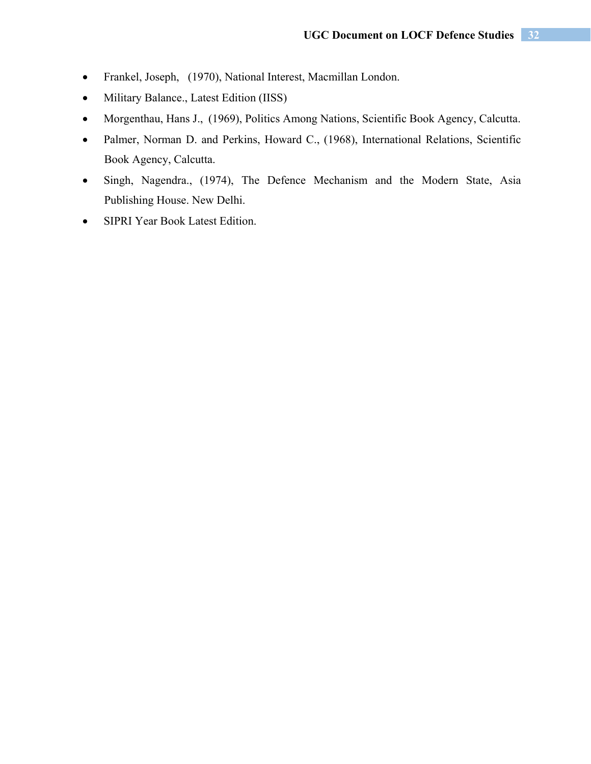- Frankel, Joseph, (1970), National Interest, Macmillan London.
- Military Balance., Latest Edition (IISS)
- Morgenthau, Hans J., (1969), Politics Among Nations, Scientific Book Agency, Calcutta.
- Palmer, Norman D. and Perkins, Howard C., (1968), International Relations, Scientific Book Agency, Calcutta.
- Singh, Nagendra., (1974), The Defence Mechanism and the Modern State, Asia Publishing House. New Delhi.
- SIPRI Year Book Latest Edition.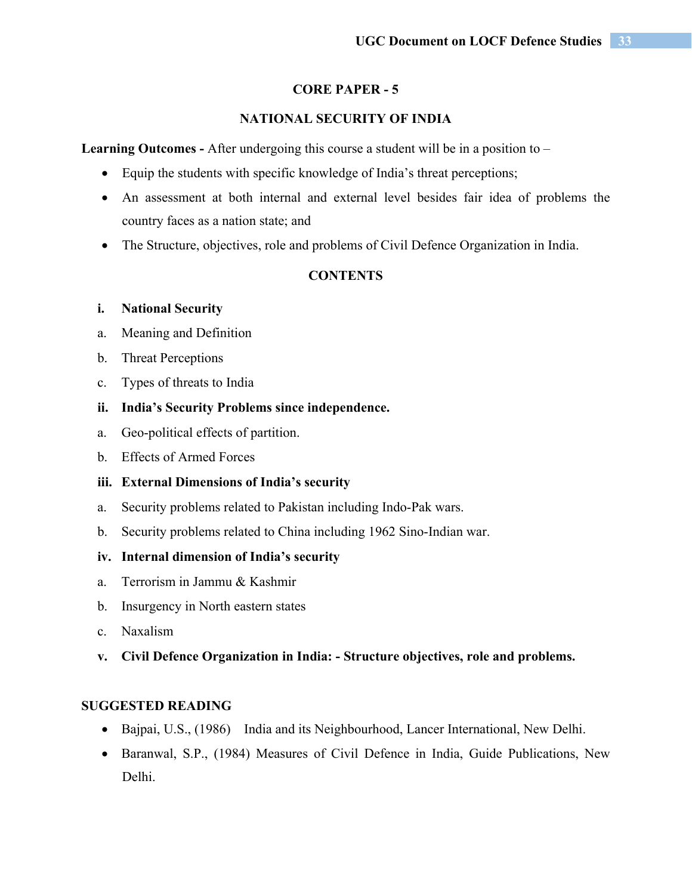## CORE PAPER - 5

## NATIONAL SECURITY OF INDIA

**Learning Outcomes -** After undergoing this course a student will be in a position to –

- Equip the students with specific knowledge of India's threat perceptions;
- An assessment at both internal and external level besides fair idea of problems the country faces as a nation state; and
- The Structure, objectives, role and problems of Civil Defence Organization in India.

### CONTENTS

**i. National Security**

a. Meaning and Definition

b. Threat Perceptions

c. Types of threats to India

**ii. India's Security Problems since independence.**

a. Geo-political effects of partition.

b. Effects of Armed Forces

**iii. External Dimensions of India's security**

a. Security problems related to Pakistan including Indo-Pak wars.

b. Security problems related to China including 1962 Sino-Indian war.

**iv. Internal dimension of India's security**

a. Terrorism in Jammu & Kashmir

b. Insurgency in North eastern states

c. Naxalism

**v. Civil Defence Organization in India: - Structure objectives, role and problems.**

### SUGGESTED READING

- Bajpai, U.S., (1986) India and its Neighbourhood, Lancer International, New Delhi.
- Baranwal, S.P., (1984) Measures of Civil Defence in India, Guide Publications, New Delhi.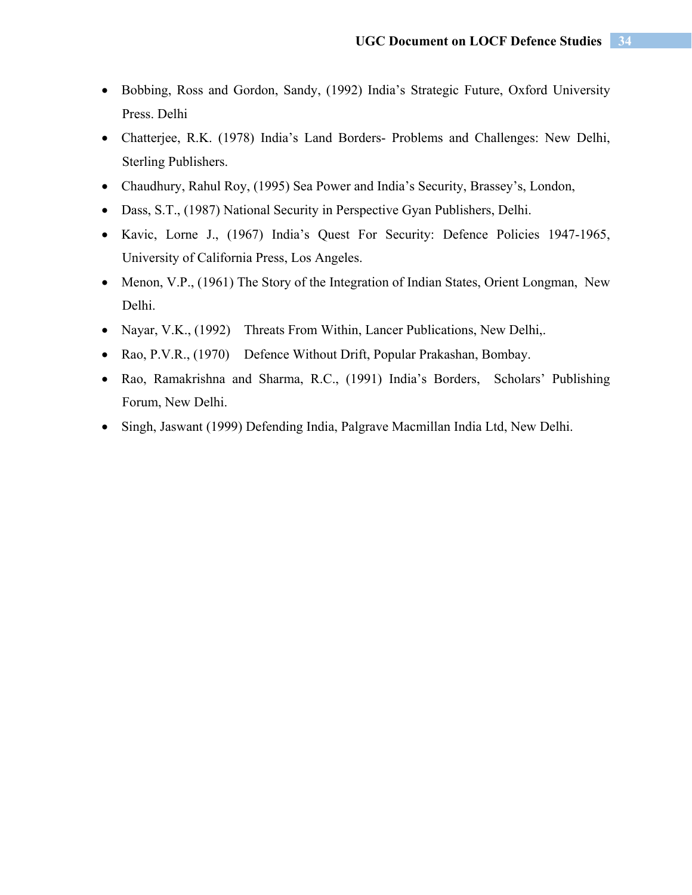- Bobbing, Ross and Gordon, Sandy, (1992) India's Strategic Future, Oxford University Press. Delhi
- Chatterjee, R.K. (1978) India's Land Borders- Problems and Challenges: New Delhi, Sterling Publishers.
- Chaudhury, Rahul Roy, (1995) Sea Power and India's Security, Brassey's, London,
- Dass, S.T., (1987) National Security in Perspective Gyan Publishers, Delhi.
- Kavic, Lorne J., (1967) India's Quest For Security: Defence Policies 1947-1965, University of California Press, Los Angeles.
- Menon, V.P., (1961) The Story of the Integration of Indian States, Orient Longman, New Delhi.
- Nayar, V.K., (1992) Threats From Within, Lancer Publications, New Delhi,.
- Rao, P.V.R., (1970) Defence Without Drift, Popular Prakashan, Bombay.
- Rao, Ramakrishna and Sharma, R.C., (1991) India's Borders, Scholars' Publishing Forum, New Delhi.
- Singh, Jaswant (1999) Defending India, Palgrave Macmillan India Ltd, New Delhi.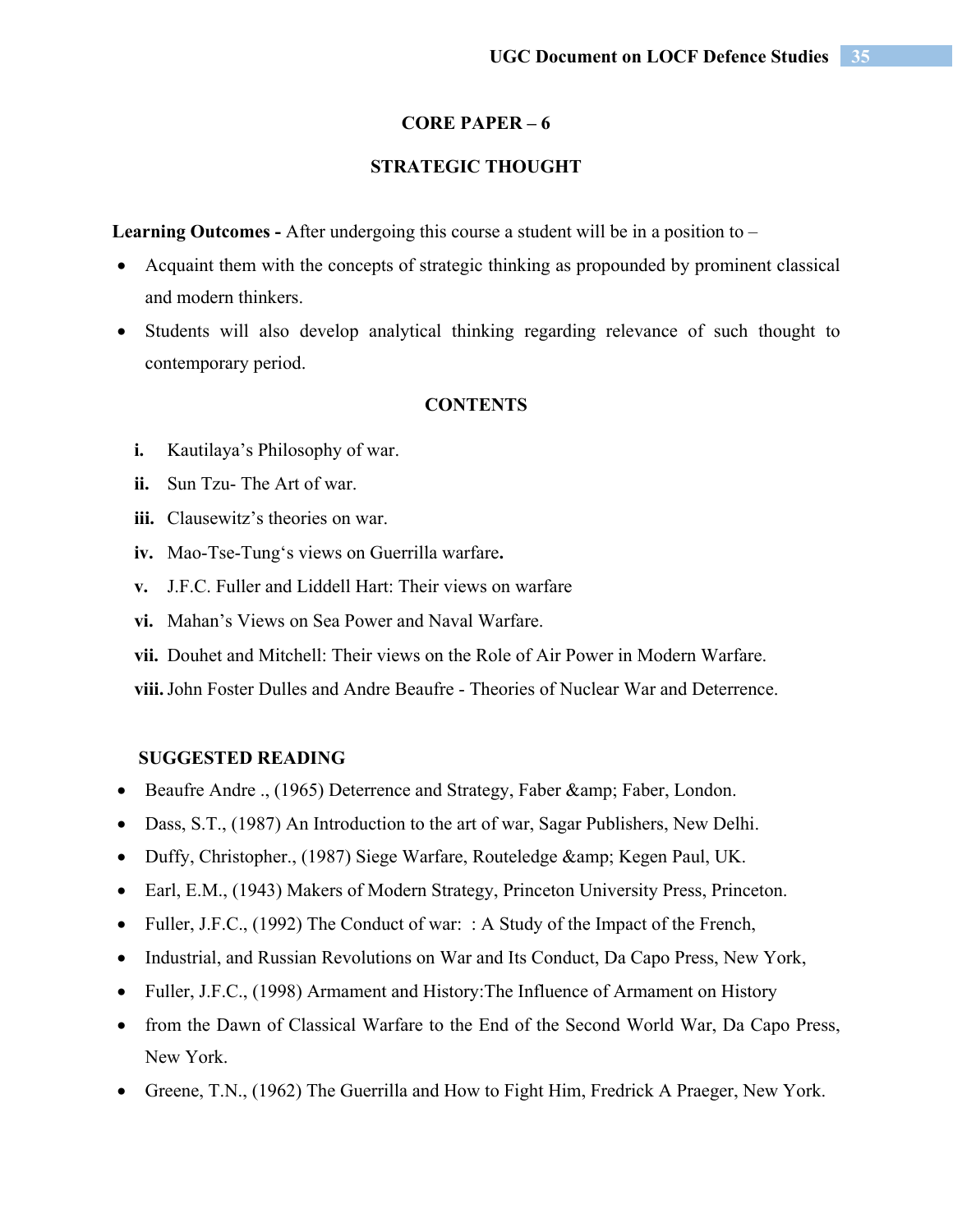## CORE PAPER – 6

## STRATEGIC THOUGHT

**Learning Outcomes -** After undergoing this course a student will be in a position to –

- Acquaint them with the concepts of strategic thinking as propounded by prominent classical and modern thinkers.
- Students will also develop analytical thinking regarding relevance of such thought to contemporary period.

### CONTENTS

- **i.** Kautilaya's Philosophy of war.
- **ii.** Sun Tzu- The Art of war.
- **iii.** Clausewitz's theories on war.
- **iv.** Mao-Tse-Tung's views on Guerrilla warfare**.**
- **v.** J.F.C. Fuller and Liddell Hart: Their views on warfare
- **vi.** Mahan's Views on Sea Power and Naval Warfare.
- **vii.** Douhet and Mitchell: Their views on the Role of Air Power in Modern Warfare.
- **viii.** John Foster Dulles and Andre Beaufre - Theories of Nuclear War and Deterrence.

### SUGGESTED READING

- Beaufre Andre ., (1965) Deterrence and Strategy, Faber &amp; Faber, London.
- Dass, S.T., (1987) An Introduction to the art of war, Sagar Publishers, New Delhi.
- Duffy, Christopher., (1987) Siege Warfare, Routeledge &amp; Kegen Paul, UK.
- Earl, E.M., (1943) Makers of Modern Strategy, Princeton University Press, Princeton.
- Fuller, J.F.C., (1992) The Conduct of war: : A Study of the Impact of the French,
- Industrial, and Russian Revolutions on War and Its Conduct, Da Capo Press, New York,
- Fuller, J.F.C., (1998) Armament and History:The Influence of Armament on History
- from the Dawn of Classical Warfare to the End of the Second World War, Da Capo Press, New York.
- Greene, T.N., (1962) The Guerrilla and How to Fight Him, Fredrick A Praeger, New York.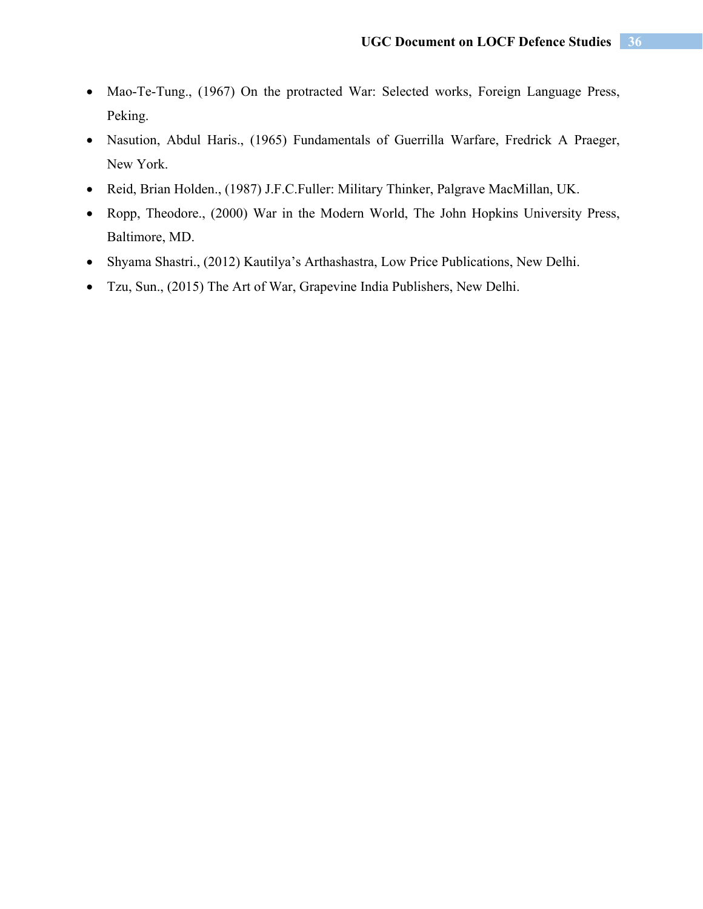- Mao-Te-Tung., (1967) On the protracted War: Selected works, Foreign Language Press, Peking.
- Nasution, Abdul Haris., (1965) Fundamentals of Guerrilla Warfare, Fredrick A Praeger, New York.
- Reid, Brian Holden., (1987) J.F.C.Fuller: Military Thinker, Palgrave MacMillan, UK.
- Ropp, Theodore., (2000) War in the Modern World, The John Hopkins University Press, Baltimore, MD.
- Shyama Shastri., (2012) Kautilya's Arthashastra, Low Price Publications, New Delhi.
- Tzu, Sun., (2015) The Art of War, Grapevine India Publishers, New Delhi.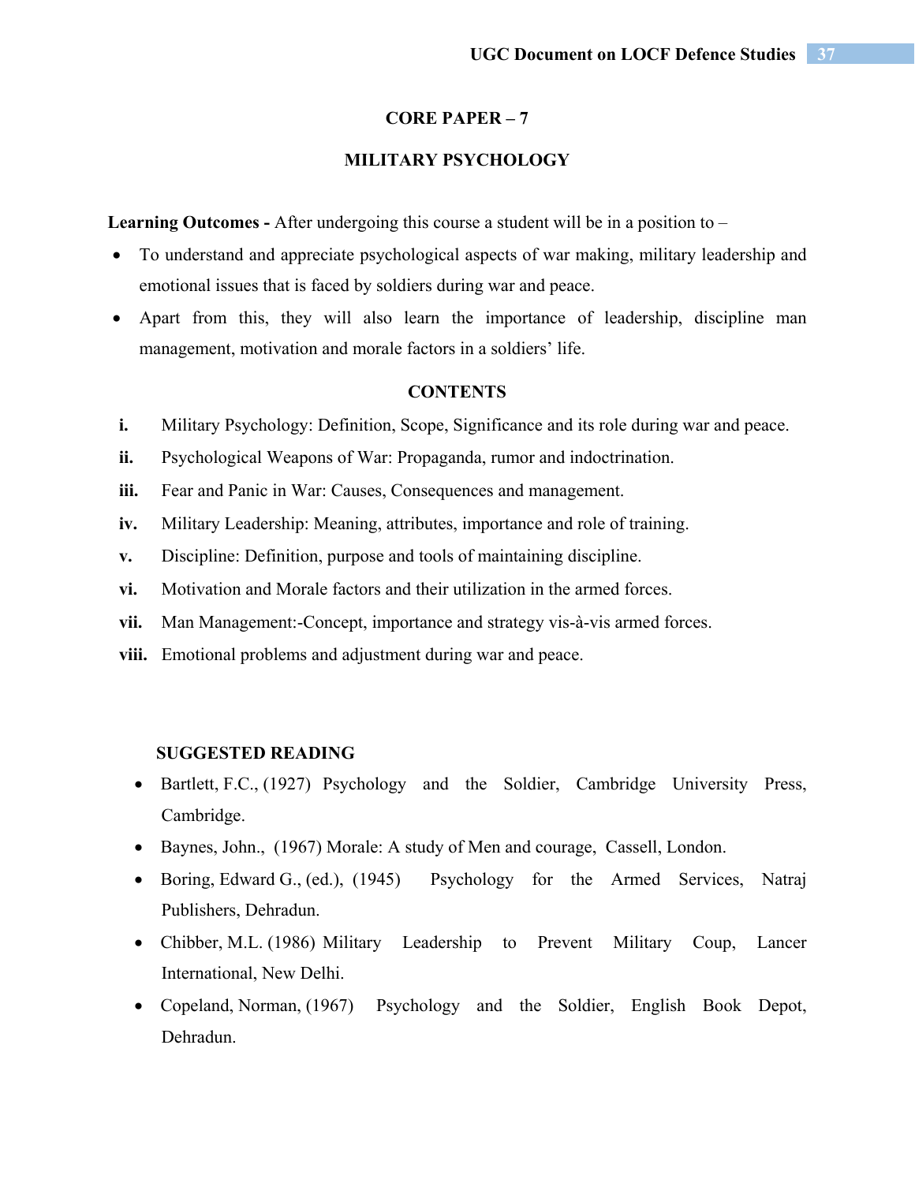## CORE PAPER – 7

## MILITARY PSYCHOLOGY

**Learning Outcomes -** After undergoing this course a student will be in a position to –

- To understand and appreciate psychological aspects of war making, military leadership and emotional issues that is faced by soldiers during war and peace.
- Apart from this, they will also learn the importance of leadership, discipline man management, motivation and morale factors in a soldiers' life.

### CONTENTS

- **i.** Military Psychology: Definition, Scope, Significance and its role during war and peace.
- **ii.** Psychological Weapons of War: Propaganda, rumor and indoctrination.
- **iii.** Fear and Panic in War: Causes, Consequences and management.
- **iv.** Military Leadership: Meaning, attributes, importance and role of training.
- **v.** Discipline: Definition, purpose and tools of maintaining discipline.
- **vi.** Motivation and Morale factors and their utilization in the armed forces.
- **vii.** Man Management:-Concept, importance and strategy vis-à-vis armed forces.
- **viii.** Emotional problems and adjustment during war and peace.

### SUGGESTED READING

- Bartlett, F.C., (1927) Psychology and the Soldier, Cambridge University Press, Cambridge.
- Baynes, John., (1967) Morale: A study of Men and courage, Cassell, London.
- Boring, Edward G., (ed.), (1945) Psychology for the Armed Services, Natraj Publishers, Dehradun.
- Chibber, M.L. (1986) Military Leadership to Prevent Military Coup, Lancer International, New Delhi.
- Copeland, Norman, (1967) Psychology and the Soldier, English Book Depot, Dehradun.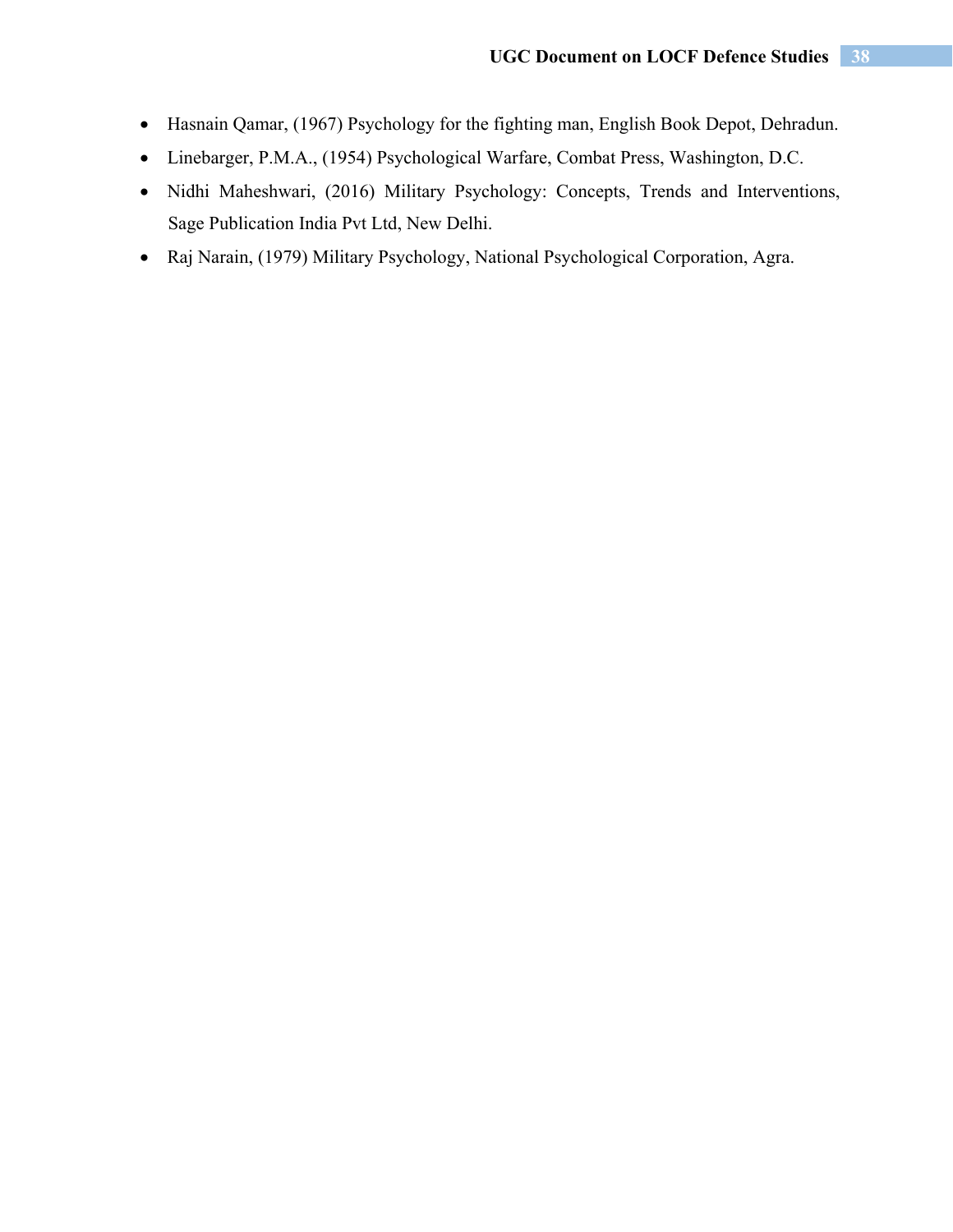- Hasnain Qamar, (1967) Psychology for the fighting man, English Book Depot, Dehradun.
- Linebarger, P.M.A., (1954) Psychological Warfare, Combat Press, Washington, D.C.
- Nidhi Maheshwari, (2016) Military Psychology: Concepts, Trends and Interventions, Sage Publication India Pvt Ltd, New Delhi.
- Raj Narain, (1979) Military Psychology, National Psychological Corporation, Agra.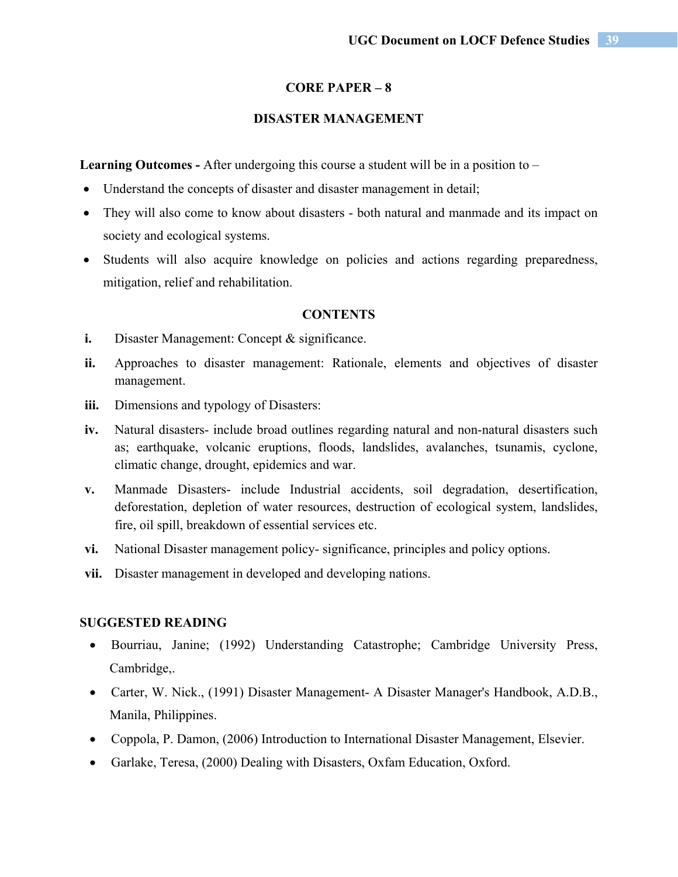## CORE PAPER – 8

## DISASTER MANAGEMENT

**Learning Outcomes -** After undergoing this course a student will be in a position to –

- Understand the concepts of disaster and disaster management in detail;
- They will also come to know about disasters - both natural and manmade and its impact on society and ecological systems.
- Students will also acquire knowledge on policies and actions regarding preparedness, mitigation, relief and rehabilitation.

### CONTENTS

- **i.** Disaster Management: Concept & significance.
- **ii.** Approaches to disaster management: Rationale, elements and objectives of disaster management.
- **iii.** Dimensions and typology of Disasters:
- **iv.** Natural disasters- include broad outlines regarding natural and non-natural disasters such as; earthquake, volcanic eruptions, floods, landslides, avalanches, tsunamis, cyclone, climatic change, drought, epidemics and war.
- **v.** Manmade Disasters- include Industrial accidents, soil degradation, desertification, deforestation, depletion of water resources, destruction of ecological system, landslides, fire, oil spill, breakdown of essential services etc.
- **vi.** National Disaster management policy- significance, principles and policy options.
- **vii.** Disaster management in developed and developing nations.

**SUGGESTED READING**

- Bourriau, Janine; (1992) Understanding Catastrophe; Cambridge University Press, Cambridge,.
- Carter, W. Nick., (1991) Disaster Management- A Disaster Manager's Handbook, A.D.B., Manila, Philippines.
- Coppola, P. Damon, (2006) Introduction to International Disaster Management, Elsevier.
- Garlake, Teresa, (2000) Dealing with Disasters, Oxfam Education, Oxford.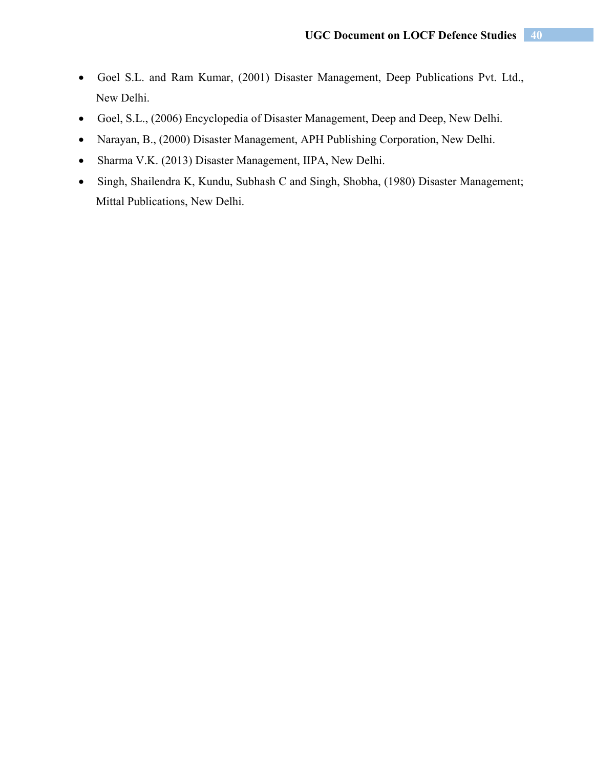- Goel S.L. and Ram Kumar, (2001) Disaster Management, Deep Publications Pvt. Ltd., New Delhi.
- Goel, S.L., (2006) Encyclopedia of Disaster Management, Deep and Deep, New Delhi.
- Narayan, B., (2000) Disaster Management, APH Publishing Corporation, New Delhi.
- Sharma V.K. (2013) Disaster Management, IIPA, New Delhi.
- Singh, Shailendra K, Kundu, Subhash C and Singh, Shobha, (1980) Disaster Management; Mittal Publications, New Delhi.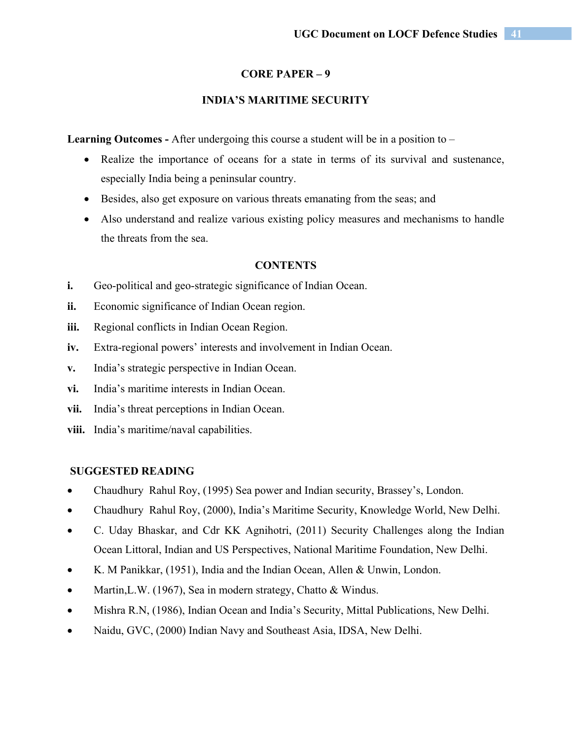## CORE PAPER – 9

## INDIA'S MARITIME SECURITY

**Learning Outcomes -** After undergoing this course a student will be in a position to –

- Realize the importance of oceans for a state in terms of its survival and sustenance, especially India being a peninsular country.
- Besides, also get exposure on various threats emanating from the seas; and
- Also understand and realize various existing policy measures and mechanisms to handle the threats from the sea.

### CONTENTS

**i.** Geo-political and geo-strategic significance of Indian Ocean.

**ii.** Economic significance of Indian Ocean region.

**iii.** Regional conflicts in Indian Ocean Region.

**iv.** Extra-regional powers' interests and involvement in Indian Ocean.

**v.** India's strategic perspective in Indian Ocean.

**vi.** India's maritime interests in Indian Ocean.

**vii.** India's threat perceptions in Indian Ocean.

**viii.** India's maritime/naval capabilities.

### SUGGESTED READING

- Chaudhury Rahul Roy, (1995) Sea power and Indian security, Brassey's, London.
- Chaudhury Rahul Roy, (2000), India's Maritime Security, Knowledge World, New Delhi.
- C. Uday Bhaskar, and Cdr KK Agnihotri, (2011) Security Challenges along the Indian Ocean Littoral, Indian and US Perspectives, National Maritime Foundation, New Delhi.
- K. M Panikkar, (1951), India and the Indian Ocean, Allen & Unwin, London.
- Martin,L.W. (1967), Sea in modern strategy, Chatto & Windus.
- Mishra R.N, (1986), Indian Ocean and India's Security, Mittal Publications, New Delhi.
- Naidu, GVC, (2000) Indian Navy and Southeast Asia, IDSA, New Delhi.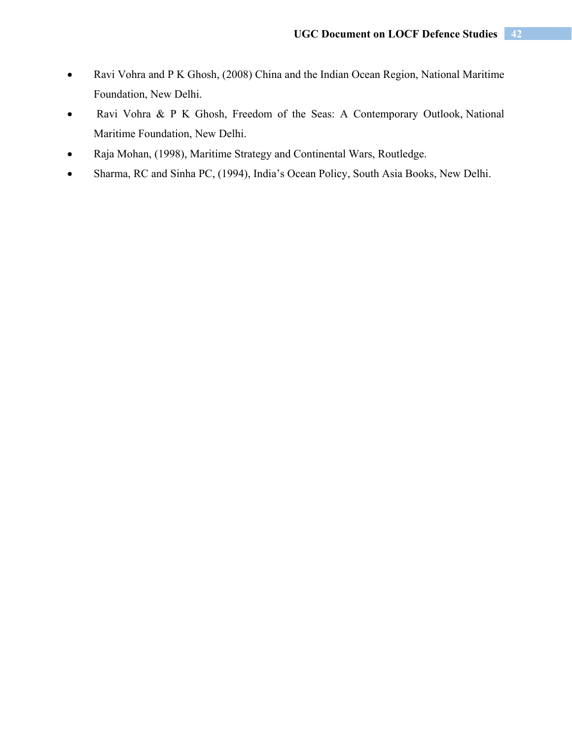- Ravi Vohra and P K Ghosh, (2008) China and the Indian Ocean Region, National Maritime Foundation, New Delhi.
- Ravi Vohra & P K Ghosh, Freedom of the Seas: A Contemporary Outlook, National Maritime Foundation, New Delhi.
- Raja Mohan, (1998), Maritime Strategy and Continental Wars, Routledge.
- Sharma, RC and Sinha PC, (1994), India's Ocean Policy, South Asia Books, New Delhi.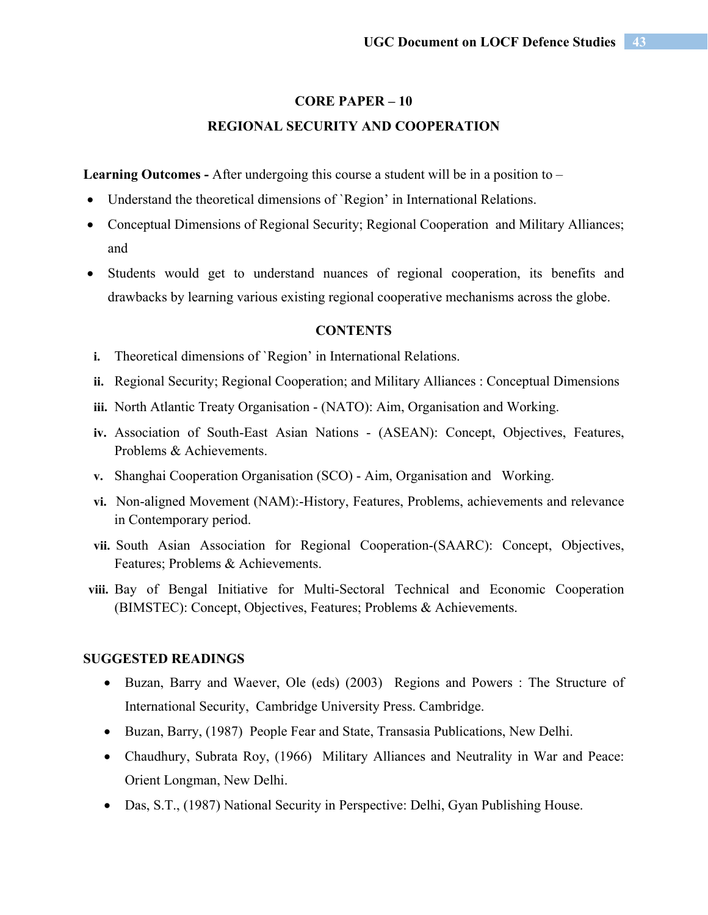## CORE PAPER – 10

## REGIONAL SECURITY AND COOPERATION

**Learning Outcomes -** After undergoing this course a student will be in a position to –

- Understand the theoretical dimensions of `Region' in International Relations.
- Conceptual Dimensions of Regional Security; Regional Cooperation and Military Alliances; and
- Students would get to understand nuances of regional cooperation, its benefits and drawbacks by learning various existing regional cooperative mechanisms across the globe.

**CONTENTS**

- **i.** Theoretical dimensions of `Region' in International Relations.
- **ii.** Regional Security; Regional Cooperation; and Military Alliances : Conceptual Dimensions
- **iii.** North Atlantic Treaty Organisation - (NATO): Aim, Organisation and Working.
- **iv.** Association of South-East Asian Nations - (ASEAN): Concept, Objectives, Features, Problems & Achievements.
- **v.** Shanghai Cooperation Organisation (SCO) - Aim, Organisation and Working.
- **vi.** Non-aligned Movement (NAM):-History, Features, Problems, achievements and relevance in Contemporary period.
- **vii.** South Asian Association for Regional Cooperation-(SAARC): Concept, Objectives, Features; Problems & Achievements.
- **viii.** Bay of Bengal Initiative for Multi-Sectoral Technical and Economic Cooperation (BIMSTEC): Concept, Objectives, Features; Problems & Achievements.

**SUGGESTED READINGS**

- Buzan, Barry and Waever, Ole (eds) (2003) Regions and Powers : The Structure of International Security, Cambridge University Press. Cambridge.
- Buzan, Barry, (1987) People Fear and State, Transasia Publications, New Delhi.
- Chaudhury, Subrata Roy, (1966) Military Alliances and Neutrality in War and Peace: Orient Longman, New Delhi.
- Das, S.T., (1987) National Security in Perspective: Delhi, Gyan Publishing House.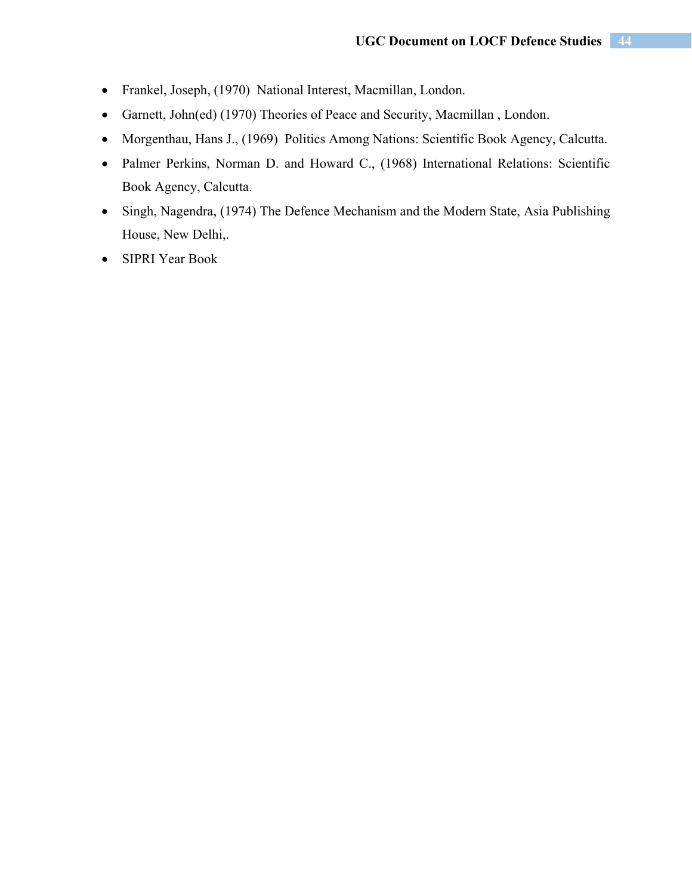- Frankel, Joseph, (1970) National Interest, Macmillan, London.
- Garnett, John(ed) (1970) Theories of Peace and Security, Macmillan , London.
- Morgenthau, Hans J., (1969) Politics Among Nations: Scientific Book Agency, Calcutta.
- Palmer Perkins, Norman D. and Howard C., (1968) International Relations: Scientific Book Agency, Calcutta.
- Singh, Nagendra, (1974) The Defence Mechanism and the Modern State, Asia Publishing House, New Delhi,.
- SIPRI Year Book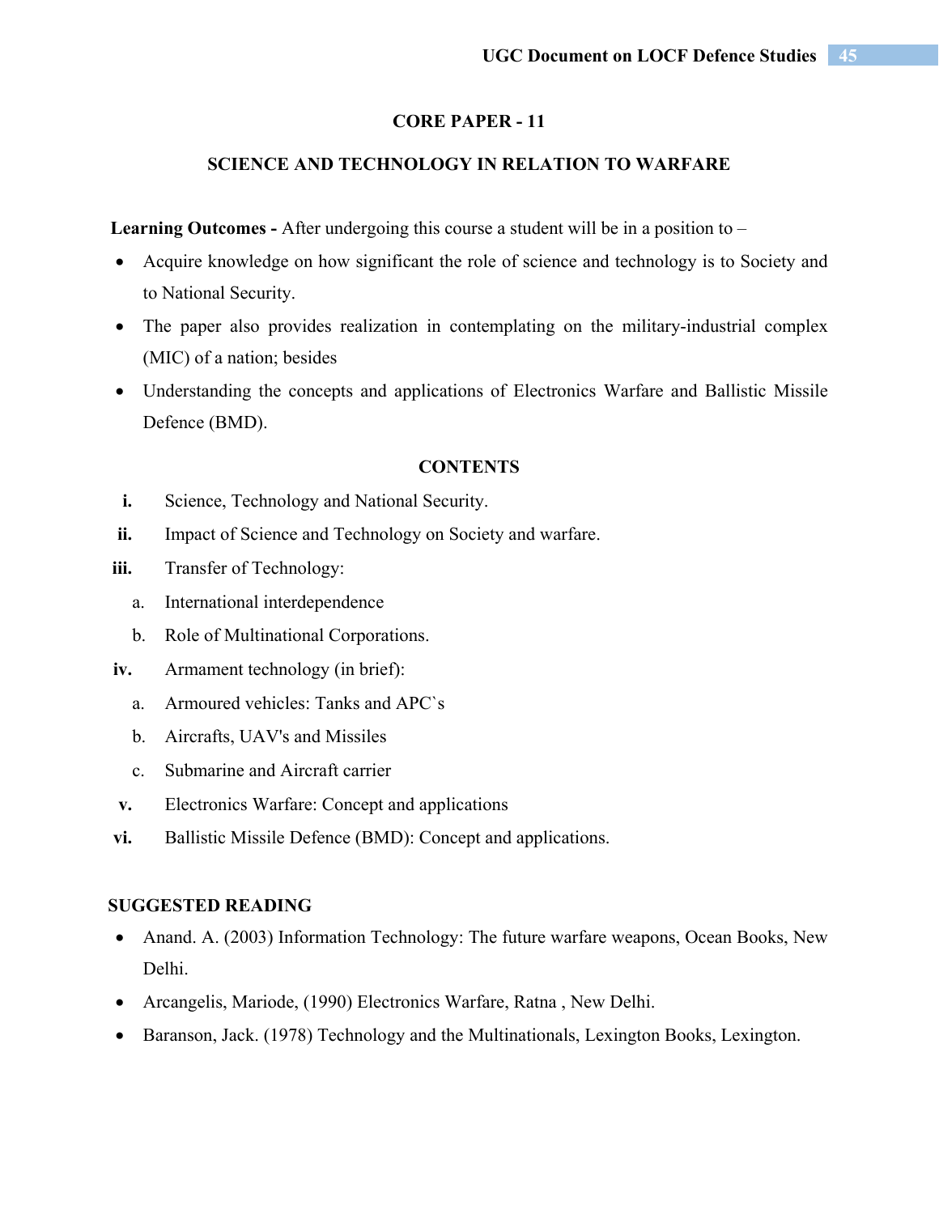## CORE PAPER - 11

## SCIENCE AND TECHNOLOGY IN RELATION TO WARFARE

**Learning Outcomes -** After undergoing this course a student will be in a position to –

- Acquire knowledge on how significant the role of science and technology is to Society and to National Security.
- The paper also provides realization in contemplating on the military-industrial complex (MIC) of a nation; besides
- Understanding the concepts and applications of Electronics Warfare and Ballistic Missile Defence (BMD).

### CONTENTS

**i.** Science, Technology and National Security.

**ii.** Impact of Science and Technology on Society and warfare.

**iii.** Transfer of Technology:

  a. International interdependence

  b. Role of Multinational Corporations.

**iv.** Armament technology (in brief):

  a. Armoured vehicles: Tanks and APC`s

  b. Aircrafts, UAV's and Missiles

  c. Submarine and Aircraft carrier

**v.** Electronics Warfare: Concept and applications

**vi.** Ballistic Missile Defence (BMD): Concept and applications.

### SUGGESTED READING

- Anand. A. (2003) Information Technology: The future warfare weapons, Ocean Books, New Delhi.
- Arcangelis, Mariode, (1990) Electronics Warfare, Ratna , New Delhi.
- Baranson, Jack. (1978) Technology and the Multinationals, Lexington Books, Lexington.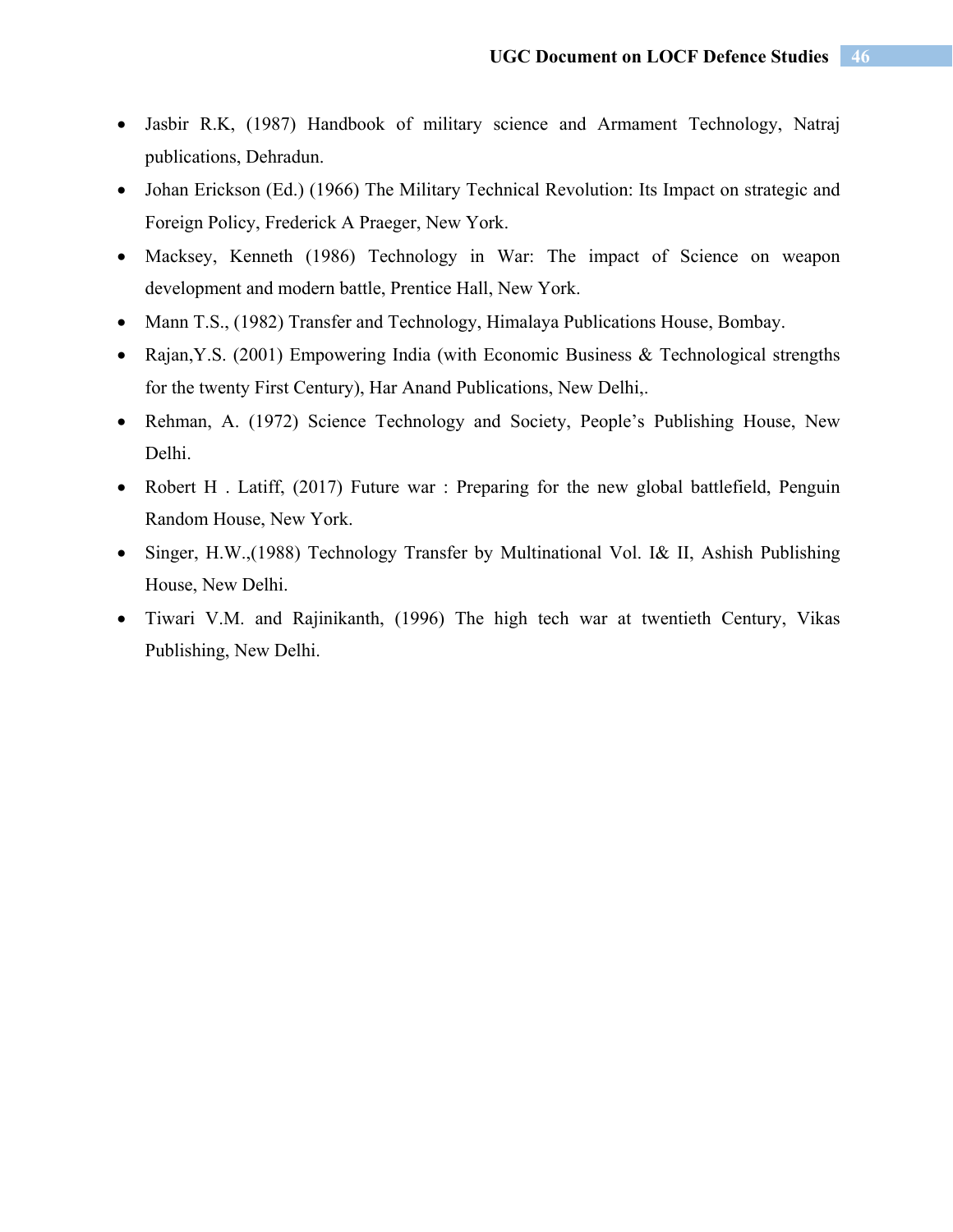- Jasbir R.K, (1987) Handbook of military science and Armament Technology, Natraj publications, Dehradun.
- Johan Erickson (Ed.) (1966) The Military Technical Revolution: Its Impact on strategic and Foreign Policy, Frederick A Praeger, New York.
- Macksey, Kenneth (1986) Technology in War: The impact of Science on weapon development and modern battle, Prentice Hall, New York.
- Mann T.S., (1982) Transfer and Technology, Himalaya Publications House, Bombay.
- Rajan,Y.S. (2001) Empowering India (with Economic Business & Technological strengths for the twenty First Century), Har Anand Publications, New Delhi,.
- Rehman, A. (1972) Science Technology and Society, People's Publishing House, New Delhi.
- Robert H . Latiff, (2017) Future war : Preparing for the new global battlefield, Penguin Random House, New York.
- Singer, H.W.,(1988) Technology Transfer by Multinational Vol. I& II, Ashish Publishing House, New Delhi.
- Tiwari V.M. and Rajinikanth, (1996) The high tech war at twentieth Century, Vikas Publishing, New Delhi.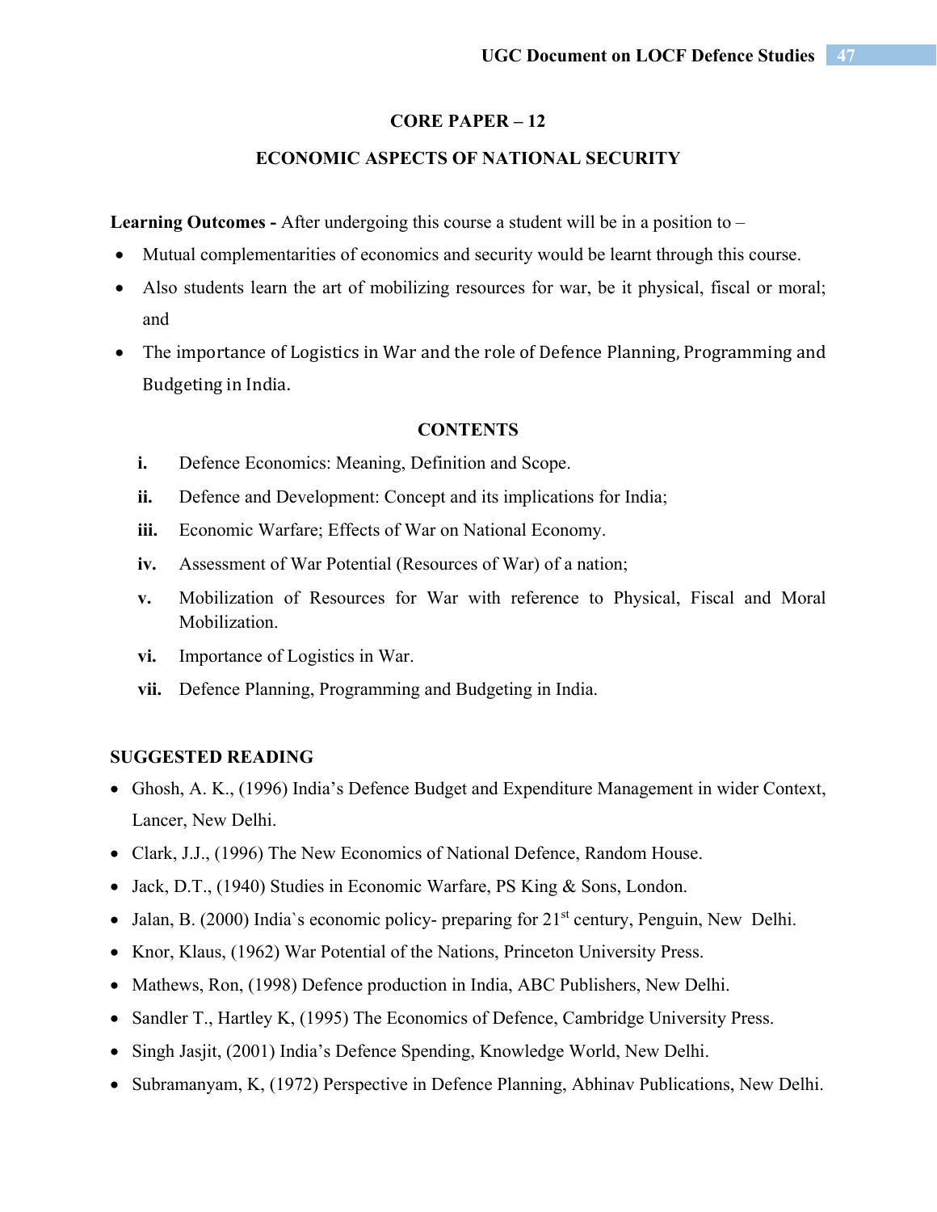## CORE PAPER – 12

## ECONOMIC ASPECTS OF NATIONAL SECURITY

**Learning Outcomes -** After undergoing this course a student will be in a position to –

- Mutual complementarities of economics and security would be learnt through this course.
- Also students learn the art of mobilizing resources for war, be it physical, fiscal or moral; and
- The importance of Logistics in War and the role of Defence Planning, Programming and Budgeting in India.

### CONTENTS

- **i.** Defence Economics: Meaning, Definition and Scope.
- **ii.** Defence and Development: Concept and its implications for India;
- **iii.** Economic Warfare; Effects of War on National Economy.
- **iv.** Assessment of War Potential (Resources of War) of a nation;
- **v.** Mobilization of Resources for War with reference to Physical, Fiscal and Moral Mobilization.
- **vi.** Importance of Logistics in War.
- **vii.** Defence Planning, Programming and Budgeting in India.

### SUGGESTED READING

- Ghosh, A. K., (1996) India's Defence Budget and Expenditure Management in wider Context, Lancer, New Delhi.
- Clark, J.J., (1996) The New Economics of National Defence, Random House.
- Jack, D.T., (1940) Studies in Economic Warfare, PS King & Sons, London.
- Jalan, B. (2000) India`s economic policy- preparing for 21st century, Penguin, New Delhi.
- Knor, Klaus, (1962) War Potential of the Nations, Princeton University Press.
- Mathews, Ron, (1998) Defence production in India, ABC Publishers, New Delhi.
- Sandler T., Hartley K, (1995) The Economics of Defence, Cambridge University Press.
- Singh Jasjit, (2001) India's Defence Spending, Knowledge World, New Delhi.
- Subramanyam, K, (1972) Perspective in Defence Planning, Abhinav Publications, New Delhi.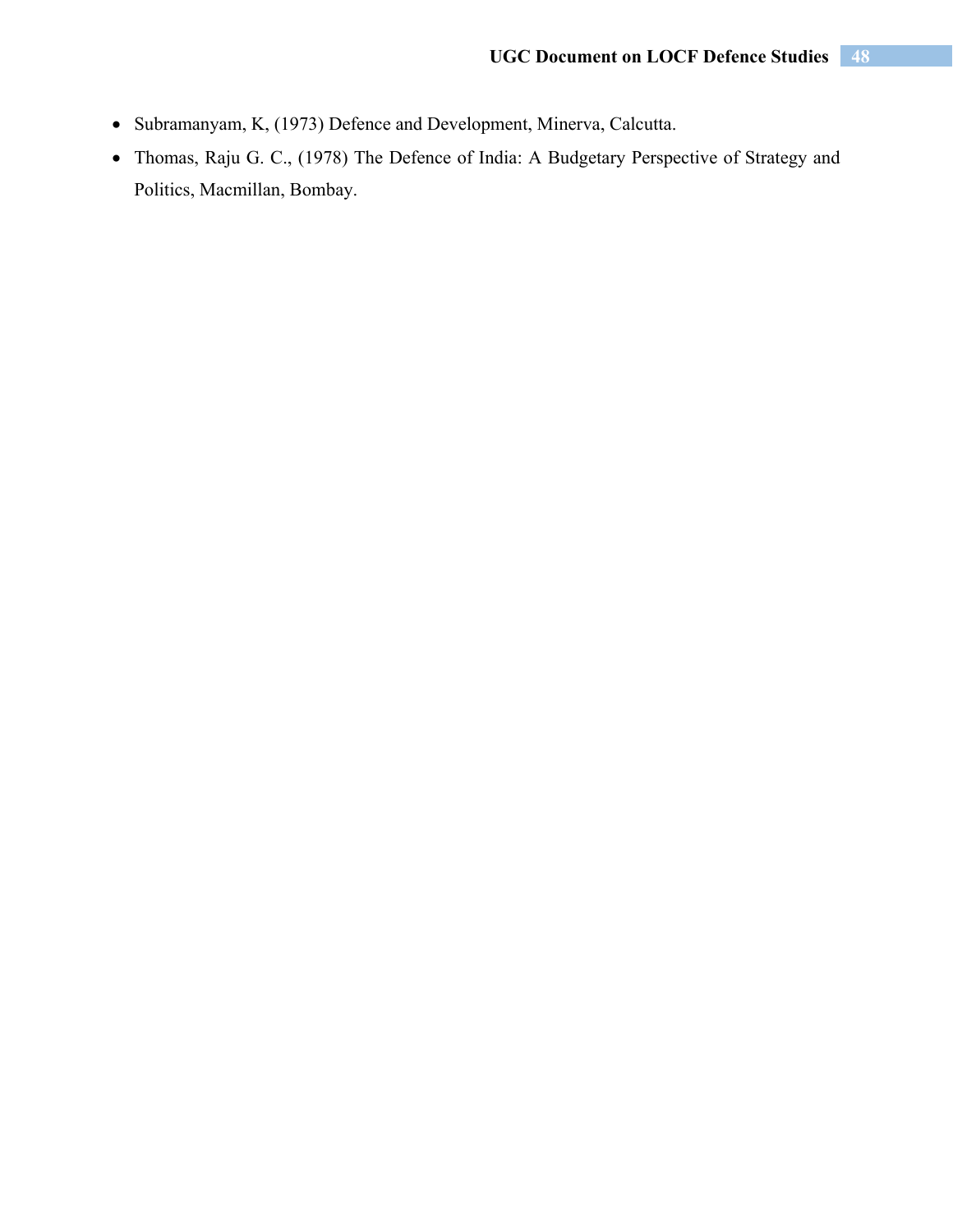- Subramanyam, K, (1973) Defence and Development, Minerva, Calcutta.
- Thomas, Raju G. C., (1978) The Defence of India: A Budgetary Perspective of Strategy and Politics, Macmillan, Bombay.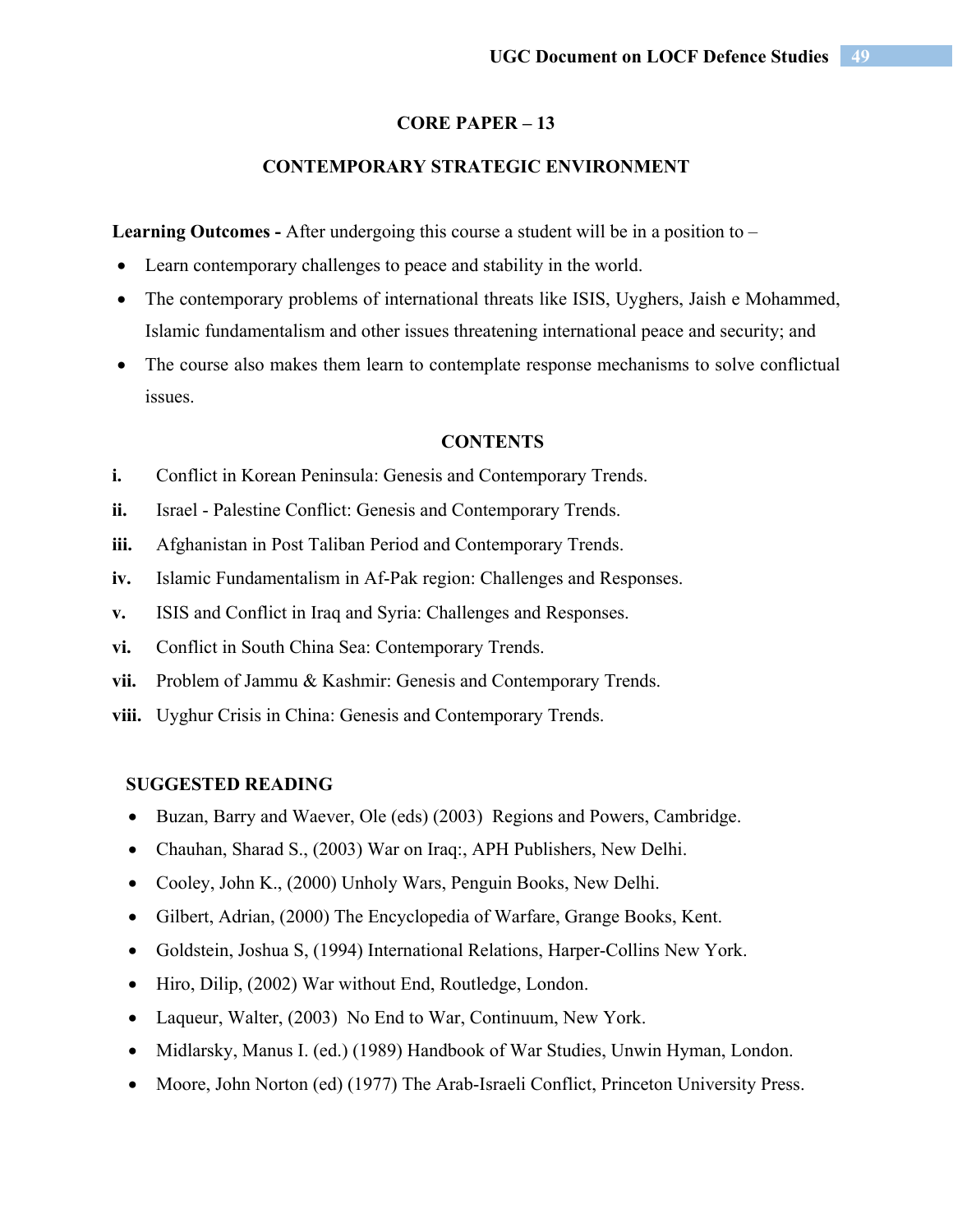## CORE PAPER – 13

## CONTEMPORARY STRATEGIC ENVIRONMENT

**Learning Outcomes -** After undergoing this course a student will be in a position to –

- Learn contemporary challenges to peace and stability in the world.
- The contemporary problems of international threats like ISIS, Uyghers, Jaish e Mohammed, Islamic fundamentalism and other issues threatening international peace and security; and
- The course also makes them learn to contemplate response mechanisms to solve conflictual issues.

### CONTENTS

**i.** Conflict in Korean Peninsula: Genesis and Contemporary Trends.

**ii.** Israel - Palestine Conflict: Genesis and Contemporary Trends.

**iii.** Afghanistan in Post Taliban Period and Contemporary Trends.

**iv.** Islamic Fundamentalism in Af-Pak region: Challenges and Responses.

**v.** ISIS and Conflict in Iraq and Syria: Challenges and Responses.

**vi.** Conflict in South China Sea: Contemporary Trends.

**vii.** Problem of Jammu & Kashmir: Genesis and Contemporary Trends.

**viii.** Uyghur Crisis in China: Genesis and Contemporary Trends.

### SUGGESTED READING

- Buzan, Barry and Waever, Ole (eds) (2003) Regions and Powers, Cambridge.
- Chauhan, Sharad S., (2003) War on Iraq:, APH Publishers, New Delhi.
- Cooley, John K., (2000) Unholy Wars, Penguin Books, New Delhi.
- Gilbert, Adrian, (2000) The Encyclopedia of Warfare, Grange Books, Kent.
- Goldstein, Joshua S, (1994) International Relations, Harper-Collins New York.
- Hiro, Dilip, (2002) War without End, Routledge, London.
- Laqueur, Walter, (2003) No End to War, Continuum, New York.
- Midlarsky, Manus I. (ed.) (1989) Handbook of War Studies, Unwin Hyman, London.
- Moore, John Norton (ed) (1977) The Arab-Israeli Conflict, Princeton University Press.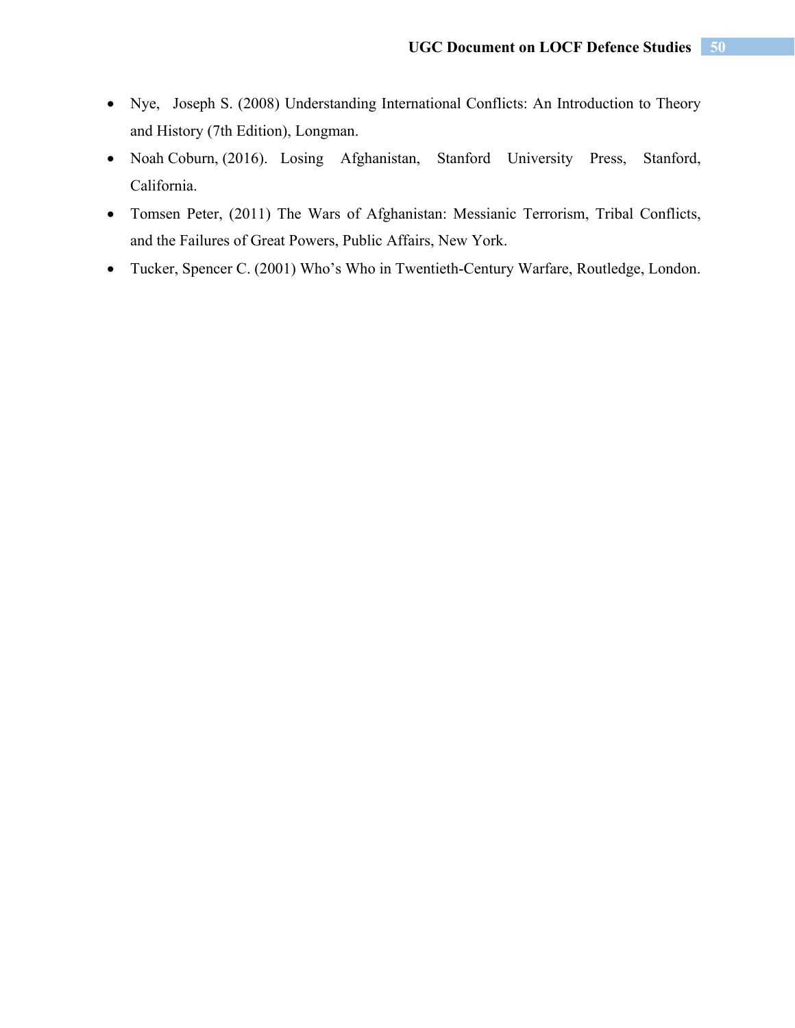- Nye, Joseph S. (2008) Understanding International Conflicts: An Introduction to Theory and History (7th Edition), Longman.
- Noah Coburn, (2016). Losing Afghanistan, Stanford University Press, Stanford, California.
- Tomsen Peter, (2011) The Wars of Afghanistan: Messianic Terrorism, Tribal Conflicts, and the Failures of Great Powers, Public Affairs, New York.
- Tucker, Spencer C. (2001) Who's Who in Twentieth-Century Warfare, Routledge, London.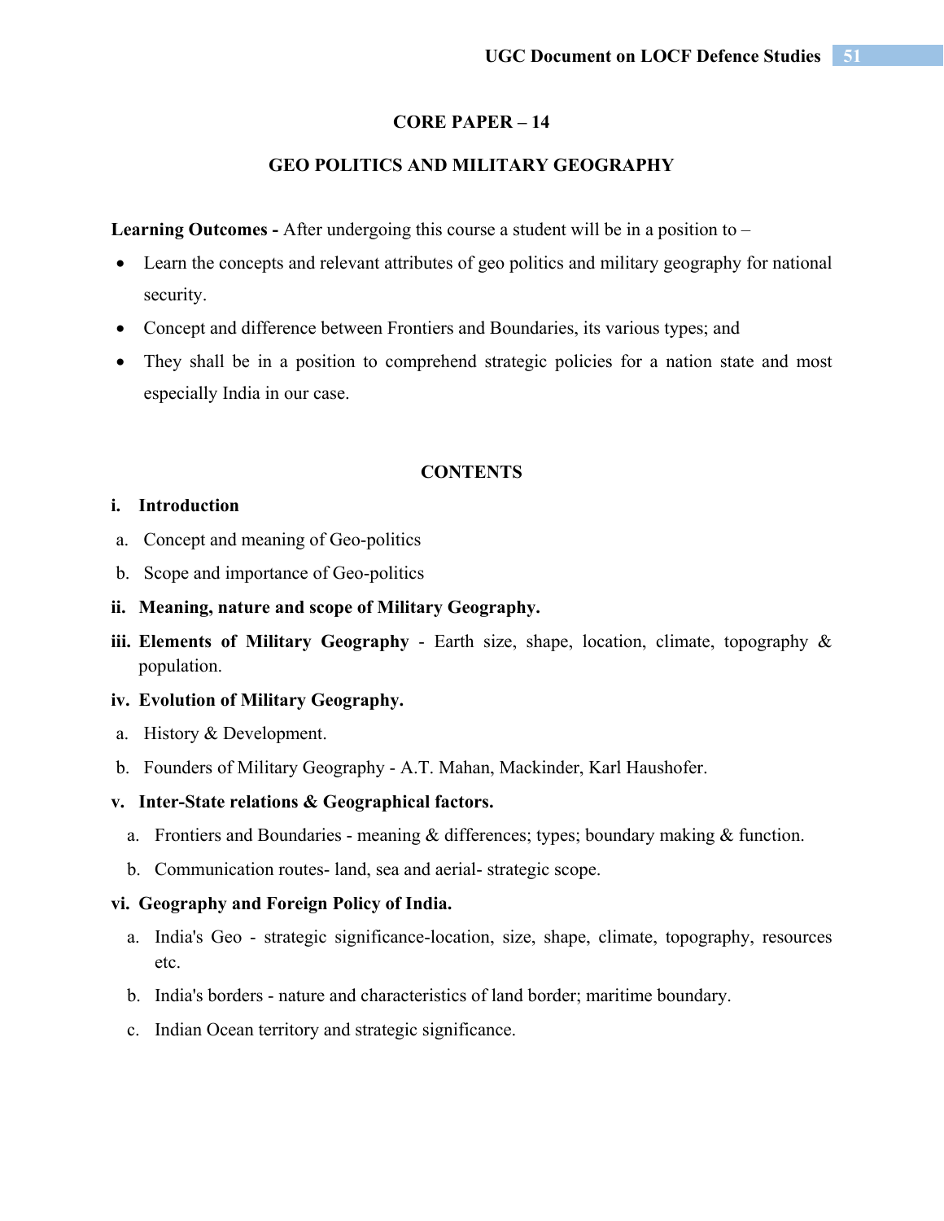## CORE PAPER – 14

## GEO POLITICS AND MILITARY GEOGRAPHY

**Learning Outcomes -** After undergoing this course a student will be in a position to –

- Learn the concepts and relevant attributes of geo politics and military geography for national security.
- Concept and difference between Frontiers and Boundaries, its various types; and
- They shall be in a position to comprehend strategic policies for a nation state and most especially India in our case.

### CONTENTS

**i. Introduction**

a. Concept and meaning of Geo-politics

b. Scope and importance of Geo-politics

**ii. Meaning, nature and scope of Military Geography.**

**iii. Elements of Military Geography** - Earth size, shape, location, climate, topography & population.

**iv. Evolution of Military Geography.**

a. History & Development.

b. Founders of Military Geography - A.T. Mahan, Mackinder, Karl Haushofer.

**v. Inter-State relations & Geographical factors.**

a. Frontiers and Boundaries - meaning & differences; types; boundary making & function.

b. Communication routes- land, sea and aerial- strategic scope.

**vi. Geography and Foreign Policy of India.**

a. India's Geo - strategic significance-location, size, shape, climate, topography, resources etc.

b. India's borders - nature and characteristics of land border; maritime boundary.

c. Indian Ocean territory and strategic significance.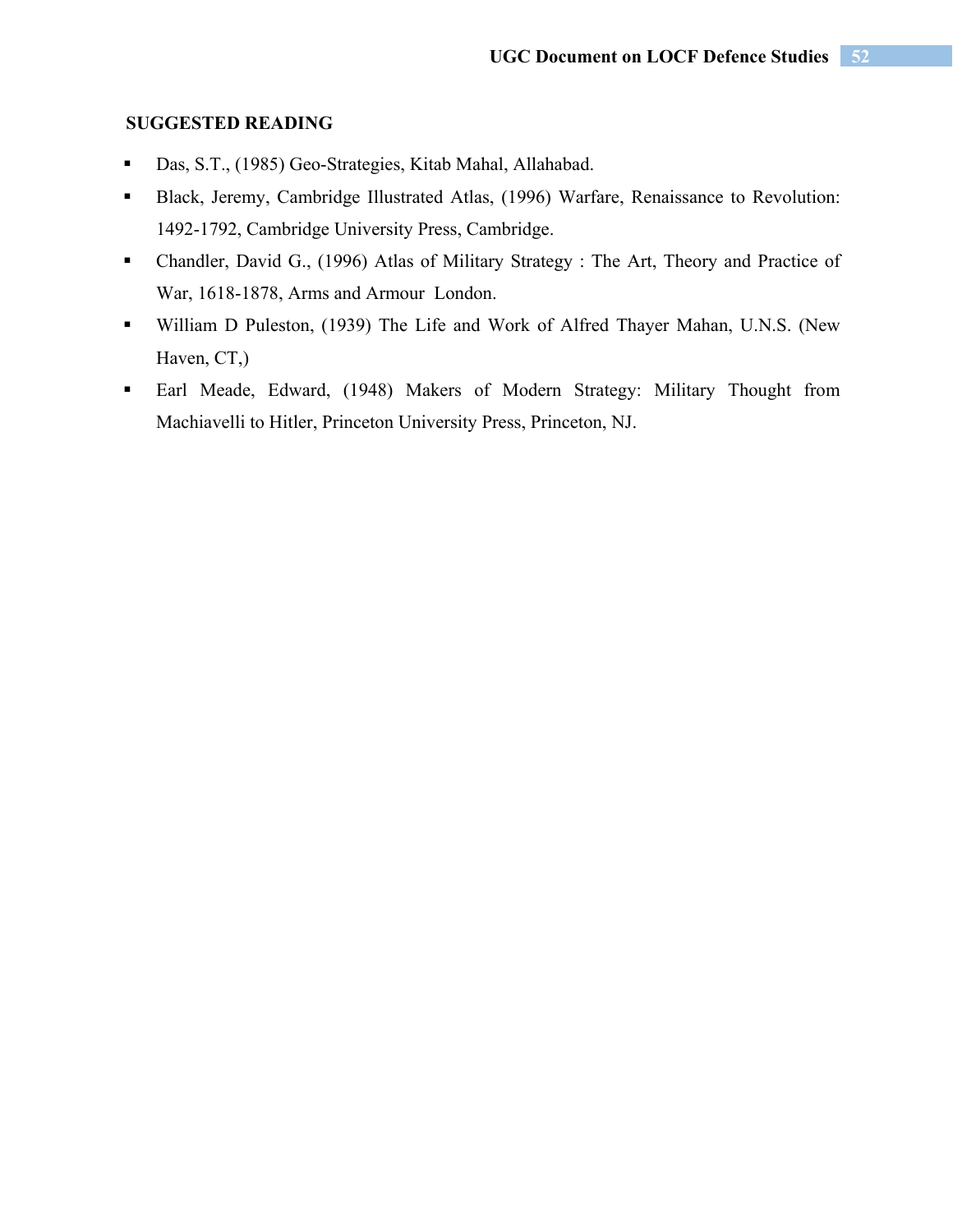**SUGGESTED READING**

- Das, S.T., (1985) Geo-Strategies, Kitab Mahal, Allahabad.
- Black, Jeremy, Cambridge Illustrated Atlas, (1996) Warfare, Renaissance to Revolution: 1492-1792, Cambridge University Press, Cambridge.
- Chandler, David G., (1996) Atlas of Military Strategy : The Art, Theory and Practice of War, 1618-1878, Arms and Armour London.
- William D Puleston, (1939) The Life and Work of Alfred Thayer Mahan, U.N.S. (New Haven, CT,)
- Earl Meade, Edward, (1948) Makers of Modern Strategy: Military Thought from Machiavelli to Hitler, Princeton University Press, Princeton, NJ.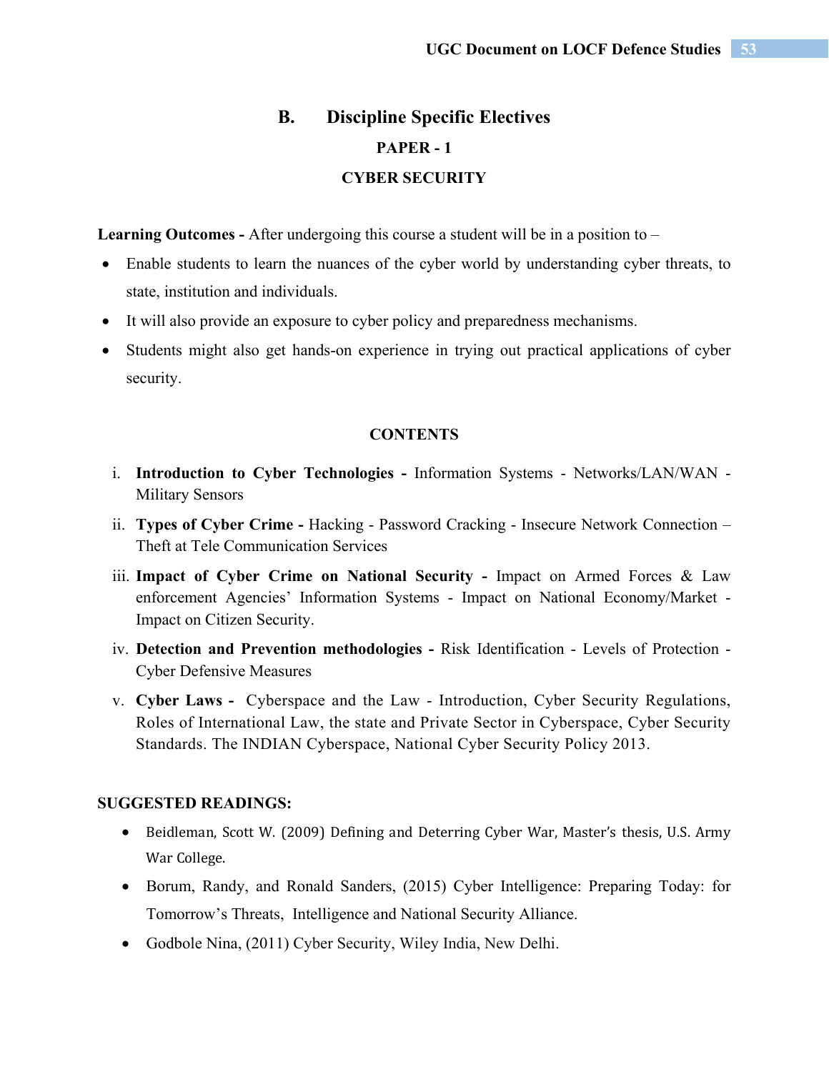## B. Discipline Specific Electives

### PAPER - 1

### CYBER SECURITY

**Learning Outcomes -** After undergoing this course a student will be in a position to –

- Enable students to learn the nuances of the cyber world by understanding cyber threats, to state, institution and individuals.
- It will also provide an exposure to cyber policy and preparedness mechanisms.
- Students might also get hands-on experience in trying out practical applications of cyber security.

**CONTENTS**

i. **Introduction to Cyber Technologies -** Information Systems - Networks/LAN/WAN - Military Sensors

ii. **Types of Cyber Crime -** Hacking - Password Cracking - Insecure Network Connection – Theft at Tele Communication Services

iii. **Impact of Cyber Crime on National Security -** Impact on Armed Forces & Law enforcement Agencies' Information Systems - Impact on National Economy/Market - Impact on Citizen Security.

iv. **Detection and Prevention methodologies -** Risk Identification - Levels of Protection - Cyber Defensive Measures

v. **Cyber Laws -** Cyberspace and the Law - Introduction, Cyber Security Regulations, Roles of International Law, the state and Private Sector in Cyberspace, Cyber Security Standards. The INDIAN Cyberspace, National Cyber Security Policy 2013.

**SUGGESTED READINGS:**

- Beidleman, Scott W. (2009) Defining and Deterring Cyber War, Master's thesis, U.S. Army War College.
- Borum, Randy, and Ronald Sanders, (2015) Cyber Intelligence: Preparing Today: for Tomorrow's Threats, Intelligence and National Security Alliance.
- Godbole Nina, (2011) Cyber Security, Wiley India, New Delhi.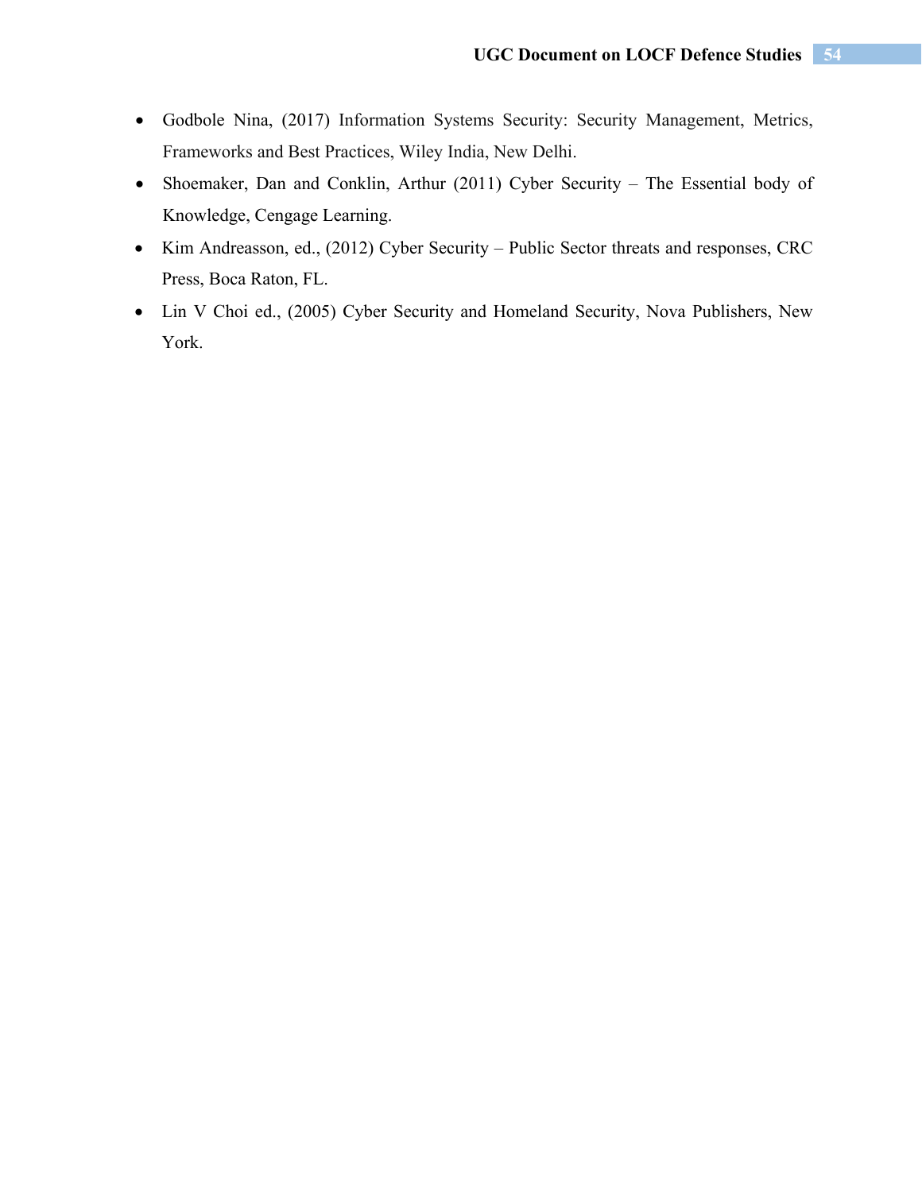- Godbole Nina, (2017) Information Systems Security: Security Management, Metrics, Frameworks and Best Practices, Wiley India, New Delhi.
- Shoemaker, Dan and Conklin, Arthur (2011) Cyber Security – The Essential body of Knowledge, Cengage Learning.
- Kim Andreasson, ed., (2012) Cyber Security – Public Sector threats and responses, CRC Press, Boca Raton, FL.
- Lin V Choi ed., (2005) Cyber Security and Homeland Security, Nova Publishers, New York.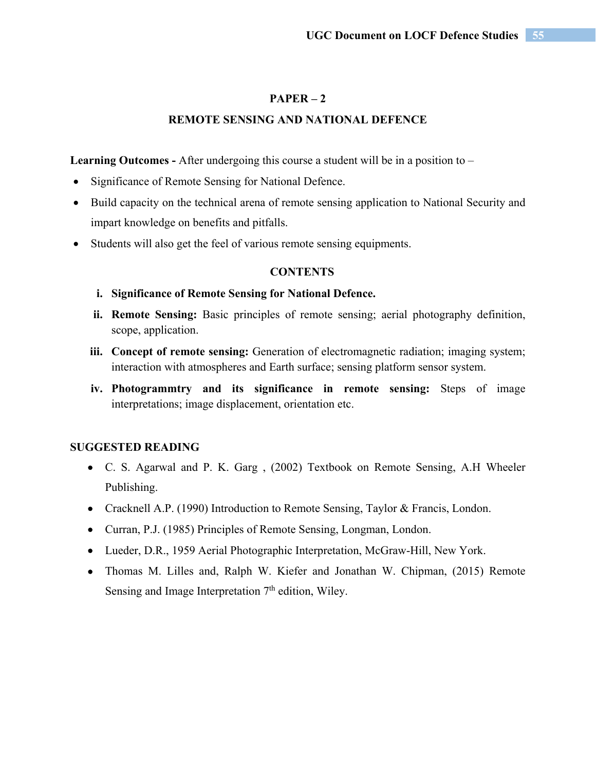## PAPER – 2

## REMOTE SENSING AND NATIONAL DEFENCE

**Learning Outcomes -** After undergoing this course a student will be in a position to –

- Significance of Remote Sensing for National Defence.
- Build capacity on the technical arena of remote sensing application to National Security and impart knowledge on benefits and pitfalls.
- Students will also get the feel of various remote sensing equipments.

### CONTENTS

i. **Significance of Remote Sensing for National Defence.**

ii. **Remote Sensing:** Basic principles of remote sensing; aerial photography definition, scope, application.

iii. **Concept of remote sensing:** Generation of electromagnetic radiation; imaging system; interaction with atmospheres and Earth surface; sensing platform sensor system.

iv. **Photogrammtry and its significance in remote sensing:** Steps of image interpretations; image displacement, orientation etc.

### SUGGESTED READING

- C. S. Agarwal and P. K. Garg , (2002) Textbook on Remote Sensing, A.H Wheeler Publishing.
- Cracknell A.P. (1990) Introduction to Remote Sensing, Taylor & Francis, London.
- Curran, P.J. (1985) Principles of Remote Sensing, Longman, London.
- Lueder, D.R., 1959 Aerial Photographic Interpretation, McGraw-Hill, New York.
- Thomas M. Lilles and, Ralph W. Kiefer and Jonathan W. Chipman, (2015) Remote Sensing and Image Interpretation 7th edition, Wiley.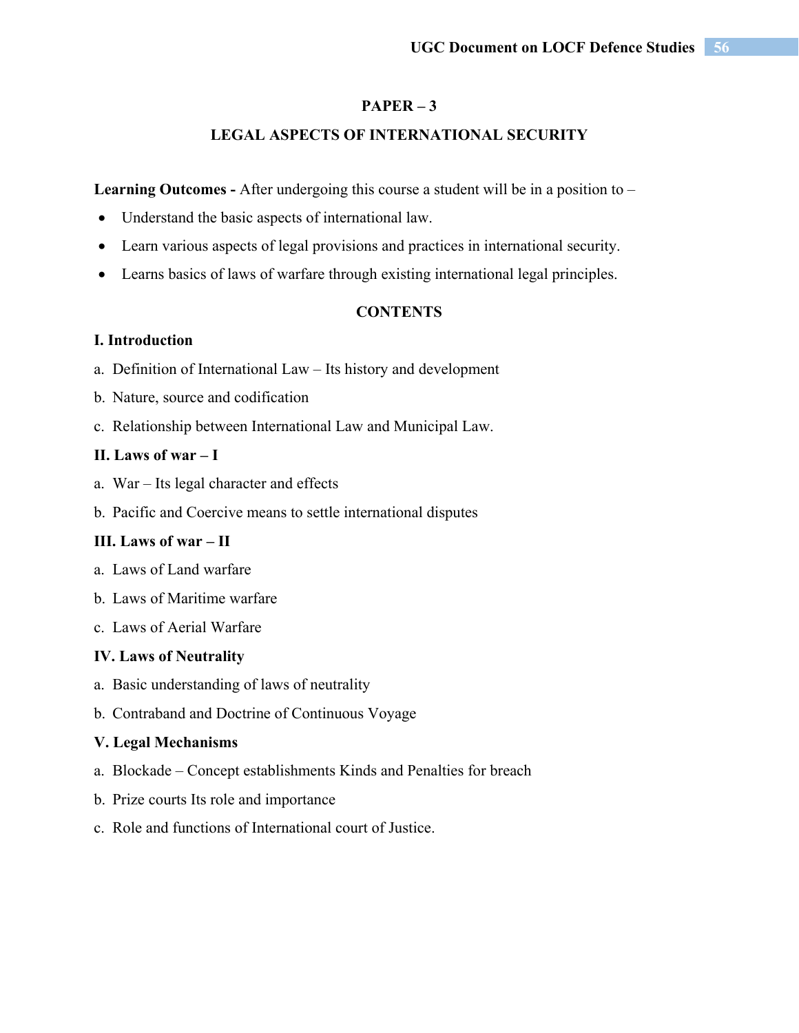## PAPER – 3

## LEGAL ASPECTS OF INTERNATIONAL SECURITY

**Learning Outcomes -** After undergoing this course a student will be in a position to –

- Understand the basic aspects of international law.
- Learn various aspects of legal provisions and practices in international security.
- Learns basics of laws of warfare through existing international legal principles.

### CONTENTS

**I. Introduction**

a. Definition of International Law – Its history and development

b. Nature, source and codification

c. Relationship between International Law and Municipal Law.

**II. Laws of war – I**

a. War – Its legal character and effects

b. Pacific and Coercive means to settle international disputes

**III. Laws of war – II**

a. Laws of Land warfare

b. Laws of Maritime warfare

c. Laws of Aerial Warfare

**IV. Laws of Neutrality**

a. Basic understanding of laws of neutrality

b. Contraband and Doctrine of Continuous Voyage

**V. Legal Mechanisms**

a. Blockade – Concept establishments Kinds and Penalties for breach

b. Prize courts Its role and importance

c. Role and functions of International court of Justice.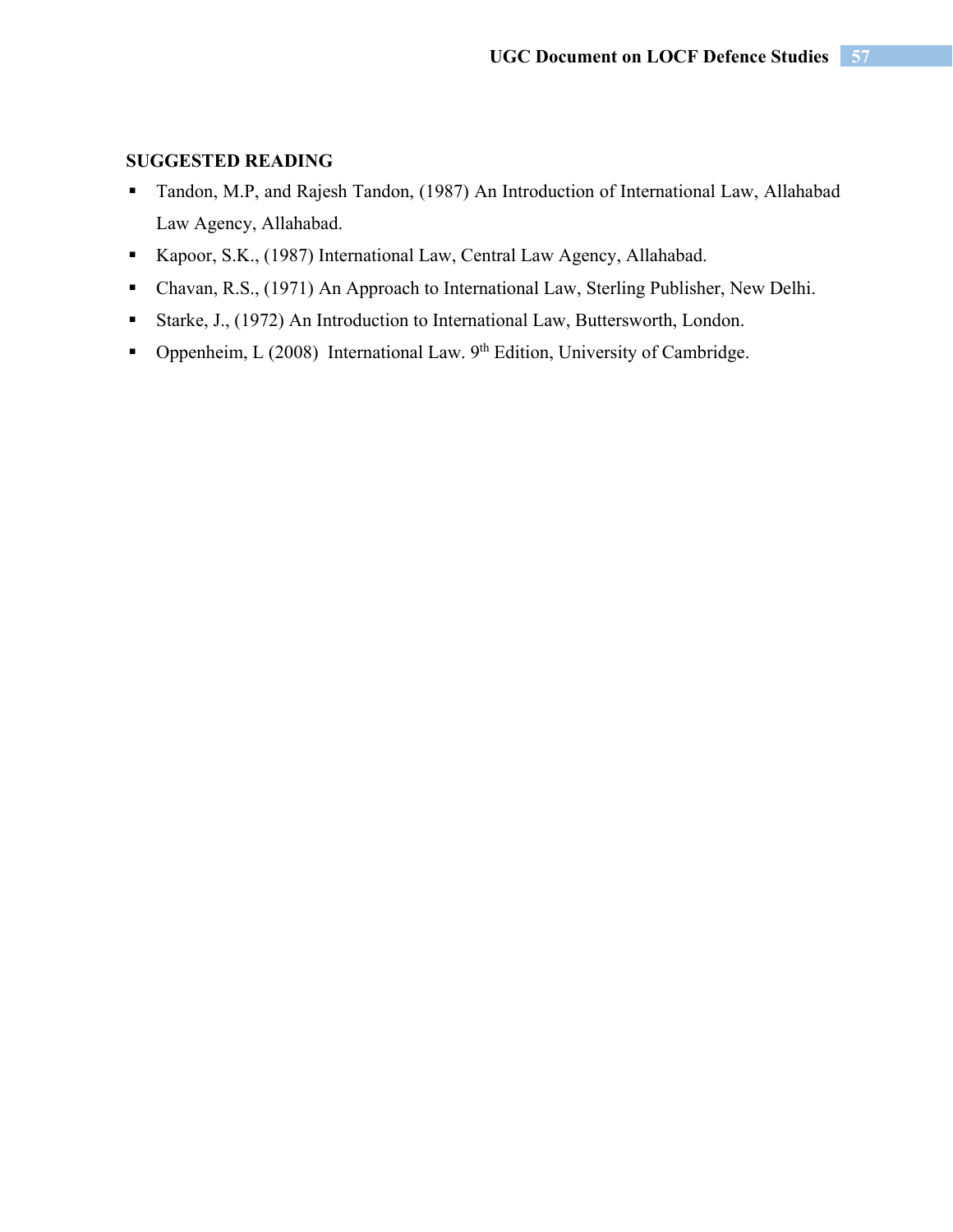**SUGGESTED READING**

- Tandon, M.P, and Rajesh Tandon, (1987) An Introduction of International Law, Allahabad Law Agency, Allahabad.
- Kapoor, S.K., (1987) International Law, Central Law Agency, Allahabad.
- Chavan, R.S., (1971) An Approach to International Law, Sterling Publisher, New Delhi.
- Starke, J., (1972) An Introduction to International Law, Buttersworth, London.
- Oppenheim, L (2008) International Law. 9th Edition, University of Cambridge.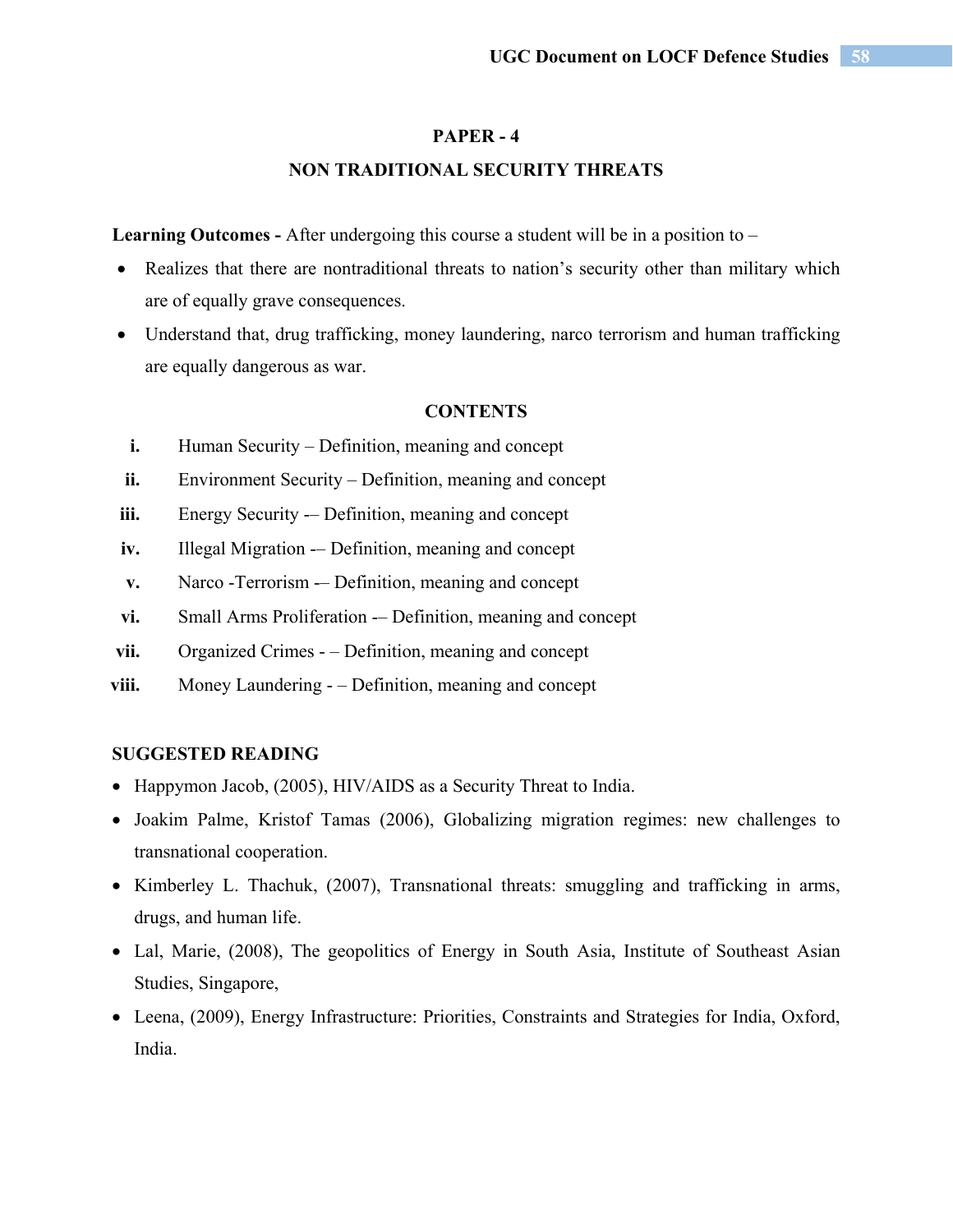## PAPER - 4

## NON TRADITIONAL SECURITY THREATS

**Learning Outcomes -** After undergoing this course a student will be in a position to –

- Realizes that there are nontraditional threats to nation's security other than military which are of equally grave consequences.
- Understand that, drug trafficking, money laundering, narco terrorism and human trafficking are equally dangerous as war.

### CONTENTS

- **i.** Human Security – Definition, meaning and concept
- **ii.** Environment Security – Definition, meaning and concept
- **iii.** Energy Security -– Definition, meaning and concept
- **iv.** Illegal Migration -– Definition, meaning and concept
- **v.** Narco -Terrorism -– Definition, meaning and concept
- **vi.** Small Arms Proliferation -– Definition, meaning and concept
- **vii.** Organized Crimes - – Definition, meaning and concept
- **viii.** Money Laundering - – Definition, meaning and concept

### SUGGESTED READING

- Happymon Jacob, (2005), HIV/AIDS as a Security Threat to India.
- Joakim Palme, Kristof Tamas (2006), Globalizing migration regimes: new challenges to transnational cooperation.
- Kimberley L. Thachuk, (2007), Transnational threats: smuggling and trafficking in arms, drugs, and human life.
- Lal, Marie, (2008), The geopolitics of Energy in South Asia, Institute of Southeast Asian Studies, Singapore,
- Leena, (2009), Energy Infrastructure: Priorities, Constraints and Strategies for India, Oxford, India.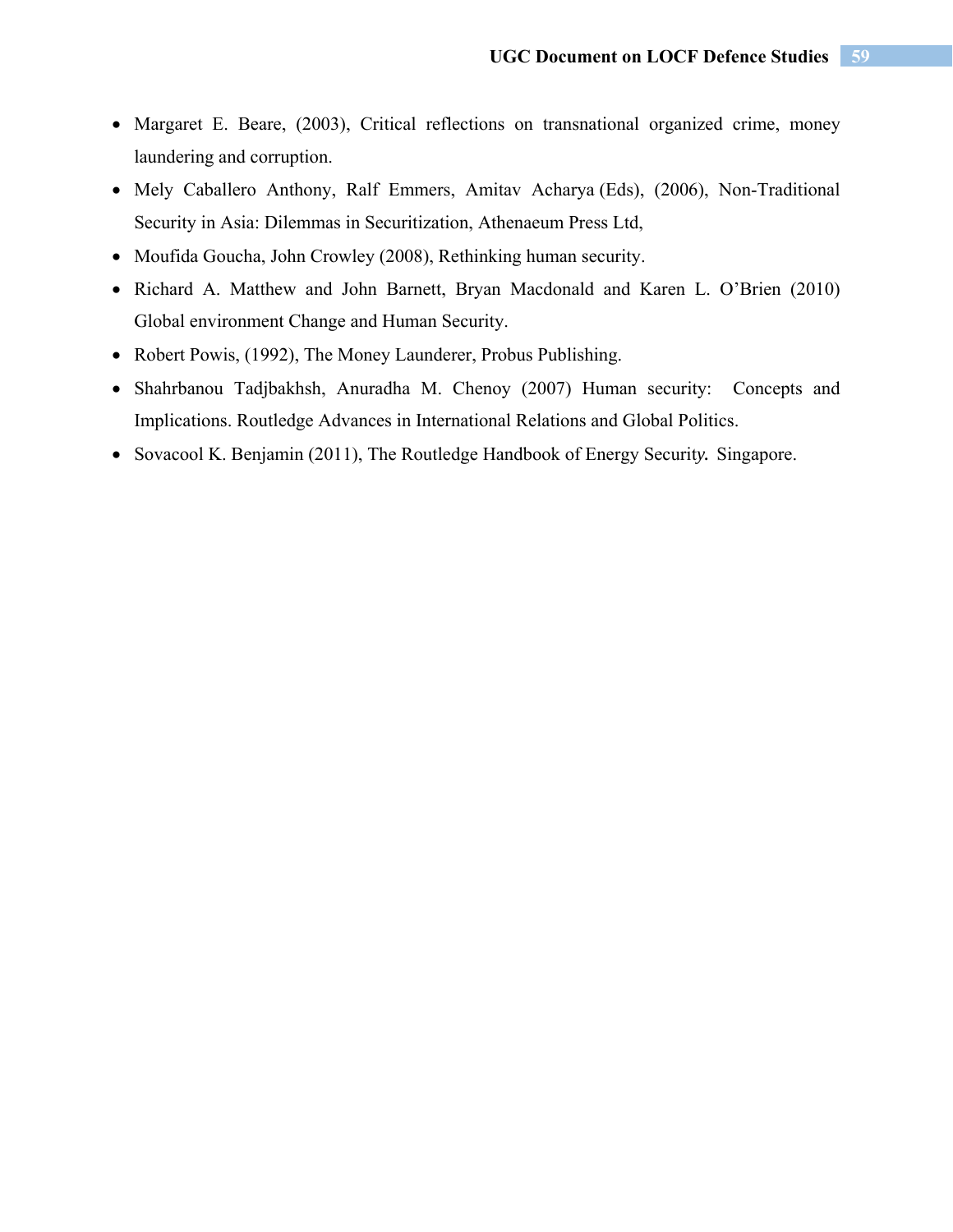- Margaret E. Beare, (2003), Critical reflections on transnational organized crime, money laundering and corruption.
- Mely Caballero Anthony, Ralf Emmers, Amitav Acharya (Eds), (2006), Non-Traditional Security in Asia: Dilemmas in Securitization, Athenaeum Press Ltd,
- Moufida Goucha, John Crowley (2008), Rethinking human security.
- Richard A. Matthew and John Barnett, Bryan Macdonald and Karen L. O'Brien (2010) Global environment Change and Human Security.
- Robert Powis, (1992), The Money Launderer, Probus Publishing.
- Shahrbanou Tadjbakhsh, Anuradha M. Chenoy (2007) Human security: Concepts and Implications. Routledge Advances in International Relations and Global Politics.
- Sovacool K. Benjamin (2011), The Routledge Handbook of Energy Security. Singapore.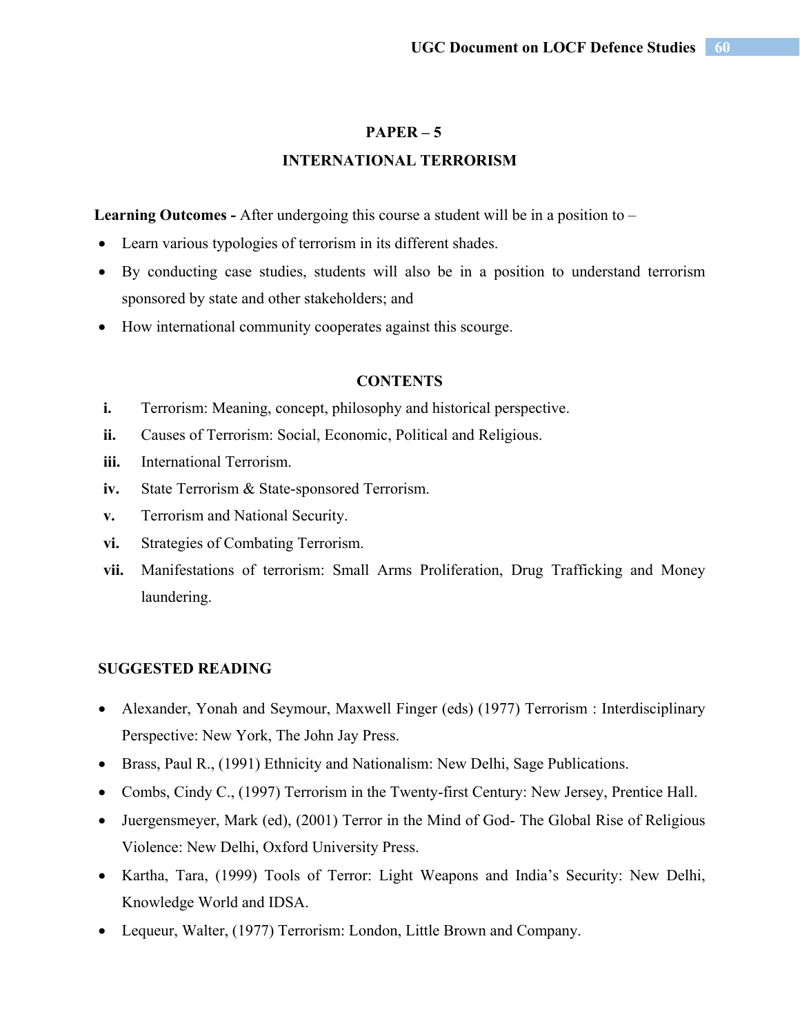## PAPER – 5

## INTERNATIONAL TERRORISM

**Learning Outcomes -** After undergoing this course a student will be in a position to –

- Learn various typologies of terrorism in its different shades.
- By conducting case studies, students will also be in a position to understand terrorism sponsored by state and other stakeholders; and
- How international community cooperates against this scourge.

### CONTENTS

- **i.** Terrorism: Meaning, concept, philosophy and historical perspective.
- **ii.** Causes of Terrorism: Social, Economic, Political and Religious.
- **iii.** International Terrorism.
- **iv.** State Terrorism & State-sponsored Terrorism.
- **v.** Terrorism and National Security.
- **vi.** Strategies of Combating Terrorism.
- **vii.** Manifestations of terrorism: Small Arms Proliferation, Drug Trafficking and Money laundering.

### SUGGESTED READING

- Alexander, Yonah and Seymour, Maxwell Finger (eds) (1977) Terrorism : Interdisciplinary Perspective: New York, The John Jay Press.
- Brass, Paul R., (1991) Ethnicity and Nationalism: New Delhi, Sage Publications.
- Combs, Cindy C., (1997) Terrorism in the Twenty-first Century: New Jersey, Prentice Hall.
- Juergensmeyer, Mark (ed), (2001) Terror in the Mind of God- The Global Rise of Religious Violence: New Delhi, Oxford University Press.
- Kartha, Tara, (1999) Tools of Terror: Light Weapons and India's Security: New Delhi, Knowledge World and IDSA.
- Lequeur, Walter, (1977) Terrorism: London, Little Brown and Company.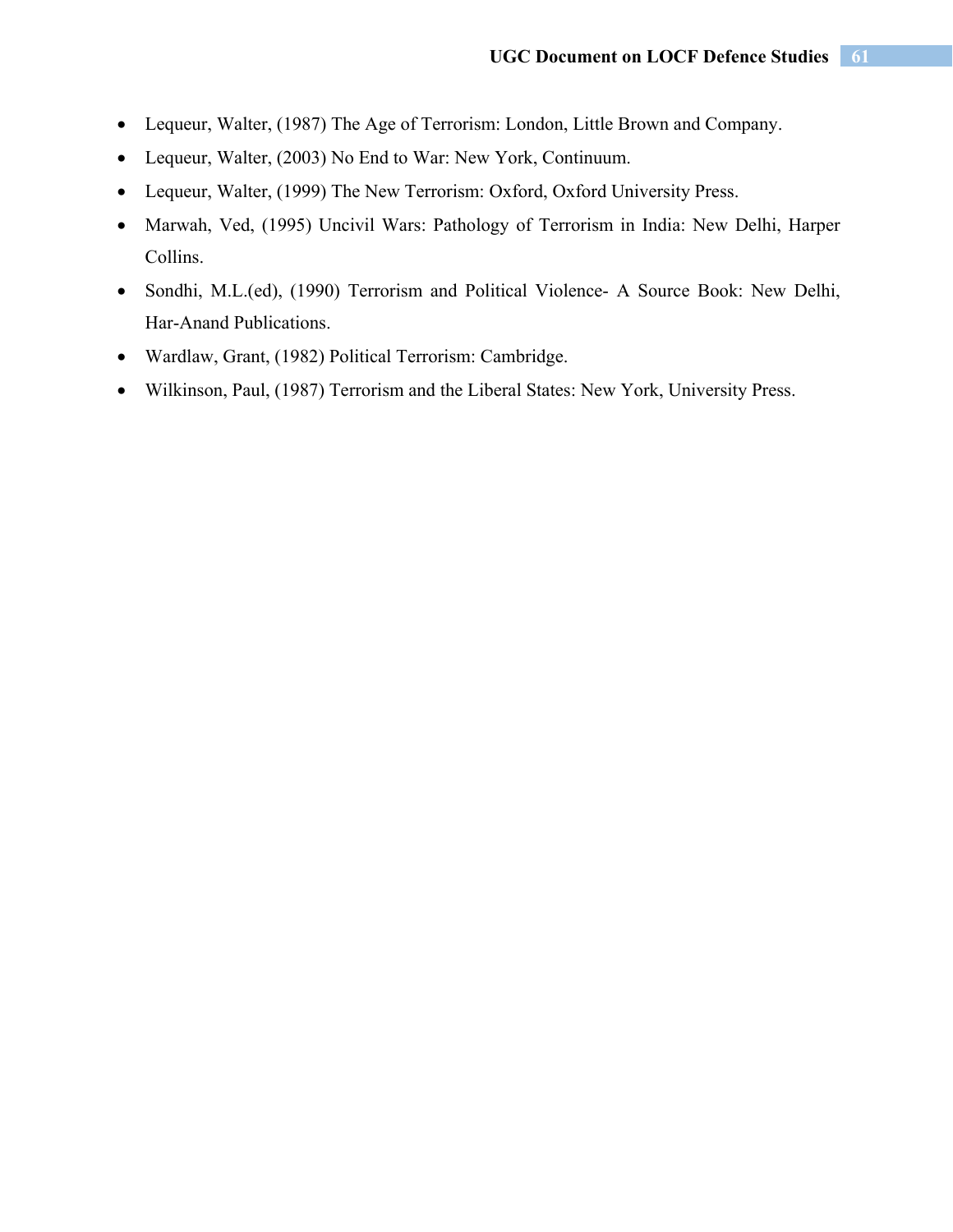- Lequeur, Walter, (1987) The Age of Terrorism: London, Little Brown and Company.
- Lequeur, Walter, (2003) No End to War: New York, Continuum.
- Lequeur, Walter, (1999) The New Terrorism: Oxford, Oxford University Press.
- Marwah, Ved, (1995) Uncivil Wars: Pathology of Terrorism in India: New Delhi, Harper Collins.
- Sondhi, M.L.(ed), (1990) Terrorism and Political Violence- A Source Book: New Delhi, Har-Anand Publications.
- Wardlaw, Grant, (1982) Political Terrorism: Cambridge.
- Wilkinson, Paul, (1987) Terrorism and the Liberal States: New York, University Press.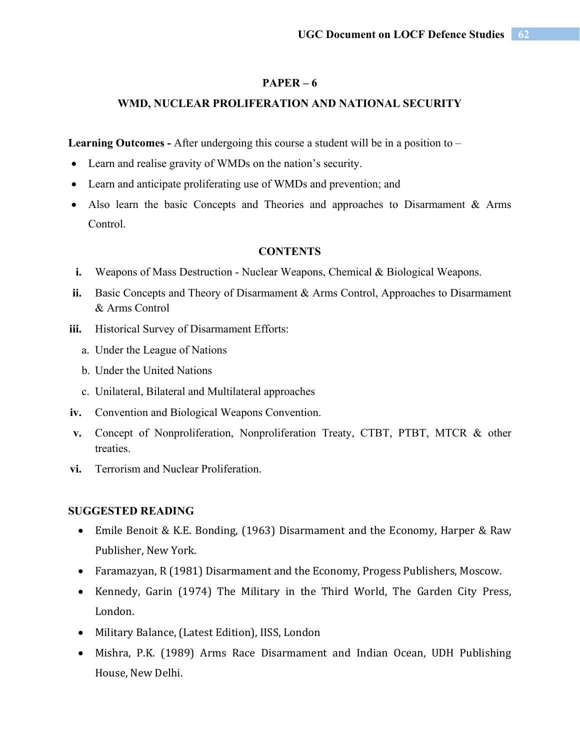## PAPER – 6

## WMD, NUCLEAR PROLIFERATION AND NATIONAL SECURITY

**Learning Outcomes -** After undergoing this course a student will be in a position to –

- Learn and realise gravity of WMDs on the nation's security.
- Learn and anticipate proliferating use of WMDs and prevention; and
- Also learn the basic Concepts and Theories and approaches to Disarmament & Arms Control.

### CONTENTS

- **i.** Weapons of Mass Destruction - Nuclear Weapons, Chemical & Biological Weapons.
- **ii.** Basic Concepts and Theory of Disarmament & Arms Control, Approaches to Disarmament & Arms Control
- **iii.** Historical Survey of Disarmament Efforts:
  - a. Under the League of Nations
  - b. Under the United Nations
  - c. Unilateral, Bilateral and Multilateral approaches
- **iv.** Convention and Biological Weapons Convention.
- **v.** Concept of Nonproliferation, Nonproliferation Treaty, CTBT, PTBT, MTCR & other treaties.
- **vi.** Terrorism and Nuclear Proliferation.

### SUGGESTED READING

- Emile Benoit & K.E. Bonding, (1963) Disarmament and the Economy, Harper & Raw Publisher, New York.
- Faramazyan, R (1981) Disarmament and the Economy, Progess Publishers, Moscow.
- Kennedy, Garin (1974) The Military in the Third World, The Garden City Press, London.
- Military Balance, (Latest Edition), IISS, London
- Mishra, P.K. (1989) Arms Race Disarmament and Indian Ocean, UDH Publishing House, New Delhi.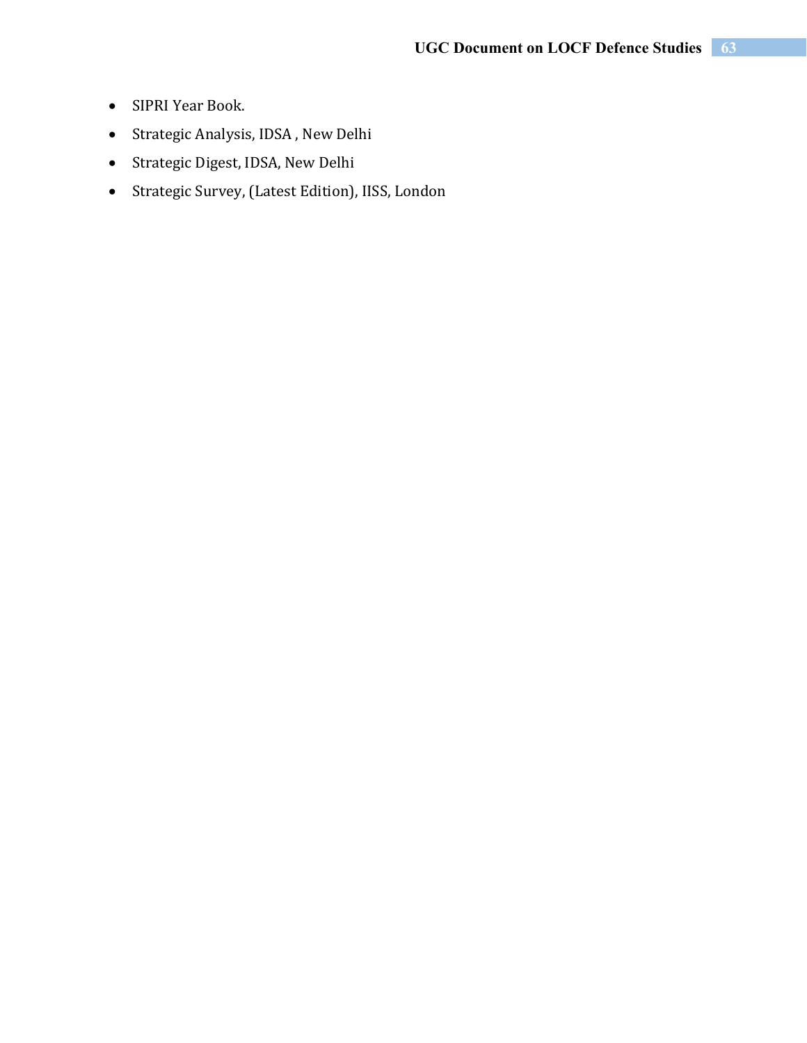- SIPRI Year Book.
- Strategic Analysis, IDSA , New Delhi
- Strategic Digest, IDSA, New Delhi
- Strategic Survey, (Latest Edition), IISS, London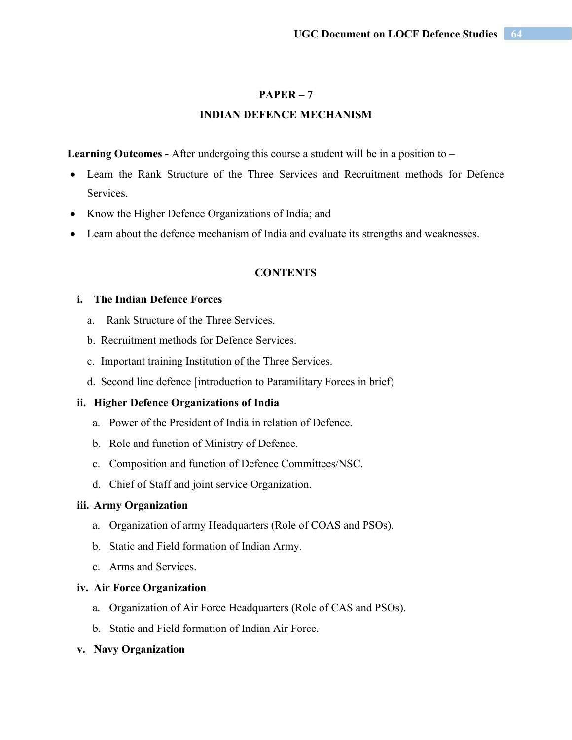## PAPER – 7

## INDIAN DEFENCE MECHANISM

**Learning Outcomes -** After undergoing this course a student will be in a position to –

- Learn the Rank Structure of the Three Services and Recruitment methods for Defence Services.
- Know the Higher Defence Organizations of India; and
- Learn about the defence mechanism of India and evaluate its strengths and weaknesses.

### CONTENTS

**i. The Indian Defence Forces**

a. Rank Structure of the Three Services.

b. Recruitment methods for Defence Services.

c. Important training Institution of the Three Services.

d. Second line defence [introduction to Paramilitary Forces in brief)

**ii. Higher Defence Organizations of India**

a. Power of the President of India in relation of Defence.

b. Role and function of Ministry of Defence.

c. Composition and function of Defence Committees/NSC.

d. Chief of Staff and joint service Organization.

**iii. Army Organization**

a. Organization of army Headquarters (Role of COAS and PSOs).

b. Static and Field formation of Indian Army.

c. Arms and Services.

**iv. Air Force Organization**

a. Organization of Air Force Headquarters (Role of CAS and PSOs).

b. Static and Field formation of Indian Air Force.

**v. Navy Organization**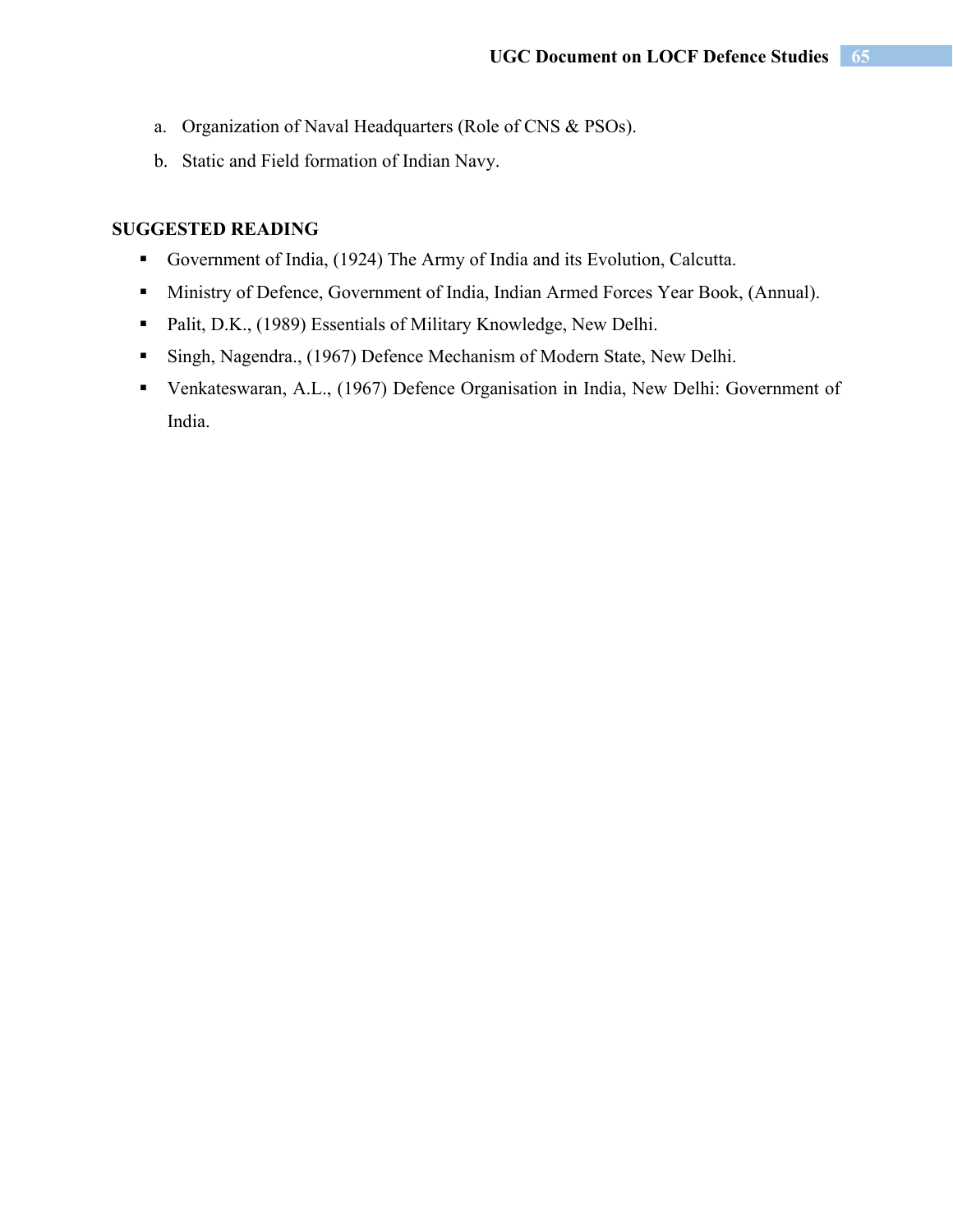a. Organization of Naval Headquarters (Role of CNS & PSOs).
b. Static and Field formation of Indian Navy.

**SUGGESTED READING**

- Government of India, (1924) The Army of India and its Evolution, Calcutta.
- Ministry of Defence, Government of India, Indian Armed Forces Year Book, (Annual).
- Palit, D.K., (1989) Essentials of Military Knowledge, New Delhi.
- Singh, Nagendra., (1967) Defence Mechanism of Modern State, New Delhi.
- Venkateswaran, A.L., (1967) Defence Organisation in India, New Delhi: Government of India.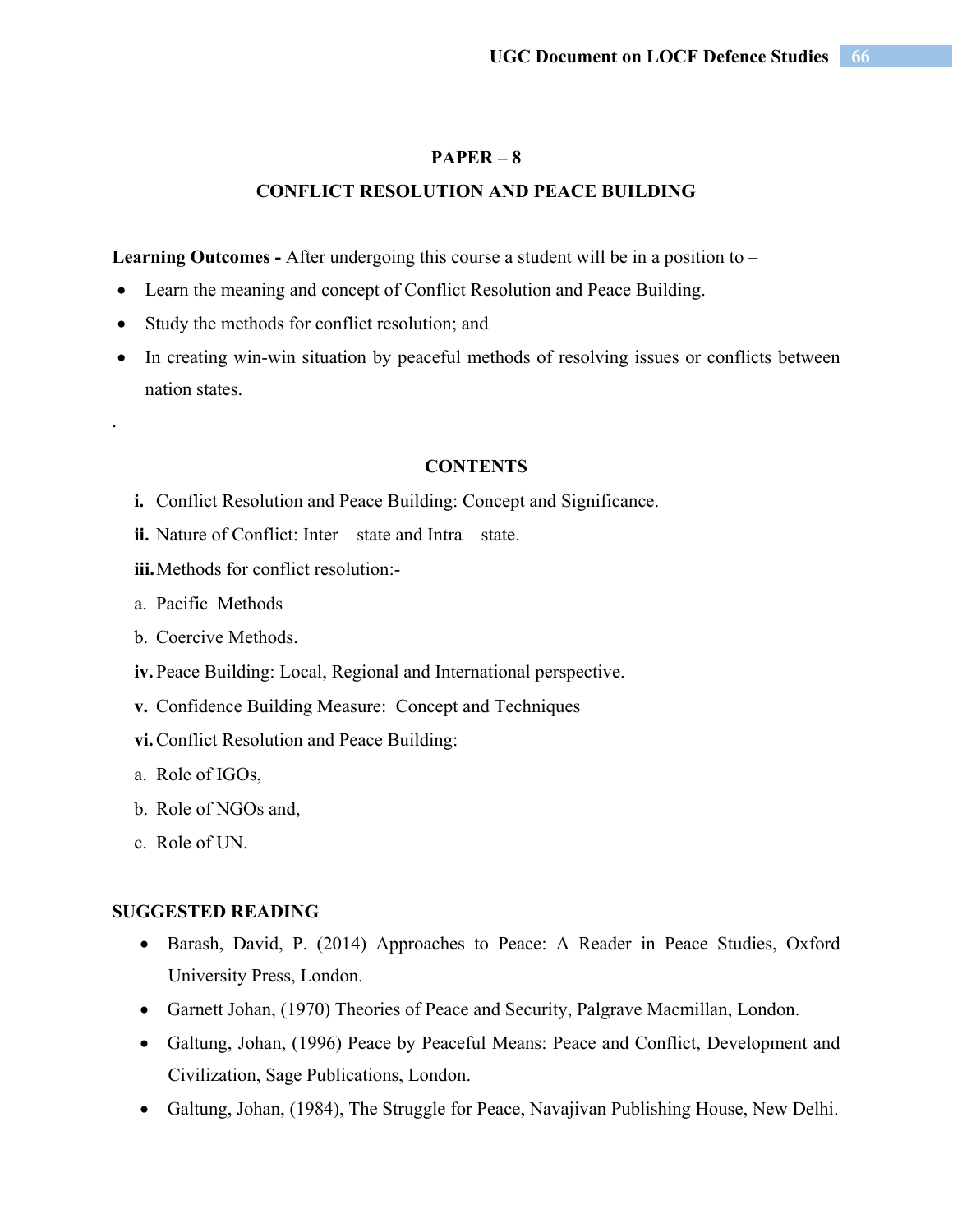## PAPER – 8

## CONFLICT RESOLUTION AND PEACE BUILDING

**Learning Outcomes -** After undergoing this course a student will be in a position to –

- Learn the meaning and concept of Conflict Resolution and Peace Building.
- Study the methods for conflict resolution; and
- In creating win-win situation by peaceful methods of resolving issues or conflicts between nation states.

.

### CONTENTS

**i.** Conflict Resolution and Peace Building: Concept and Significance.

**ii.** Nature of Conflict: Inter – state and Intra – state.

**iii.** Methods for conflict resolution:-

a. Pacific Methods

b. Coercive Methods.

**iv.** Peace Building: Local, Regional and International perspective.

**v.** Confidence Building Measure: Concept and Techniques

**vi.** Conflict Resolution and Peace Building:

a. Role of IGOs,

b. Role of NGOs and,

c. Role of UN.

**SUGGESTED READING**

- Barash, David, P. (2014) Approaches to Peace: A Reader in Peace Studies, Oxford University Press, London.
- Garnett Johan, (1970) Theories of Peace and Security, Palgrave Macmillan, London.
- Galtung, Johan, (1996) Peace by Peaceful Means: Peace and Conflict, Development and Civilization, Sage Publications, London.
- Galtung, Johan, (1984), The Struggle for Peace, Navajivan Publishing House, New Delhi.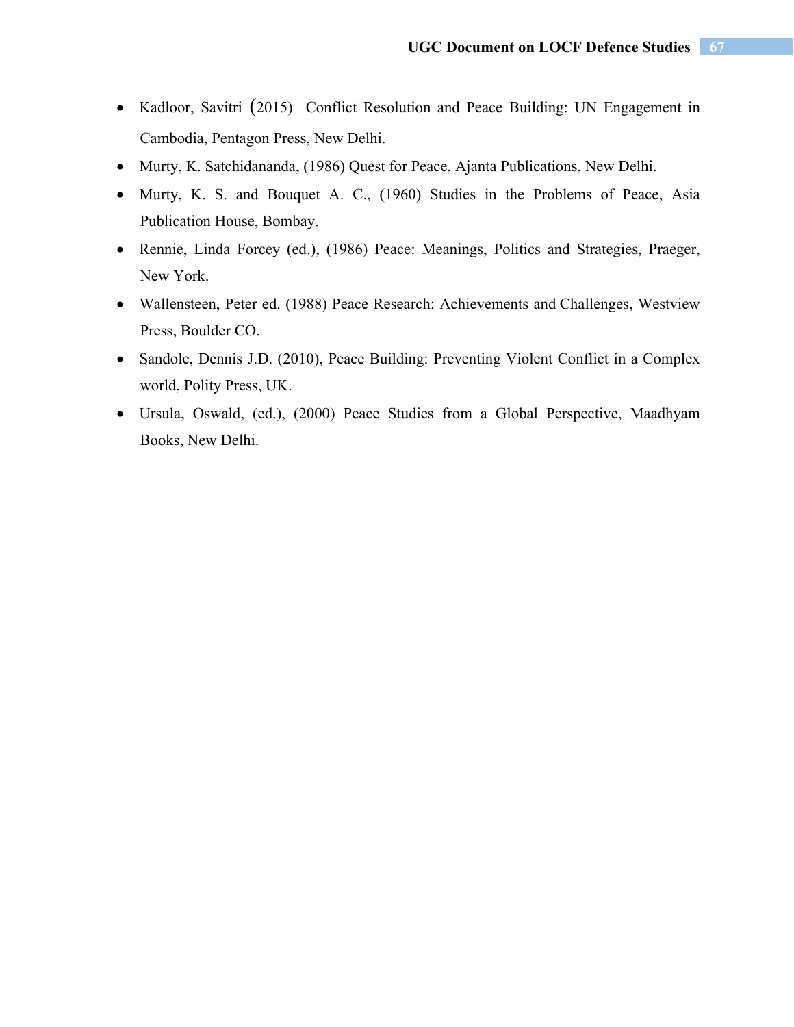- Kadloor, Savitri (2015) Conflict Resolution and Peace Building: UN Engagement in Cambodia, Pentagon Press, New Delhi.
- Murty, K. Satchidananda, (1986) Quest for Peace, Ajanta Publications, New Delhi.
- Murty, K. S. and Bouquet A. C., (1960) Studies in the Problems of Peace, Asia Publication House, Bombay.
- Rennie, Linda Forcey (ed.), (1986) Peace: Meanings, Politics and Strategies, Praeger, New York.
- Wallensteen, Peter ed. (1988) Peace Research: Achievements and Challenges, Westview Press, Boulder CO.
- Sandole, Dennis J.D. (2010), Peace Building: Preventing Violent Conflict in a Complex world, Polity Press, UK.
- Ursula, Oswald, (ed.), (2000) Peace Studies from a Global Perspective, Maadhyam Books, New Delhi.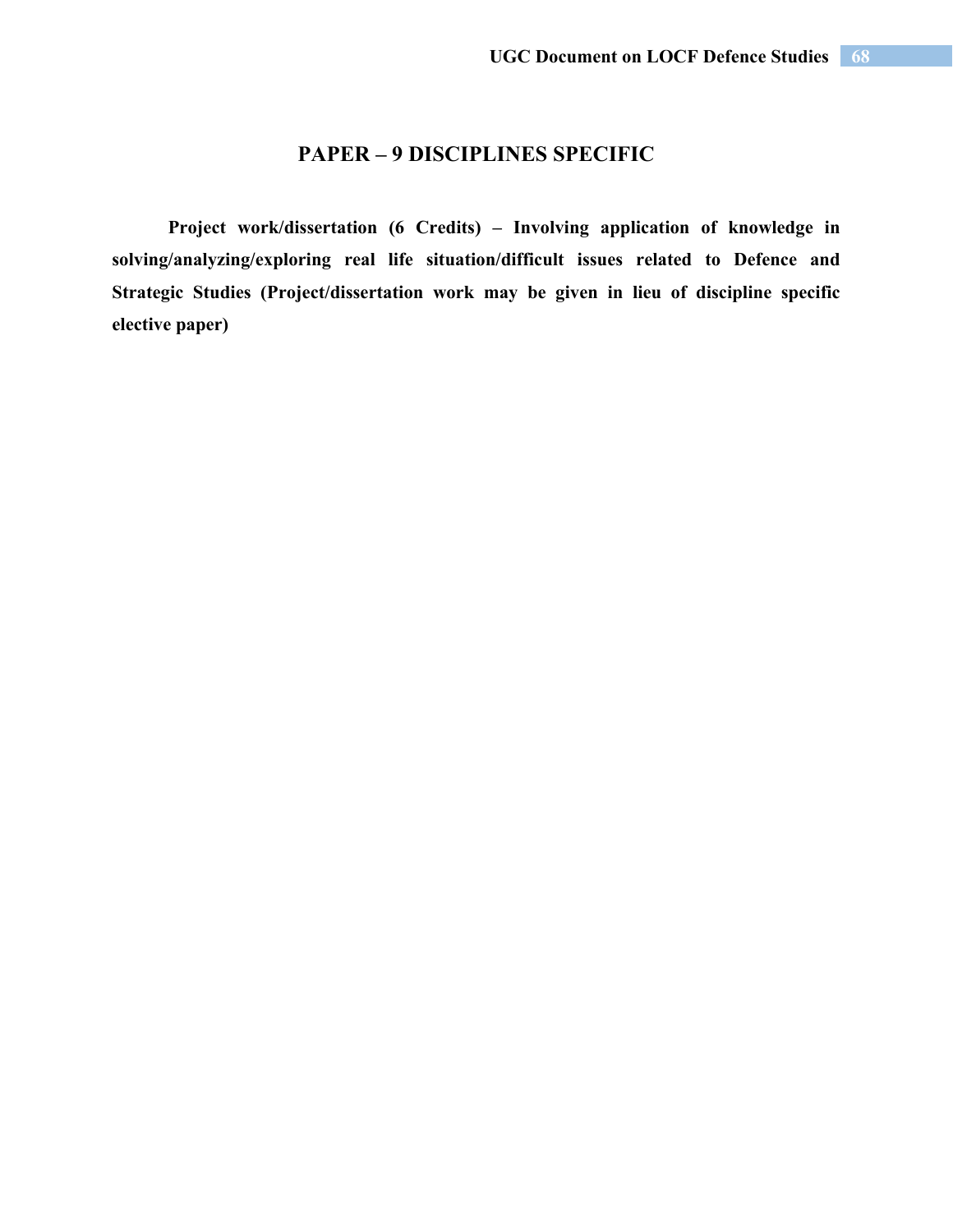## PAPER – 9 DISCIPLINES SPECIFIC

**Project work/dissertation (6 Credits) – Involving application of knowledge in solving/analyzing/exploring real life situation/difficult issues related to Defence and Strategic Studies (Project/dissertation work may be given in lieu of discipline specific elective paper)**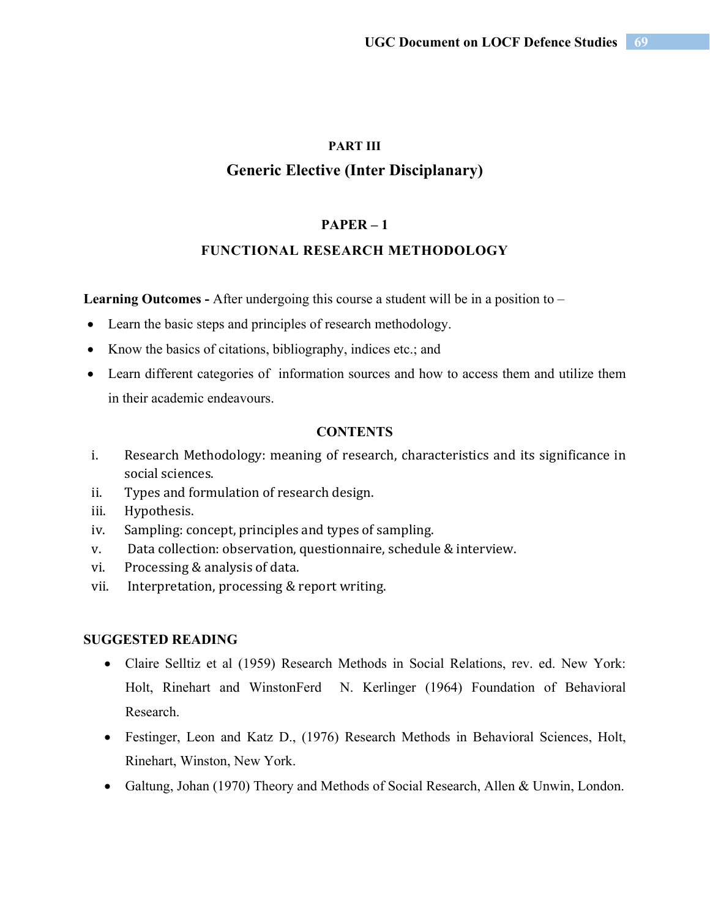## PART III

## Generic Elective (Inter Disciplanary)

### PAPER – 1

### FUNCTIONAL RESEARCH METHODOLOGY

**Learning Outcomes -** After undergoing this course a student will be in a position to –

- Learn the basic steps and principles of research methodology.
- Know the basics of citations, bibliography, indices etc.; and
- Learn different categories of information sources and how to access them and utilize them in their academic endeavours.

**CONTENTS**

i. Research Methodology: meaning of research, characteristics and its significance in social sciences.
ii. Types and formulation of research design.
iii. Hypothesis.
iv. Sampling: concept, principles and types of sampling.
v. Data collection: observation, questionnaire, schedule & interview.
vi. Processing & analysis of data.
vii. Interpretation, processing & report writing.

**SUGGESTED READING**

- Claire Selltiz et al (1959) Research Methods in Social Relations, rev. ed. New York: Holt, Rinehart and WinstonFerd N. Kerlinger (1964) Foundation of Behavioral Research.
- Festinger, Leon and Katz D., (1976) Research Methods in Behavioral Sciences, Holt, Rinehart, Winston, New York.
- Galtung, Johan (1970) Theory and Methods of Social Research, Allen & Unwin, London.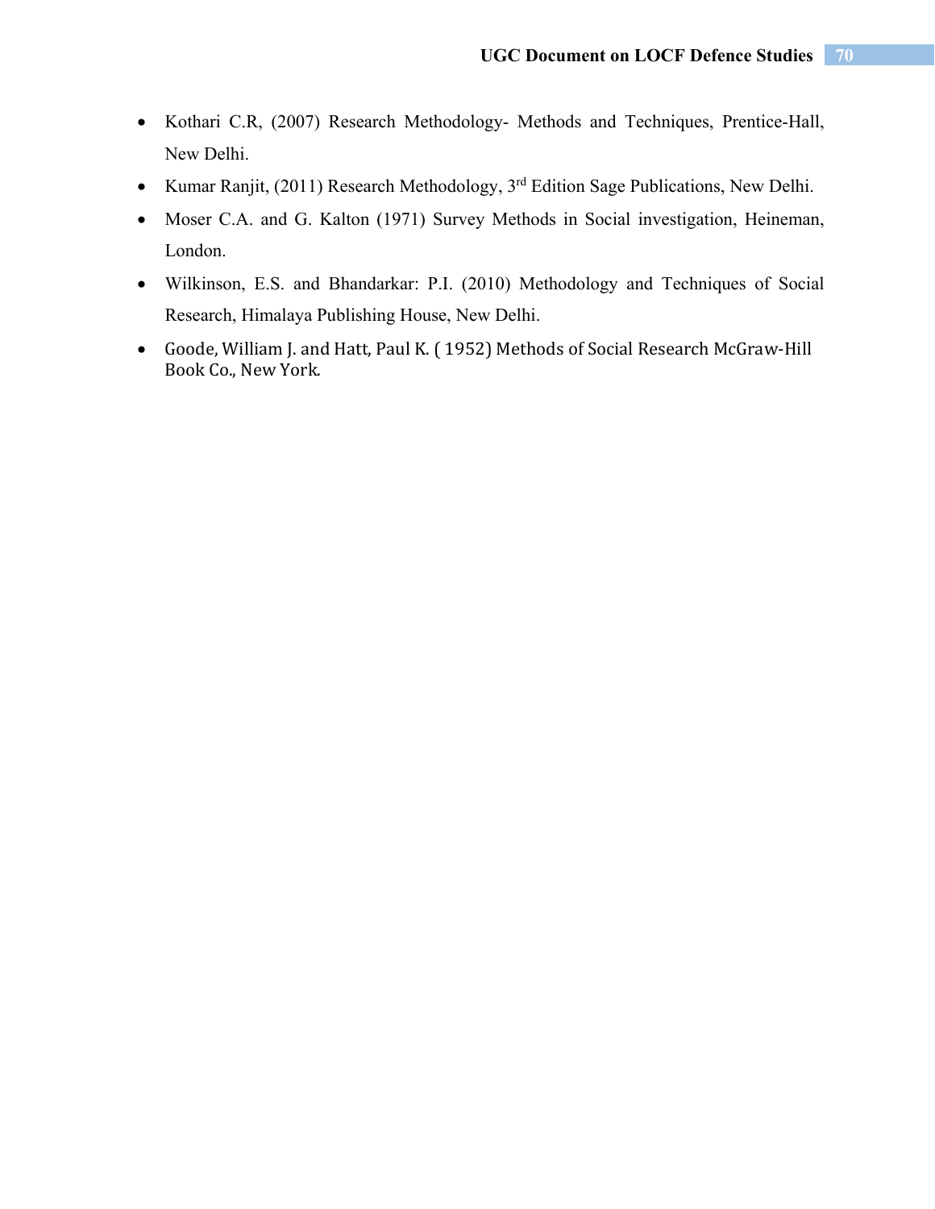- Kothari C.R, (2007) Research Methodology- Methods and Techniques, Prentice-Hall, New Delhi.
- Kumar Ranjit, (2011) Research Methodology, 3rd Edition Sage Publications, New Delhi.
- Moser C.A. and G. Kalton (1971) Survey Methods in Social investigation, Heineman, London.
- Wilkinson, E.S. and Bhandarkar: P.I. (2010) Methodology and Techniques of Social Research, Himalaya Publishing House, New Delhi.
- Goode, William J. and Hatt, Paul K. ( 1952) Methods of Social Research McGraw-Hill Book Co., New York.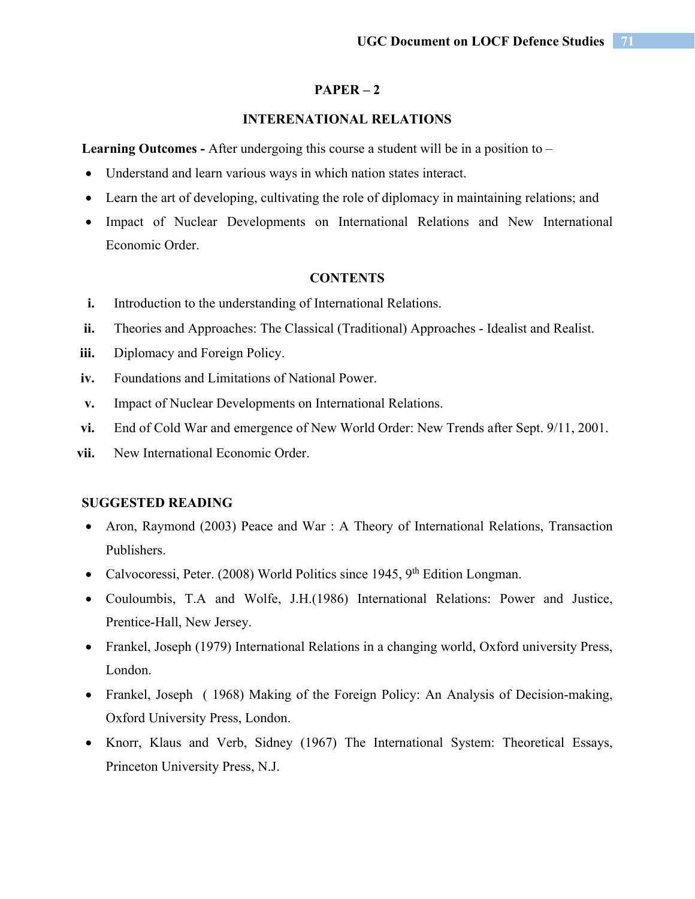## PAPER – 2

## INTERENATIONAL RELATIONS

**Learning Outcomes -** After undergoing this course a student will be in a position to –

- Understand and learn various ways in which nation states interact.
- Learn the art of developing, cultivating the role of diplomacy in maintaining relations; and
- Impact of Nuclear Developments on International Relations and New International Economic Order.

### CONTENTS

- **i.** Introduction to the understanding of International Relations.
- **ii.** Theories and Approaches: The Classical (Traditional) Approaches - Idealist and Realist.
- **iii.** Diplomacy and Foreign Policy.
- **iv.** Foundations and Limitations of National Power.
- **v.** Impact of Nuclear Developments on International Relations.
- **vi.** End of Cold War and emergence of New World Order: New Trends after Sept. 9/11, 2001.
- **vii.** New International Economic Order.

### SUGGESTED READING

- Aron, Raymond (2003) Peace and War : A Theory of International Relations, Transaction Publishers.
- Calvocoressi, Peter. (2008) World Politics since 1945, 9th Edition Longman.
- Couloumbis, T.A and Wolfe, J.H.(1986) International Relations: Power and Justice, Prentice-Hall, New Jersey.
- Frankel, Joseph (1979) International Relations in a changing world, Oxford university Press, London.
- Frankel, Joseph ( 1968) Making of the Foreign Policy: An Analysis of Decision-making, Oxford University Press, London.
- Knorr, Klaus and Verb, Sidney (1967) The International System: Theoretical Essays, Princeton University Press, N.J.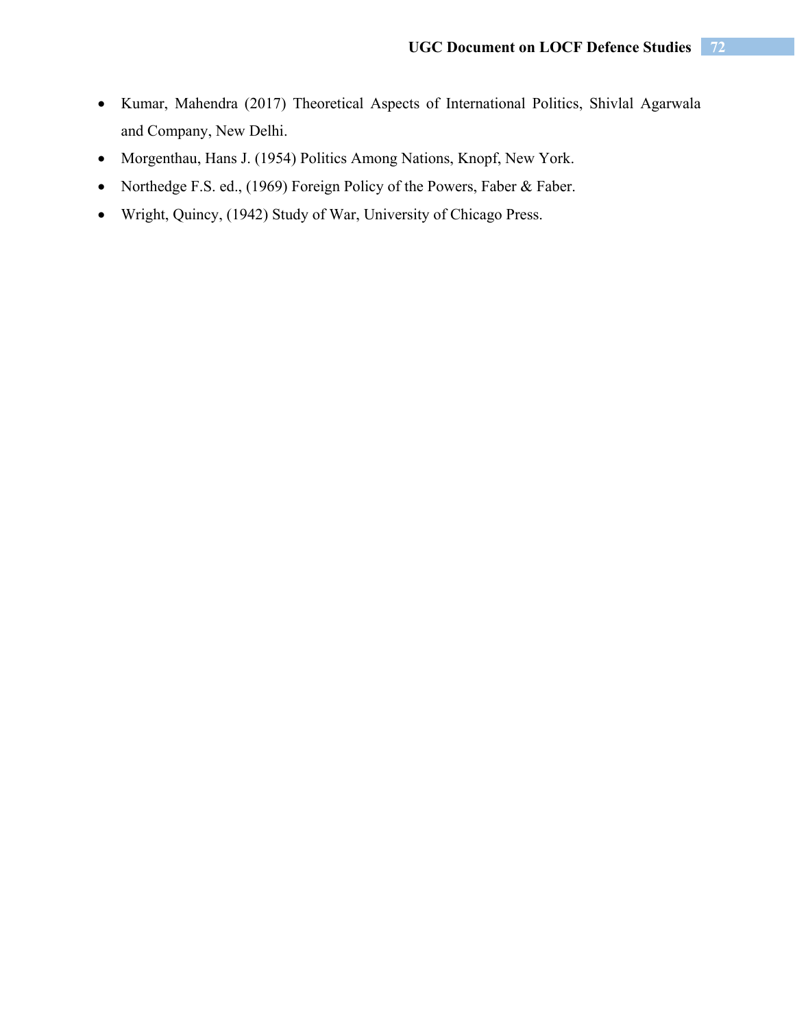- Kumar, Mahendra (2017) Theoretical Aspects of International Politics, Shivlal Agarwala and Company, New Delhi.
- Morgenthau, Hans J. (1954) Politics Among Nations, Knopf, New York.
- Northedge F.S. ed., (1969) Foreign Policy of the Powers, Faber & Faber.
- Wright, Quincy, (1942) Study of War, University of Chicago Press.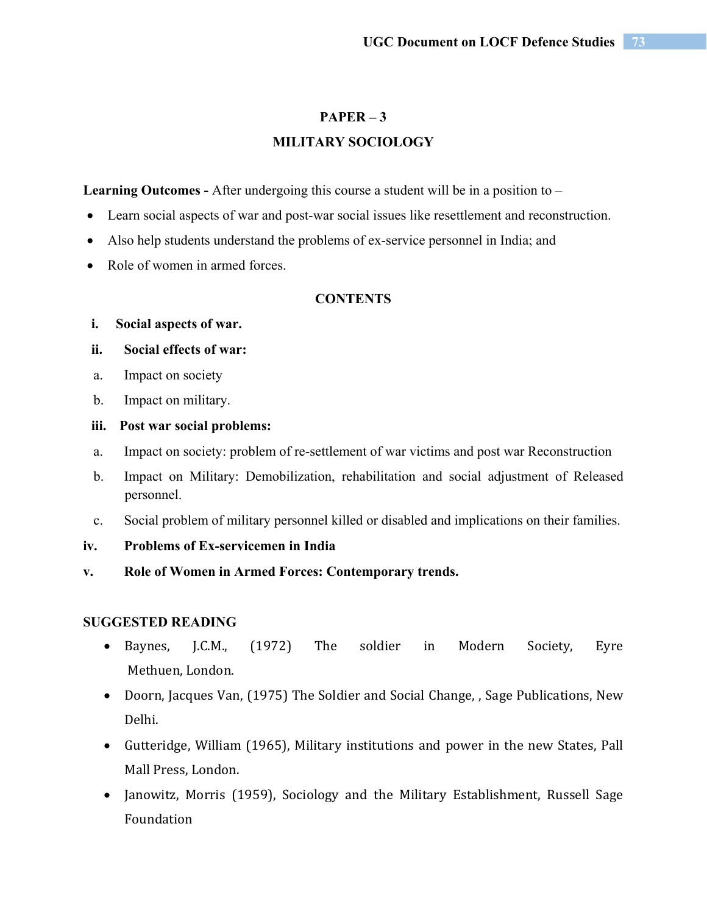## PAPER – 3

## MILITARY SOCIOLOGY

**Learning Outcomes -** After undergoing this course a student will be in a position to –

- Learn social aspects of war and post-war social issues like resettlement and reconstruction.
- Also help students understand the problems of ex-service personnel in India; and
- Role of women in armed forces.

### CONTENTS

i. **Social aspects of war.**

ii. **Social effects of war:**

a. Impact on society

b. Impact on military.

iii. **Post war social problems:**

a. Impact on society: problem of re-settlement of war victims and post war Reconstruction

b. Impact on Military: Demobilization, rehabilitation and social adjustment of Released personnel.

c. Social problem of military personnel killed or disabled and implications on their families.

iv. **Problems of Ex-servicemen in India**

v. **Role of Women in Armed Forces: Contemporary trends.**

**SUGGESTED READING**

- Baynes, J.C.M., (1972) The soldier in Modern Society, Eyre Methuen, London.
- Doorn, Jacques Van, (1975) The Soldier and Social Change, , Sage Publications, New Delhi.
- Gutteridge, William (1965), Military institutions and power in the new States, Pall Mall Press, London.
- Janowitz, Morris (1959), Sociology and the Military Establishment, Russell Sage Foundation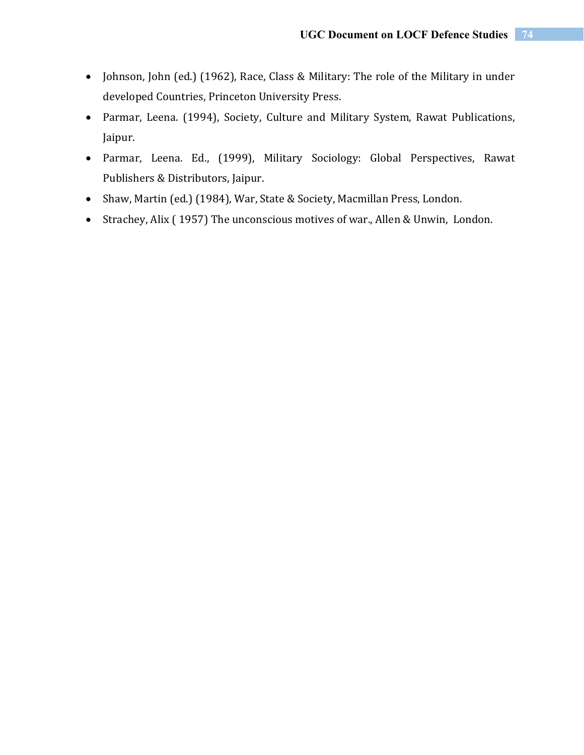- Johnson, John (ed.) (1962), Race, Class & Military: The role of the Military in under developed Countries, Princeton University Press.
- Parmar, Leena. (1994), Society, Culture and Military System, Rawat Publications, Jaipur.
- Parmar, Leena. Ed., (1999), Military Sociology: Global Perspectives, Rawat Publishers & Distributors, Jaipur.
- Shaw, Martin (ed.) (1984), War, State & Society, Macmillan Press, London.
- Strachey, Alix ( 1957) The unconscious motives of war., Allen & Unwin, London.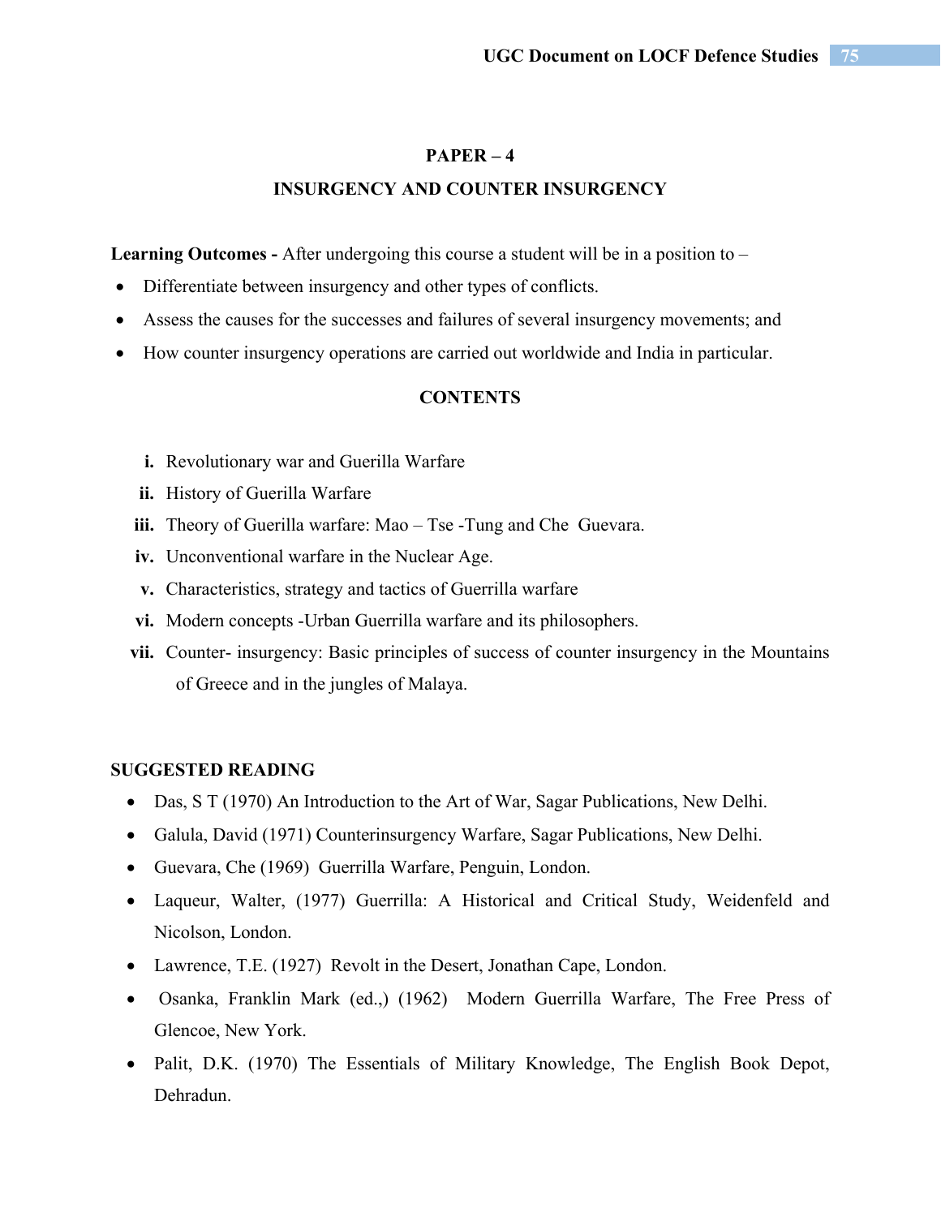## PAPER – 4

## INSURGENCY AND COUNTER INSURGENCY

**Learning Outcomes -** After undergoing this course a student will be in a position to –

- Differentiate between insurgency and other types of conflicts.
- Assess the causes for the successes and failures of several insurgency movements; and
- How counter insurgency operations are carried out worldwide and India in particular.

### CONTENTS

i. Revolutionary war and Guerilla Warfare
ii. History of Guerilla Warfare
iii. Theory of Guerilla warfare: Mao – Tse -Tung and Che Guevara.
iv. Unconventional warfare in the Nuclear Age.
v. Characteristics, strategy and tactics of Guerrilla warfare
vi. Modern concepts -Urban Guerrilla warfare and its philosophers.
vii. Counter- insurgency: Basic principles of success of counter insurgency in the Mountains of Greece and in the jungles of Malaya.

### SUGGESTED READING

- Das, S T (1970) An Introduction to the Art of War, Sagar Publications, New Delhi.
- Galula, David (1971) Counterinsurgency Warfare, Sagar Publications, New Delhi.
- Guevara, Che (1969) Guerrilla Warfare, Penguin, London.
- Laqueur, Walter, (1977) Guerrilla: A Historical and Critical Study, Weidenfeld and Nicolson, London.
- Lawrence, T.E. (1927) Revolt in the Desert, Jonathan Cape, London.
- Osanka, Franklin Mark (ed.,) (1962) Modern Guerrilla Warfare, The Free Press of Glencoe, New York.
- Palit, D.K. (1970) The Essentials of Military Knowledge, The English Book Depot, Dehradun.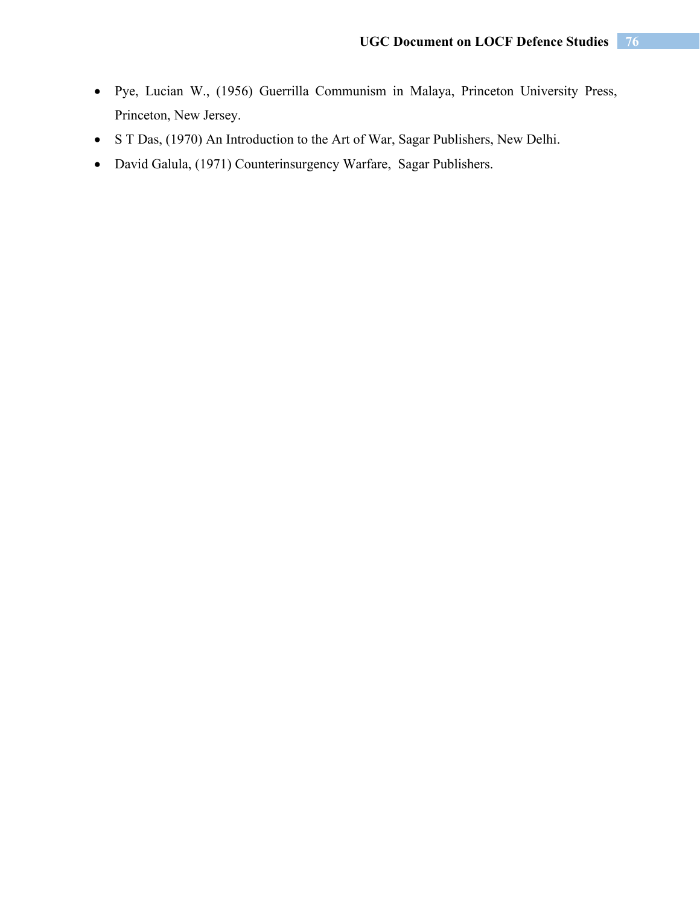- Pye, Lucian W., (1956) Guerrilla Communism in Malaya, Princeton University Press, Princeton, New Jersey.
- S T Das, (1970) An Introduction to the Art of War, Sagar Publishers, New Delhi.
- David Galula, (1971) Counterinsurgency Warfare, Sagar Publishers.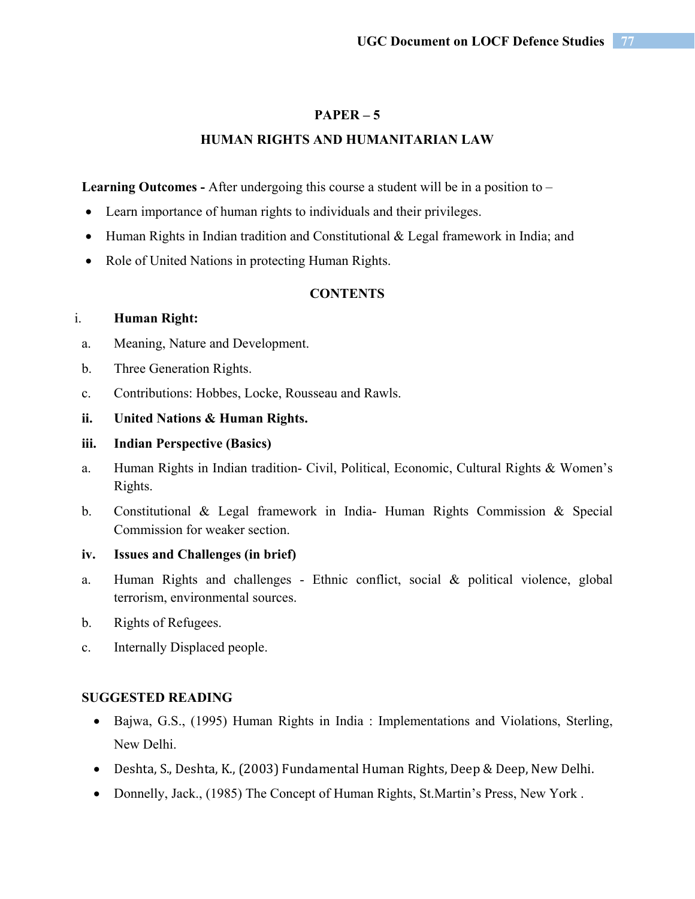## PAPER – 5

## HUMAN RIGHTS AND HUMANITARIAN LAW

**Learning Outcomes -** After undergoing this course a student will be in a position to –

- Learn importance of human rights to individuals and their privileges.
- Human Rights in Indian tradition and Constitutional & Legal framework in India; and
- Role of United Nations in protecting Human Rights.

### CONTENTS

i. **Human Right:**

a. Meaning, Nature and Development.

b. Three Generation Rights.

c. Contributions: Hobbes, Locke, Rousseau and Rawls.

**ii. United Nations & Human Rights.**

**iii. Indian Perspective (Basics)**

a. Human Rights in Indian tradition- Civil, Political, Economic, Cultural Rights & Women's Rights.

b. Constitutional & Legal framework in India- Human Rights Commission & Special Commission for weaker section.

**iv. Issues and Challenges (in brief)**

a. Human Rights and challenges - Ethnic conflict, social & political violence, global terrorism, environmental sources.

b. Rights of Refugees.

c. Internally Displaced people.

### SUGGESTED READING

- Bajwa, G.S., (1995) Human Rights in India : Implementations and Violations, Sterling, New Delhi.
- Deshta, S., Deshta, K., (2003) Fundamental Human Rights, Deep & Deep, New Delhi.
- Donnelly, Jack., (1985) The Concept of Human Rights, St.Martin's Press, New York .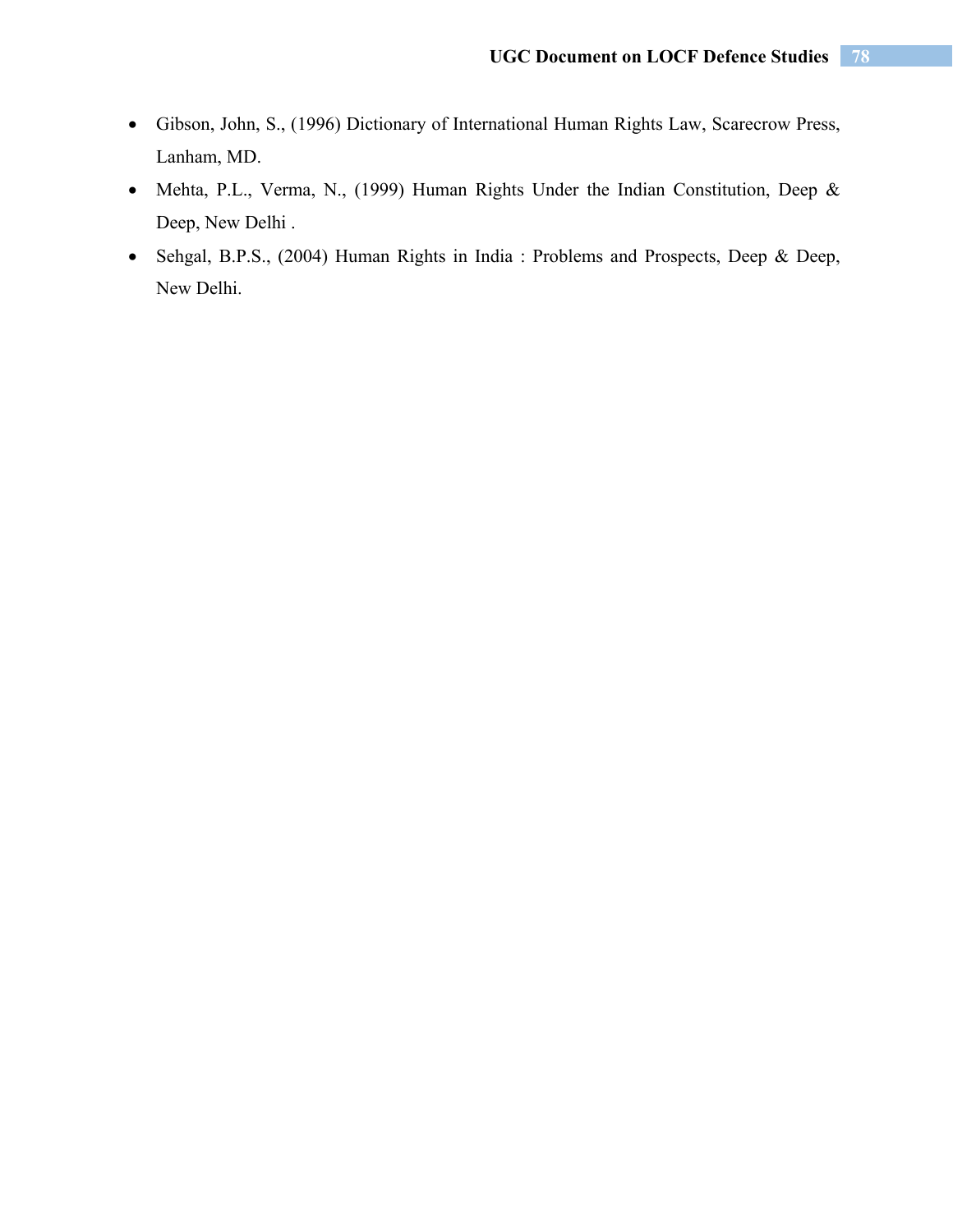- Gibson, John, S., (1996) Dictionary of International Human Rights Law, Scarecrow Press, Lanham, MD.
- Mehta, P.L., Verma, N., (1999) Human Rights Under the Indian Constitution, Deep & Deep, New Delhi .
- Sehgal, B.P.S., (2004) Human Rights in India : Problems and Prospects, Deep & Deep, New Delhi.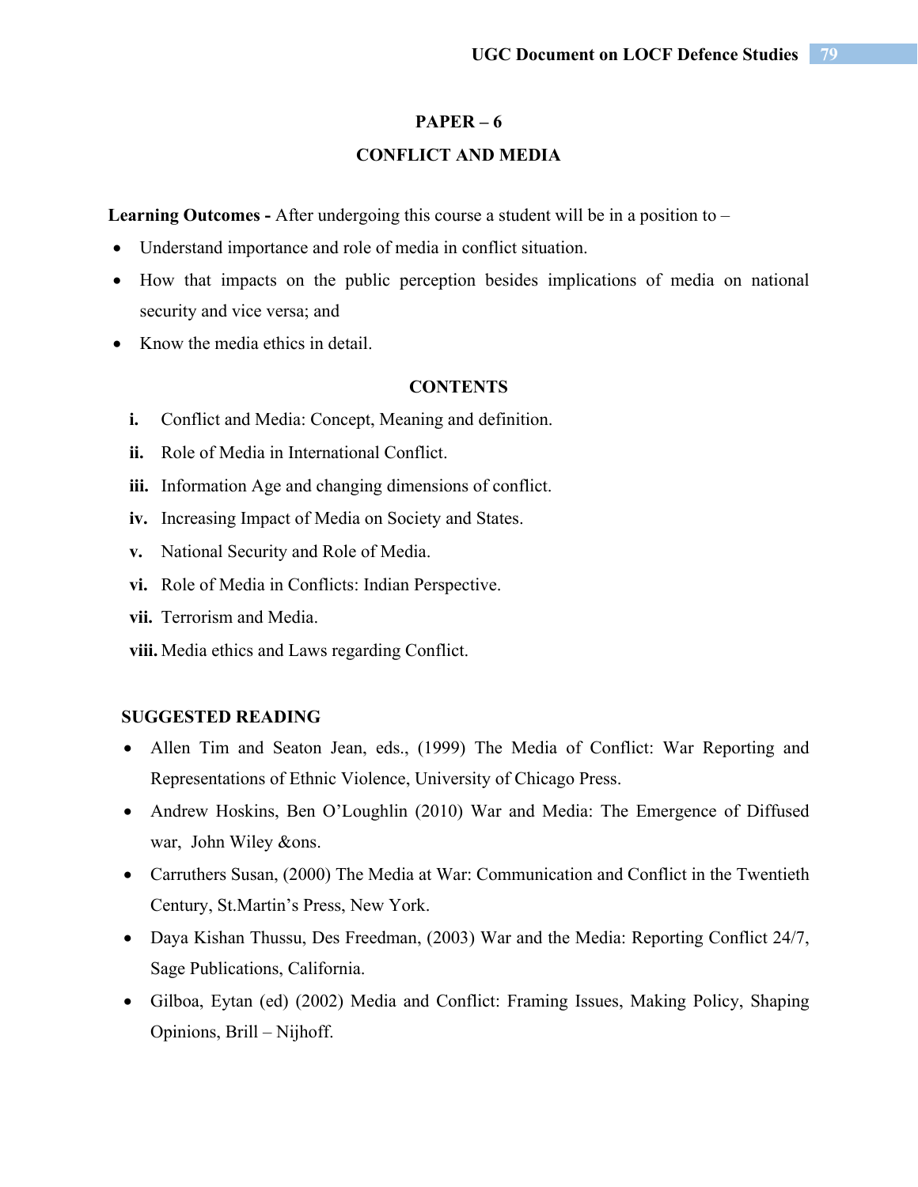## PAPER – 6

## CONFLICT AND MEDIA

**Learning Outcomes -** After undergoing this course a student will be in a position to –

- Understand importance and role of media in conflict situation.
- How that impacts on the public perception besides implications of media on national security and vice versa; and
- Know the media ethics in detail.

### CONTENTS

- **i.** Conflict and Media: Concept, Meaning and definition.
- **ii.** Role of Media in International Conflict.
- **iii.** Information Age and changing dimensions of conflict.
- **iv.** Increasing Impact of Media on Society and States.
- **v.** National Security and Role of Media.
- **vi.** Role of Media in Conflicts: Indian Perspective.
- **vii.** Terrorism and Media.
- **viii.** Media ethics and Laws regarding Conflict.

### SUGGESTED READING

- Allen Tim and Seaton Jean, eds., (1999) The Media of Conflict: War Reporting and Representations of Ethnic Violence, University of Chicago Press.
- Andrew Hoskins, Ben O'Loughlin (2010) War and Media: The Emergence of Diffused war, John Wiley &ons.
- Carruthers Susan, (2000) The Media at War: Communication and Conflict in the Twentieth Century, St.Martin's Press, New York.
- Daya Kishan Thussu, Des Freedman, (2003) War and the Media: Reporting Conflict 24/7, Sage Publications, California.
- Gilboa, Eytan (ed) (2002) Media and Conflict: Framing Issues, Making Policy, Shaping Opinions, Brill – Nijhoff.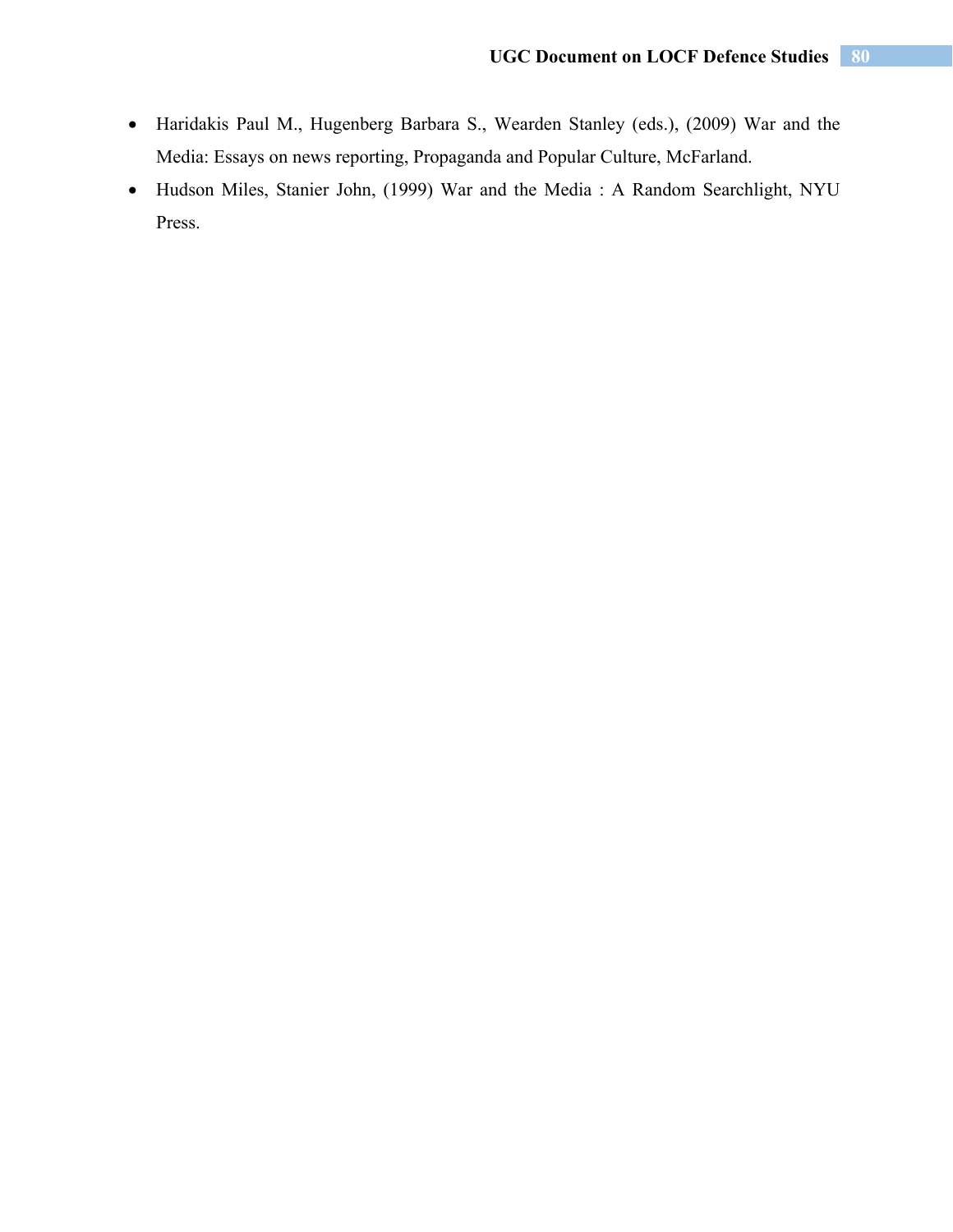- Haridakis Paul M., Hugenberg Barbara S., Wearden Stanley (eds.), (2009) War and the Media: Essays on news reporting, Propaganda and Popular Culture, McFarland.
- Hudson Miles, Stanier John, (1999) War and the Media : A Random Searchlight, NYU Press.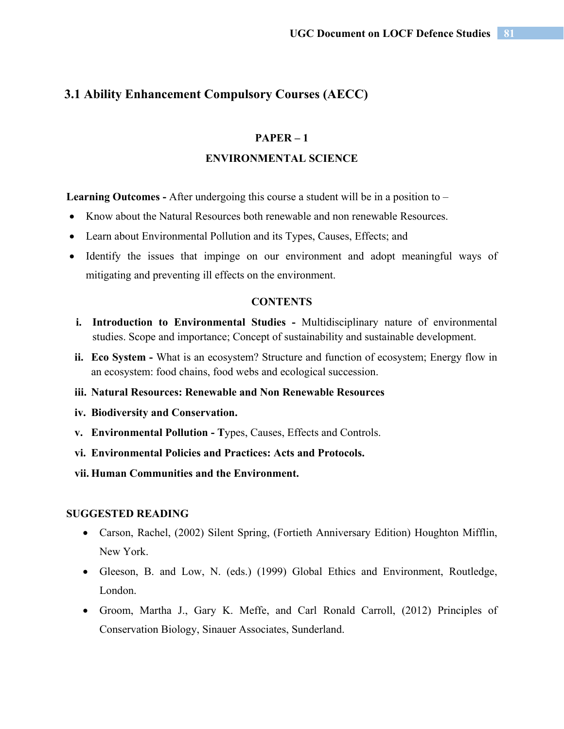## 3.1 Ability Enhancement Compulsory Courses (AECC)

### PAPER – 1

### ENVIRONMENTAL SCIENCE

**Learning Outcomes -** After undergoing this course a student will be in a position to –

- Know about the Natural Resources both renewable and non renewable Resources.
- Learn about Environmental Pollution and its Types, Causes, Effects; and
- Identify the issues that impinge on our environment and adopt meaningful ways of mitigating and preventing ill effects on the environment.

**CONTENTS**

i. **Introduction to Environmental Studies -** Multidisciplinary nature of environmental studies. Scope and importance; Concept of sustainability and sustainable development.

ii. **Eco System -** What is an ecosystem? Structure and function of ecosystem; Energy flow in an ecosystem: food chains, food webs and ecological succession.

iii. **Natural Resources: Renewable and Non Renewable Resources**

iv. **Biodiversity and Conservation.**

v. **Environmental Pollution - T**ypes, Causes, Effects and Controls.

vi. **Environmental Policies and Practices: Acts and Protocols.**

vii. **Human Communities and the Environment.**

**SUGGESTED READING**

- Carson, Rachel, (2002) Silent Spring, (Fortieth Anniversary Edition) Houghton Mifflin, New York.
- Gleeson, B. and Low, N. (eds.) (1999) Global Ethics and Environment, Routledge, London.
- Groom, Martha J., Gary K. Meffe, and Carl Ronald Carroll, (2012) Principles of Conservation Biology, Sinauer Associates, Sunderland.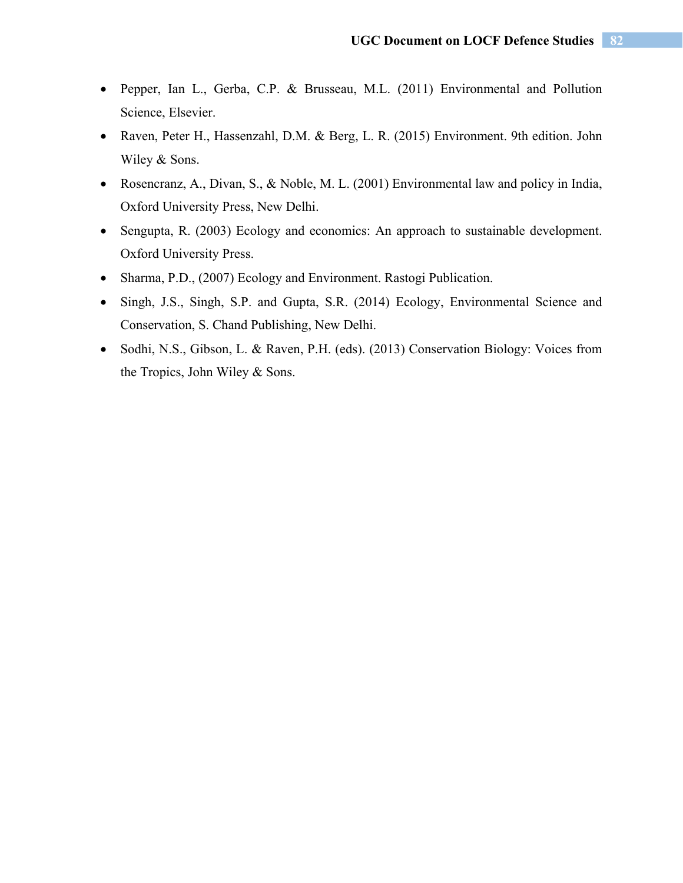- Pepper, Ian L., Gerba, C.P. & Brusseau, M.L. (2011) Environmental and Pollution Science, Elsevier.
- Raven, Peter H., Hassenzahl, D.M. & Berg, L. R. (2015) Environment. 9th edition. John Wiley & Sons.
- Rosencranz, A., Divan, S., & Noble, M. L. (2001) Environmental law and policy in India, Oxford University Press, New Delhi.
- Sengupta, R. (2003) Ecology and economics: An approach to sustainable development. Oxford University Press.
- Sharma, P.D., (2007) Ecology and Environment. Rastogi Publication.
- Singh, J.S., Singh, S.P. and Gupta, S.R. (2014) Ecology, Environmental Science and Conservation, S. Chand Publishing, New Delhi.
- Sodhi, N.S., Gibson, L. & Raven, P.H. (eds). (2013) Conservation Biology: Voices from the Tropics, John Wiley & Sons.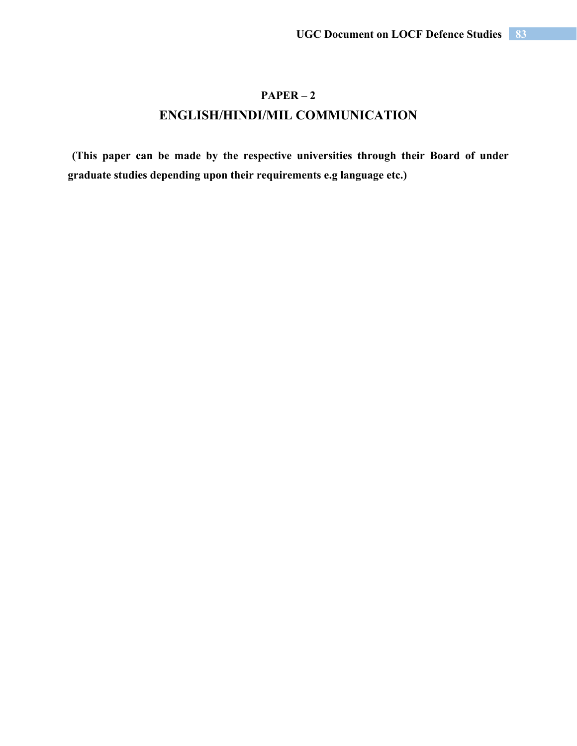## PAPER – 2

## ENGLISH/HINDI/MIL COMMUNICATION

**(This paper can be made by the respective universities through their Board of under graduate studies depending upon their requirements e.g language etc.)**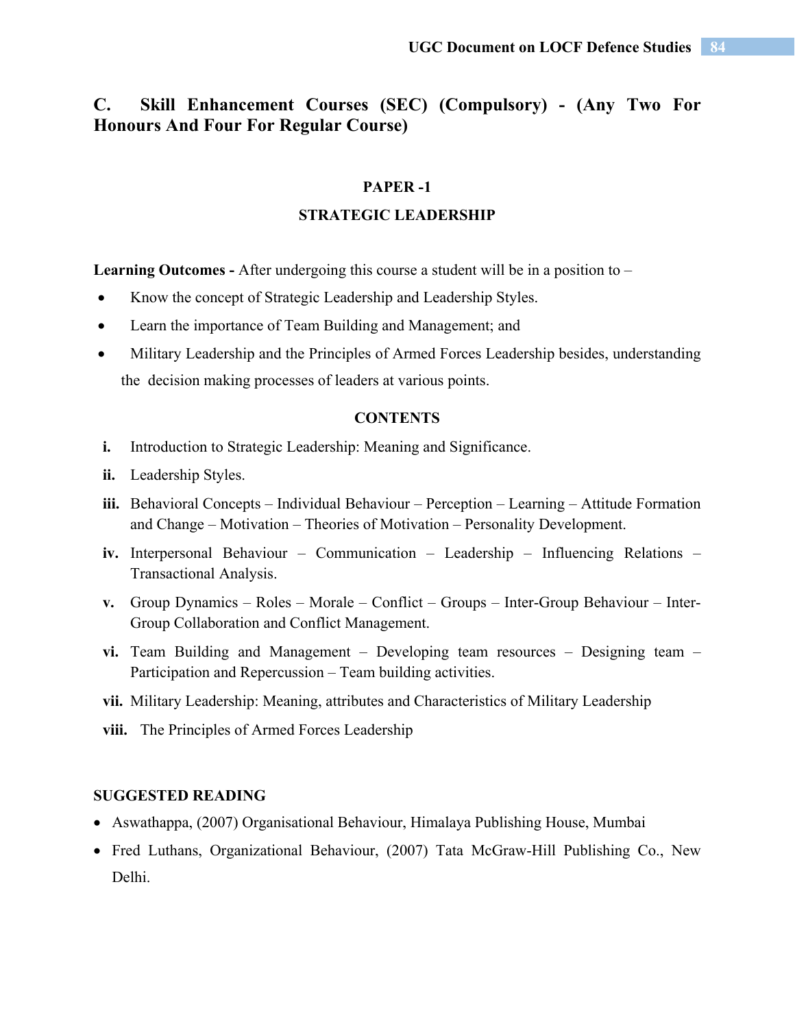## C. Skill Enhancement Courses (SEC) (Compulsory) - (Any Two For Honours And Four For Regular Course)

### PAPER -1

### STRATEGIC LEADERSHIP

**Learning Outcomes -** After undergoing this course a student will be in a position to –

- Know the concept of Strategic Leadership and Leadership Styles.
- Learn the importance of Team Building and Management; and
- Military Leadership and the Principles of Armed Forces Leadership besides, understanding the decision making processes of leaders at various points.

**CONTENTS**

- **i.** Introduction to Strategic Leadership: Meaning and Significance.
- **ii.** Leadership Styles.
- **iii.** Behavioral Concepts – Individual Behaviour – Perception – Learning – Attitude Formation and Change – Motivation – Theories of Motivation – Personality Development.
- **iv.** Interpersonal Behaviour – Communication – Leadership – Influencing Relations – Transactional Analysis.
- **v.** Group Dynamics – Roles – Morale – Conflict – Groups – Inter-Group Behaviour – Inter-Group Collaboration and Conflict Management.
- **vi.** Team Building and Management – Developing team resources – Designing team – Participation and Repercussion – Team building activities.
- **vii.** Military Leadership: Meaning, attributes and Characteristics of Military Leadership
- **viii.** The Principles of Armed Forces Leadership

**SUGGESTED READING**

- Aswathappa, (2007) Organisational Behaviour, Himalaya Publishing House, Mumbai
- Fred Luthans, Organizational Behaviour, (2007) Tata McGraw-Hill Publishing Co., New Delhi.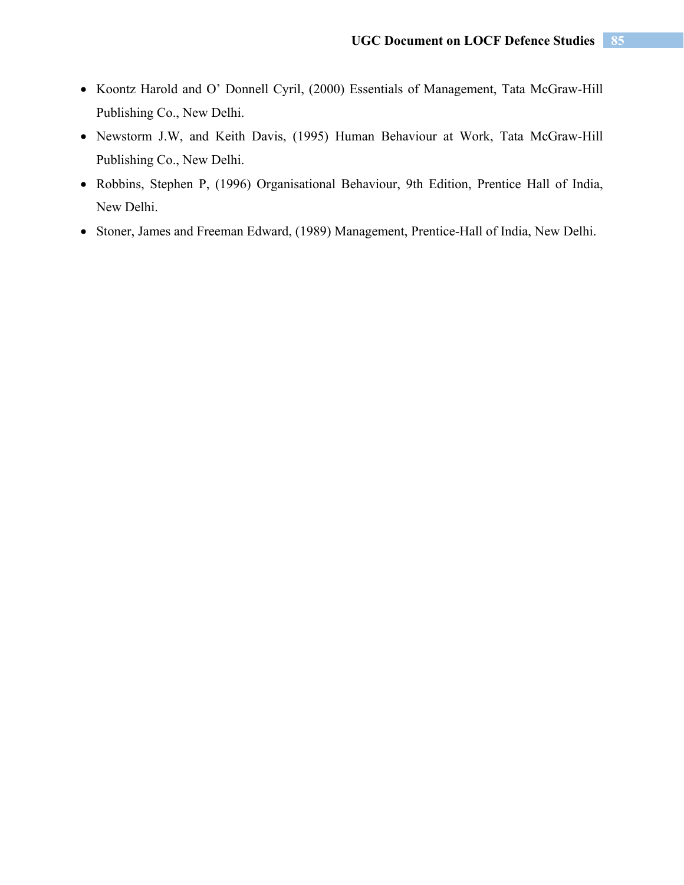- Koontz Harold and O' Donnell Cyril, (2000) Essentials of Management, Tata McGraw-Hill Publishing Co., New Delhi.
- Newstorm J.W, and Keith Davis, (1995) Human Behaviour at Work, Tata McGraw-Hill Publishing Co., New Delhi.
- Robbins, Stephen P, (1996) Organisational Behaviour, 9th Edition, Prentice Hall of India, New Delhi.
- Stoner, James and Freeman Edward, (1989) Management, Prentice-Hall of India, New Delhi.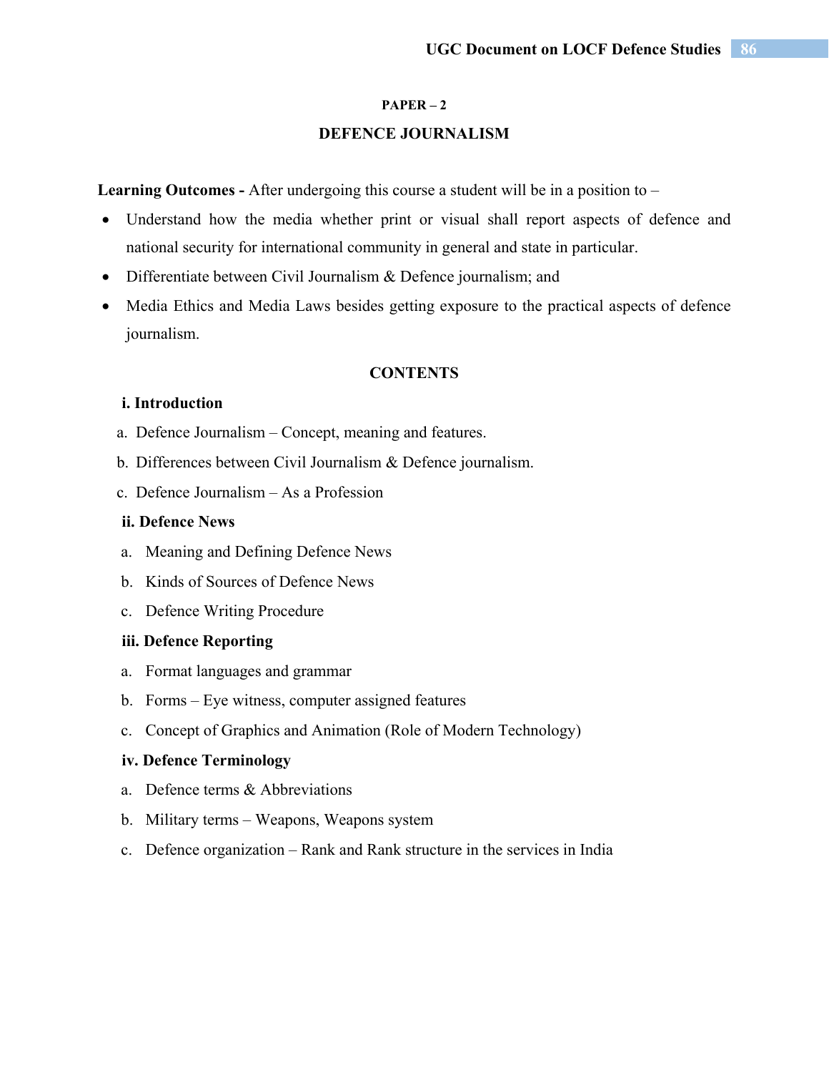### PAPER – 2

## DEFENCE JOURNALISM

**Learning Outcomes -** After undergoing this course a student will be in a position to –

- Understand how the media whether print or visual shall report aspects of defence and national security for international community in general and state in particular.
- Differentiate between Civil Journalism & Defence journalism; and
- Media Ethics and Media Laws besides getting exposure to the practical aspects of defence journalism.

### CONTENTS

**i. Introduction**

a. Defence Journalism – Concept, meaning and features.

b. Differences between Civil Journalism & Defence journalism.

c. Defence Journalism – As a Profession

**ii. Defence News**

a. Meaning and Defining Defence News

b. Kinds of Sources of Defence News

c. Defence Writing Procedure

**iii. Defence Reporting**

a. Format languages and grammar

b. Forms – Eye witness, computer assigned features

c. Concept of Graphics and Animation (Role of Modern Technology)

**iv. Defence Terminology**

a. Defence terms & Abbreviations

b. Military terms – Weapons, Weapons system

c. Defence organization – Rank and Rank structure in the services in India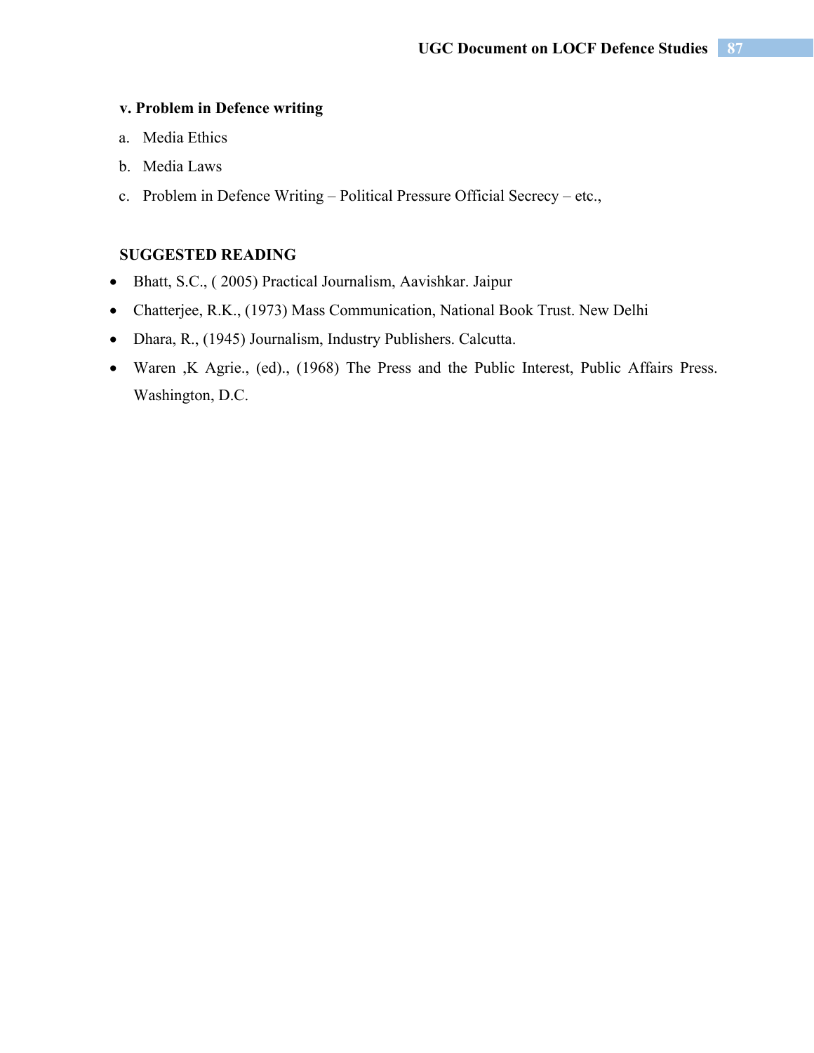**v. Problem in Defence writing**

a. Media Ethics

b. Media Laws

c. Problem in Defence Writing – Political Pressure Official Secrecy – etc.,

**SUGGESTED READING**

- Bhatt, S.C., ( 2005) Practical Journalism, Aavishkar. Jaipur
- Chatterjee, R.K., (1973) Mass Communication, National Book Trust. New Delhi
- Dhara, R., (1945) Journalism, Industry Publishers. Calcutta.
- Waren ,K Agrie., (ed)., (1968) The Press and the Public Interest, Public Affairs Press. Washington, D.C.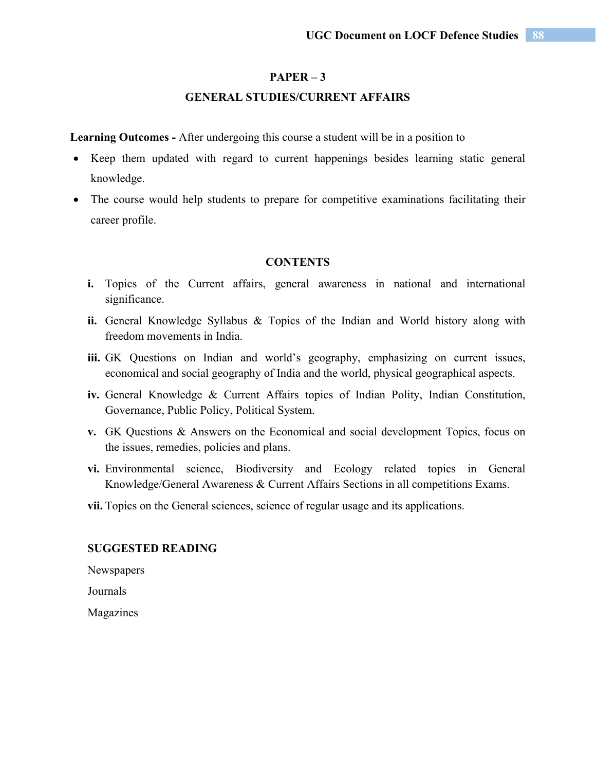## PAPER – 3

## GENERAL STUDIES/CURRENT AFFAIRS

**Learning Outcomes -** After undergoing this course a student will be in a position to –

- Keep them updated with regard to current happenings besides learning static general knowledge.
- The course would help students to prepare for competitive examinations facilitating their career profile.

### CONTENTS

**i.** Topics of the Current affairs, general awareness in national and international significance.

**ii.** General Knowledge Syllabus & Topics of the Indian and World history along with freedom movements in India.

**iii.** GK Questions on Indian and world's geography, emphasizing on current issues, economical and social geography of India and the world, physical geographical aspects.

**iv.** General Knowledge & Current Affairs topics of Indian Polity, Indian Constitution, Governance, Public Policy, Political System.

**v.** GK Questions & Answers on the Economical and social development Topics, focus on the issues, remedies, policies and plans.

**vi.** Environmental science, Biodiversity and Ecology related topics in General Knowledge/General Awareness & Current Affairs Sections in all competitions Exams.

**vii.** Topics on the General sciences, science of regular usage and its applications.

### SUGGESTED READING

Newspapers

Journals

Magazines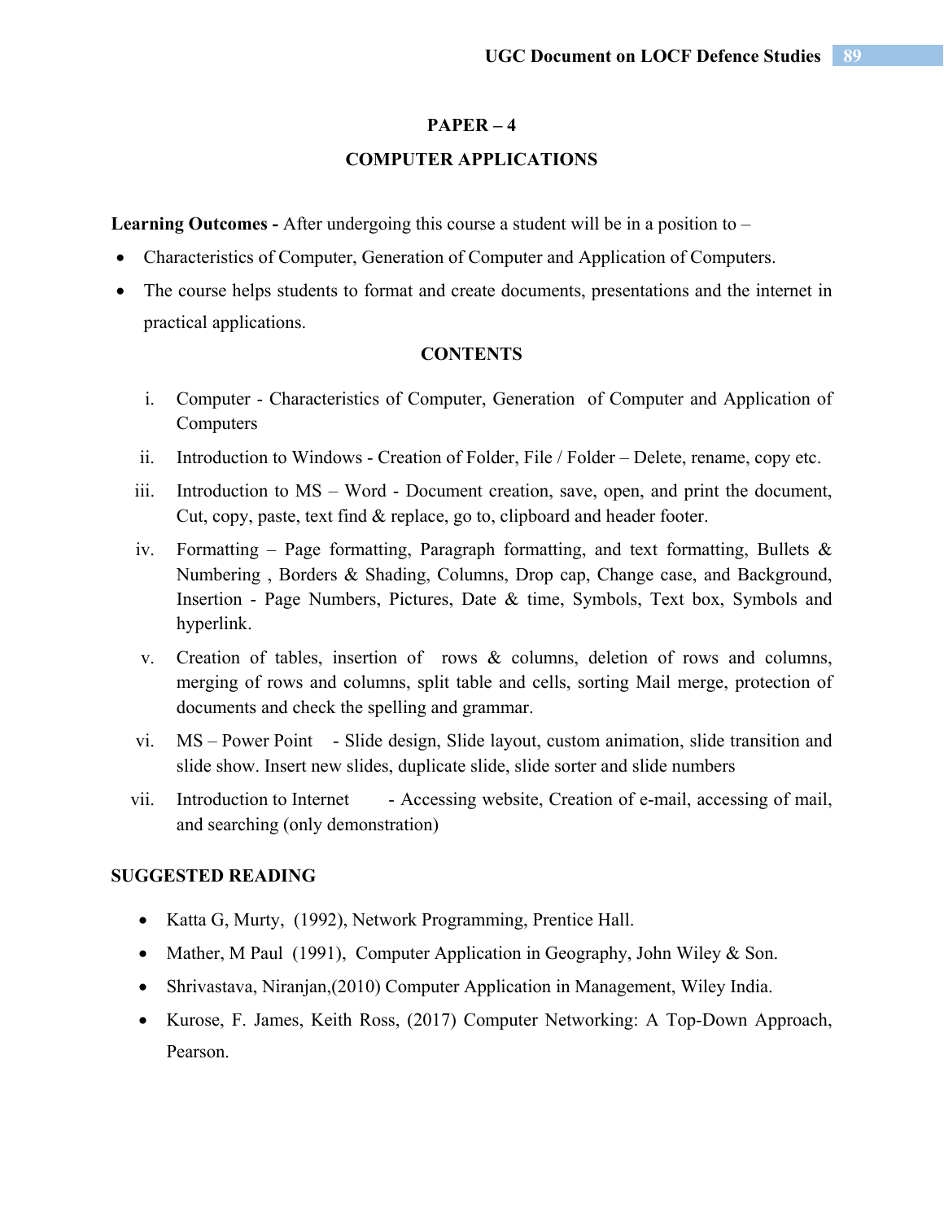## PAPER – 4

## COMPUTER APPLICATIONS

**Learning Outcomes -** After undergoing this course a student will be in a position to –

- Characteristics of Computer, Generation of Computer and Application of Computers.
- The course helps students to format and create documents, presentations and the internet in practical applications.

### CONTENTS

i. Computer - Characteristics of Computer, Generation of Computer and Application of Computers

ii. Introduction to Windows - Creation of Folder, File / Folder – Delete, rename, copy etc.

iii. Introduction to MS – Word - Document creation, save, open, and print the document, Cut, copy, paste, text find & replace, go to, clipboard and header footer.

iv. Formatting – Page formatting, Paragraph formatting, and text formatting, Bullets & Numbering , Borders & Shading, Columns, Drop cap, Change case, and Background, Insertion - Page Numbers, Pictures, Date & time, Symbols, Text box, Symbols and hyperlink.

v. Creation of tables, insertion of rows & columns, deletion of rows and columns, merging of rows and columns, split table and cells, sorting Mail merge, protection of documents and check the spelling and grammar.

vi. MS – Power Point - Slide design, Slide layout, custom animation, slide transition and slide show. Insert new slides, duplicate slide, slide sorter and slide numbers

vii. Introduction to Internet - Accessing website, Creation of e-mail, accessing of mail, and searching (only demonstration)

### SUGGESTED READING

- Katta G, Murty, (1992), Network Programming, Prentice Hall.
- Mather, M Paul (1991), Computer Application in Geography, John Wiley & Son.
- Shrivastava, Niranjan,(2010) Computer Application in Management, Wiley India.
- Kurose, F. James, Keith Ross, (2017) Computer Networking: A Top-Down Approach, Pearson.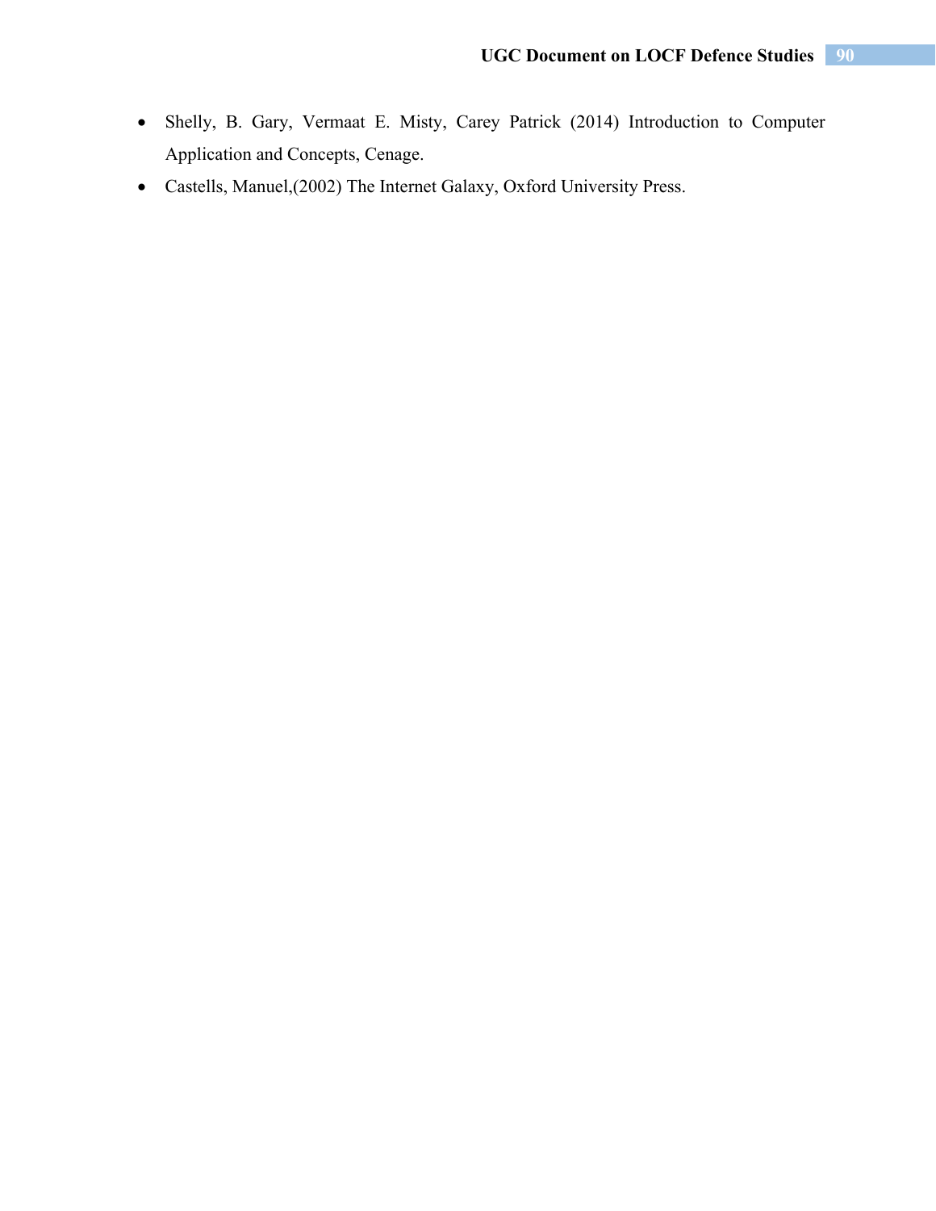- Shelly, B. Gary, Vermaat E. Misty, Carey Patrick (2014) Introduction to Computer Application and Concepts, Cenage.
- Castells, Manuel,(2002) The Internet Galaxy, Oxford University Press.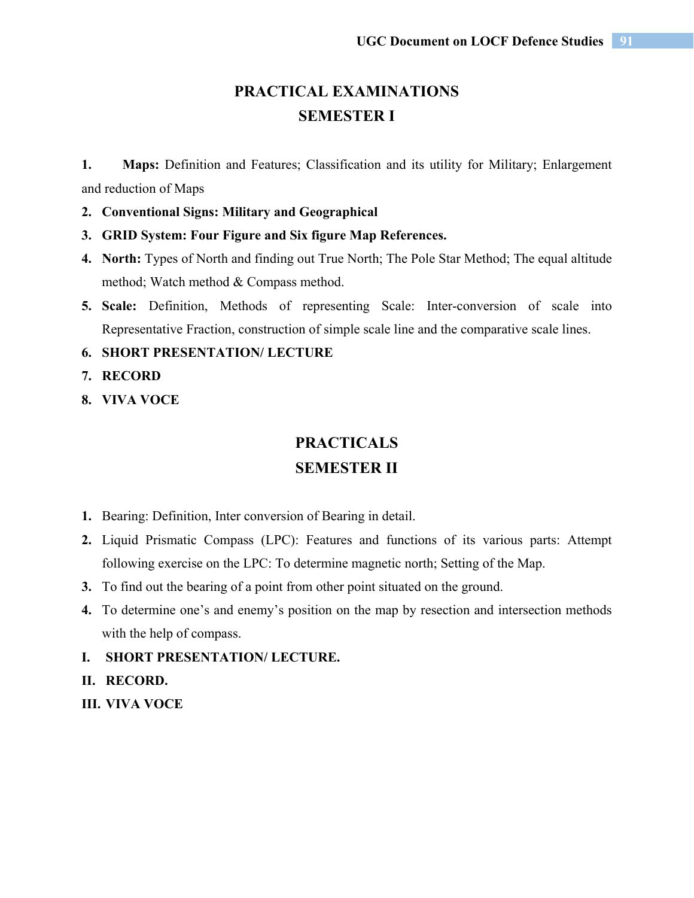## PRACTICAL EXAMINATIONS
## SEMESTER I

1. **Maps:** Definition and Features; Classification and its utility for Military; Enlargement and reduction of Maps
2. **Conventional Signs: Military and Geographical**
3. **GRID System: Four Figure and Six figure Map References.**
4. **North:** Types of North and finding out True North; The Pole Star Method; The equal altitude method; Watch method & Compass method.
5. **Scale:** Definition, Methods of representing Scale: Inter-conversion of scale into Representative Fraction, construction of simple scale line and the comparative scale lines.
6. **SHORT PRESENTATION/ LECTURE**
7. **RECORD**
8. **VIVA VOCE**

## PRACTICALS
## SEMESTER II

1. Bearing: Definition, Inter conversion of Bearing in detail.
2. Liquid Prismatic Compass (LPC): Features and functions of its various parts: Attempt following exercise on the LPC: To determine magnetic north; Setting of the Map.
3. To find out the bearing of a point from other point situated on the ground.
4. To determine one's and enemy's position on the map by resection and intersection methods with the help of compass.

**I. SHORT PRESENTATION/ LECTURE.**

**II. RECORD.**

**III. VIVA VOCE**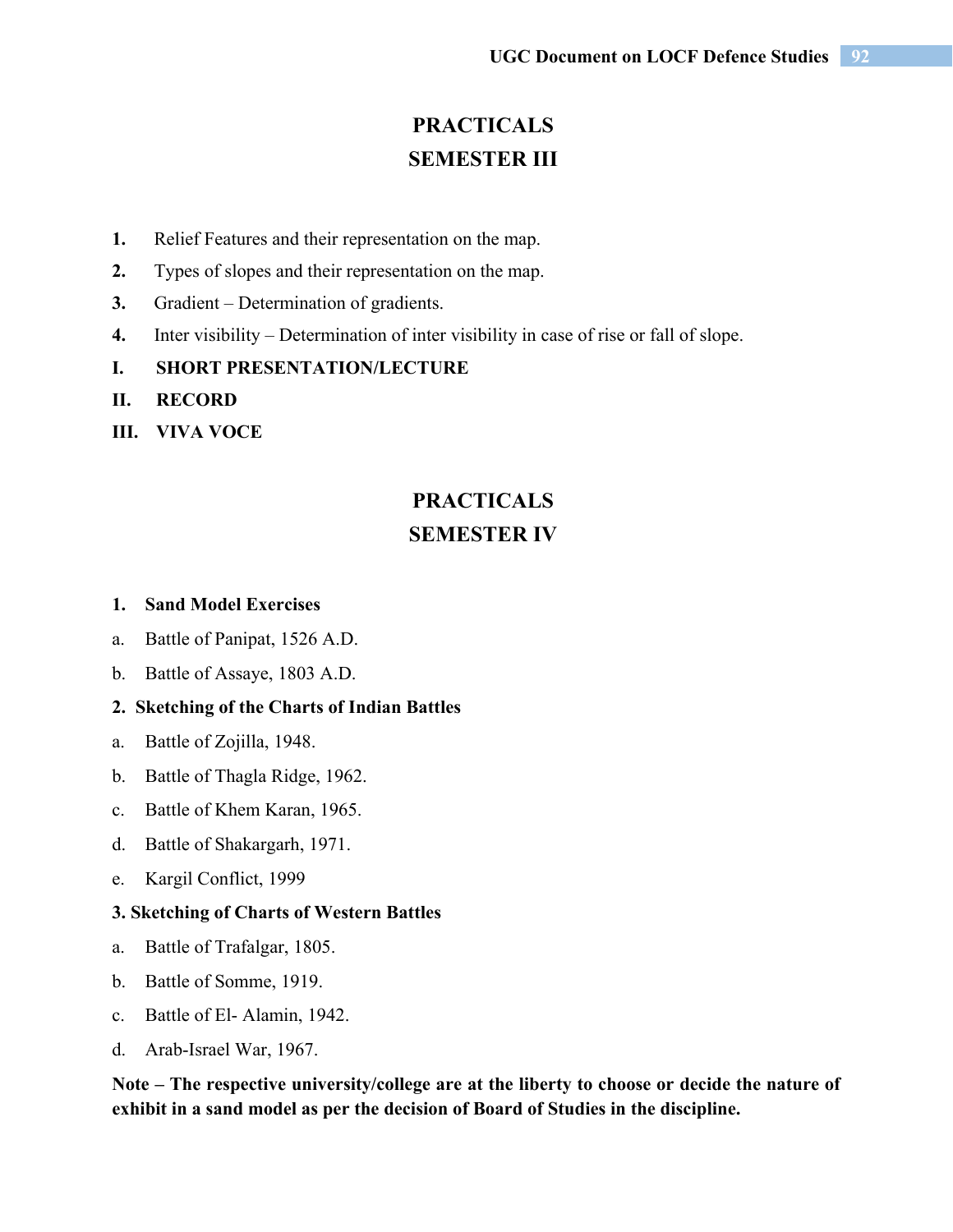# PRACTICALS
# SEMESTER III

1. Relief Features and their representation on the map.
2. Types of slopes and their representation on the map.
3. Gradient – Determination of gradients.
4. Inter visibility – Determination of inter visibility in case of rise or fall of slope.

**I. SHORT PRESENTATION/LECTURE**

**II. RECORD**

**III. VIVA VOCE**

# PRACTICALS
# SEMESTER IV

**1. Sand Model Exercises**

a. Battle of Panipat, 1526 A.D.

b. Battle of Assaye, 1803 A.D.

**2. Sketching of the Charts of Indian Battles**

a. Battle of Zojilla, 1948.

b. Battle of Thagla Ridge, 1962.

c. Battle of Khem Karan, 1965.

d. Battle of Shakargarh, 1971.

e. Kargil Conflict, 1999

**3. Sketching of Charts of Western Battles**

a. Battle of Trafalgar, 1805.

b. Battle of Somme, 1919.

c. Battle of El- Alamin, 1942.

d. Arab-Israel War, 1967.

**Note – The respective university/college are at the liberty to choose or decide the nature of exhibit in a sand model as per the decision of Board of Studies in the discipline.**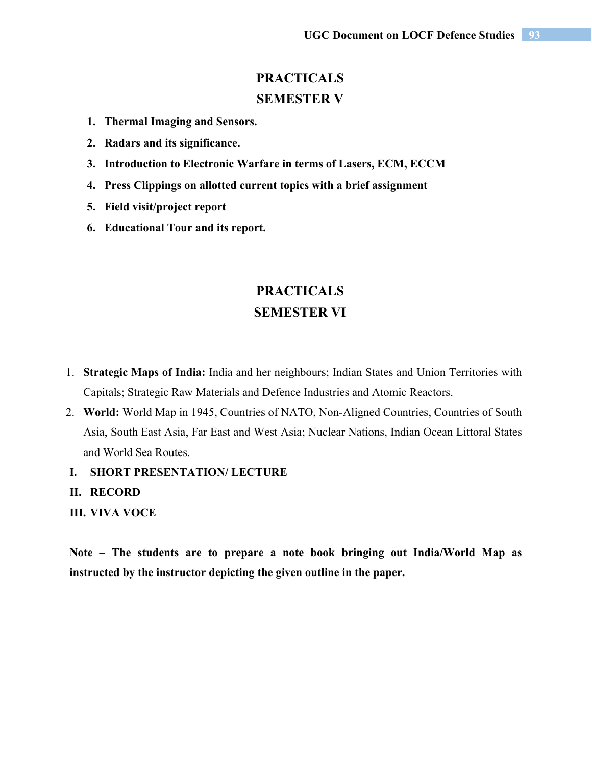## PRACTICALS

## SEMESTER V

1. **Thermal Imaging and Sensors.**
2. **Radars and its significance.**
3. **Introduction to Electronic Warfare in terms of Lasers, ECM, ECCM**
4. **Press Clippings on allotted current topics with a brief assignment**
5. **Field visit/project report**
6. **Educational Tour and its report.**

## PRACTICALS

## SEMESTER VI

1. **Strategic Maps of India:** India and her neighbours; Indian States and Union Territories with Capitals; Strategic Raw Materials and Defence Industries and Atomic Reactors.
2. **World:** World Map in 1945, Countries of NATO, Non-Aligned Countries, Countries of South Asia, South East Asia, Far East and West Asia; Nuclear Nations, Indian Ocean Littoral States and World Sea Routes.

**I. SHORT PRESENTATION/ LECTURE**

**II. RECORD**

**III. VIVA VOCE**

**Note – The students are to prepare a note book bringing out India/World Map as instructed by the instructor depicting the given outline in the paper.**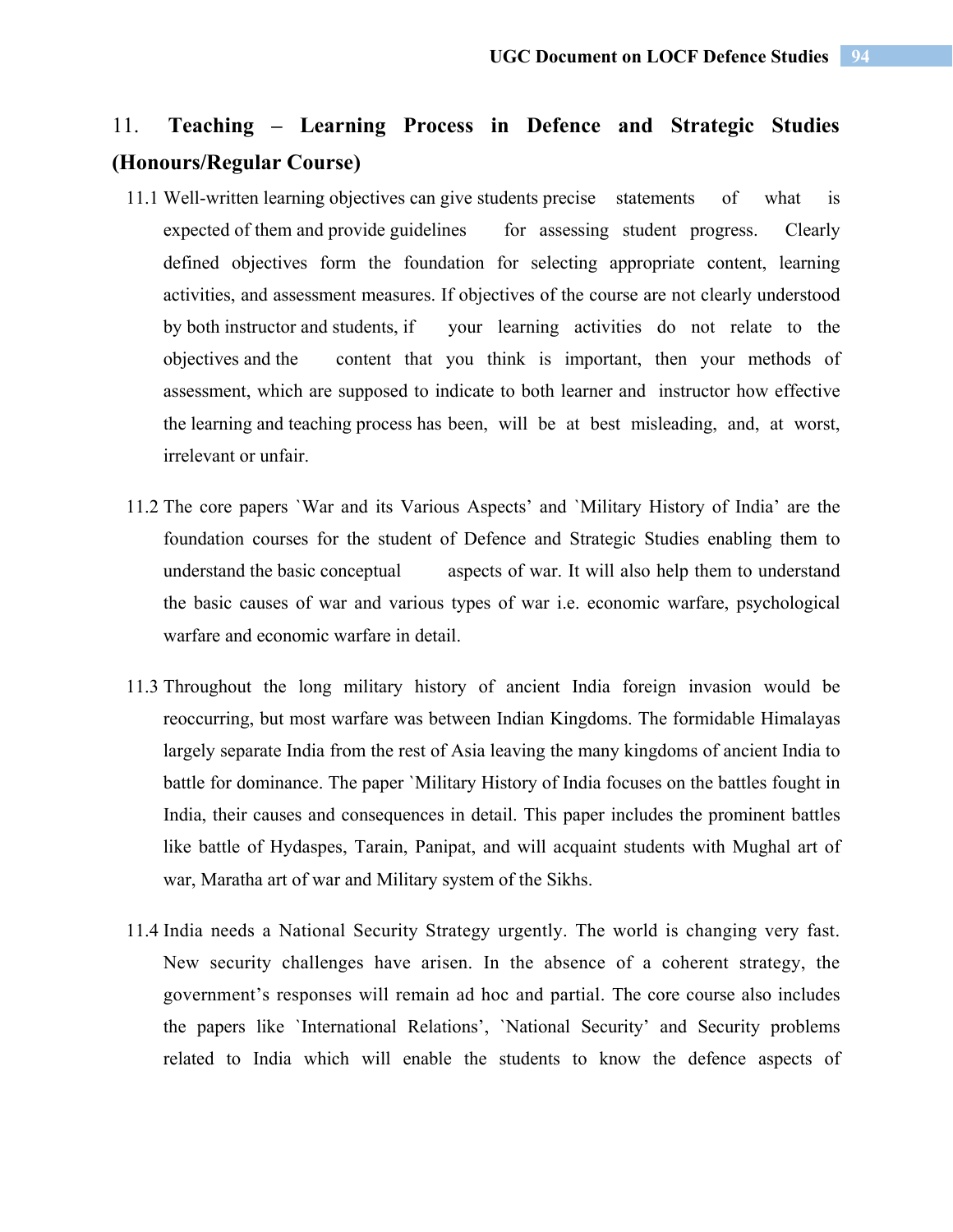## 11. Teaching – Learning Process in Defence and Strategic Studies (Honours/Regular Course)

11.1 Well-written learning objectives can give students precise statements of what is expected of them and provide guidelines for assessing student progress. Clearly defined objectives form the foundation for selecting appropriate content, learning activities, and assessment measures. If objectives of the course are not clearly understood by both instructor and students, if your learning activities do not relate to the objectives and the content that you think is important, then your methods of assessment, which are supposed to indicate to both learner and instructor how effective the learning and teaching process has been, will be at best misleading, and, at worst, irrelevant or unfair.

11.2 The core papers `War and its Various Aspects' and `Military History of India' are the foundation courses for the student of Defence and Strategic Studies enabling them to understand the basic conceptual aspects of war. It will also help them to understand the basic causes of war and various types of war i.e. economic warfare, psychological warfare and economic warfare in detail.

11.3 Throughout the long military history of ancient India foreign invasion would be reoccurring, but most warfare was between Indian Kingdoms. The formidable Himalayas largely separate India from the rest of Asia leaving the many kingdoms of ancient India to battle for dominance. The paper `Military History of India focuses on the battles fought in India, their causes and consequences in detail. This paper includes the prominent battles like battle of Hydaspes, Tarain, Panipat, and will acquaint students with Mughal art of war, Maratha art of war and Military system of the Sikhs.

11.4 India needs a National Security Strategy urgently. The world is changing very fast. New security challenges have arisen. In the absence of a coherent strategy, the government's responses will remain ad hoc and partial. The core course also includes the papers like `International Relations', `National Security' and Security problems related to India which will enable the students to know the defence aspects of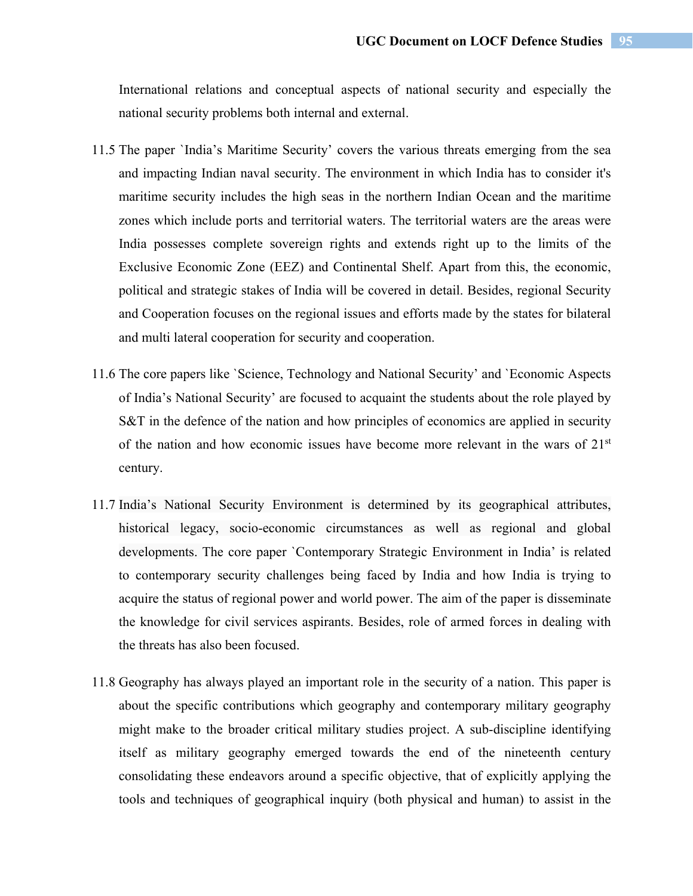International relations and conceptual aspects of national security and especially the national security problems both internal and external.

11.5 The paper `India's Maritime Security' covers the various threats emerging from the sea and impacting Indian naval security. The environment in which India has to consider it's maritime security includes the high seas in the northern Indian Ocean and the maritime zones which include ports and territorial waters. The territorial waters are the areas were India possesses complete sovereign rights and extends right up to the limits of the Exclusive Economic Zone (EEZ) and Continental Shelf. Apart from this, the economic, political and strategic stakes of India will be covered in detail. Besides, regional Security and Cooperation focuses on the regional issues and efforts made by the states for bilateral and multi lateral cooperation for security and cooperation.

11.6 The core papers like `Science, Technology and National Security' and `Economic Aspects of India's National Security' are focused to acquaint the students about the role played by S&T in the defence of the nation and how principles of economics are applied in security of the nation and how economic issues have become more relevant in the wars of 21st century.

11.7 India's National Security Environment is determined by its geographical attributes, historical legacy, socio-economic circumstances as well as regional and global developments. The core paper `Contemporary Strategic Environment in India' is related to contemporary security challenges being faced by India and how India is trying to acquire the status of regional power and world power. The aim of the paper is disseminate the knowledge for civil services aspirants. Besides, role of armed forces in dealing with the threats has also been focused.

11.8 Geography has always played an important role in the security of a nation. This paper is about the specific contributions which geography and contemporary military geography might make to the broader critical military studies project. A sub-discipline identifying itself as military geography emerged towards the end of the nineteenth century consolidating these endeavors around a specific objective, that of explicitly applying the tools and techniques of geographical inquiry (both physical and human) to assist in the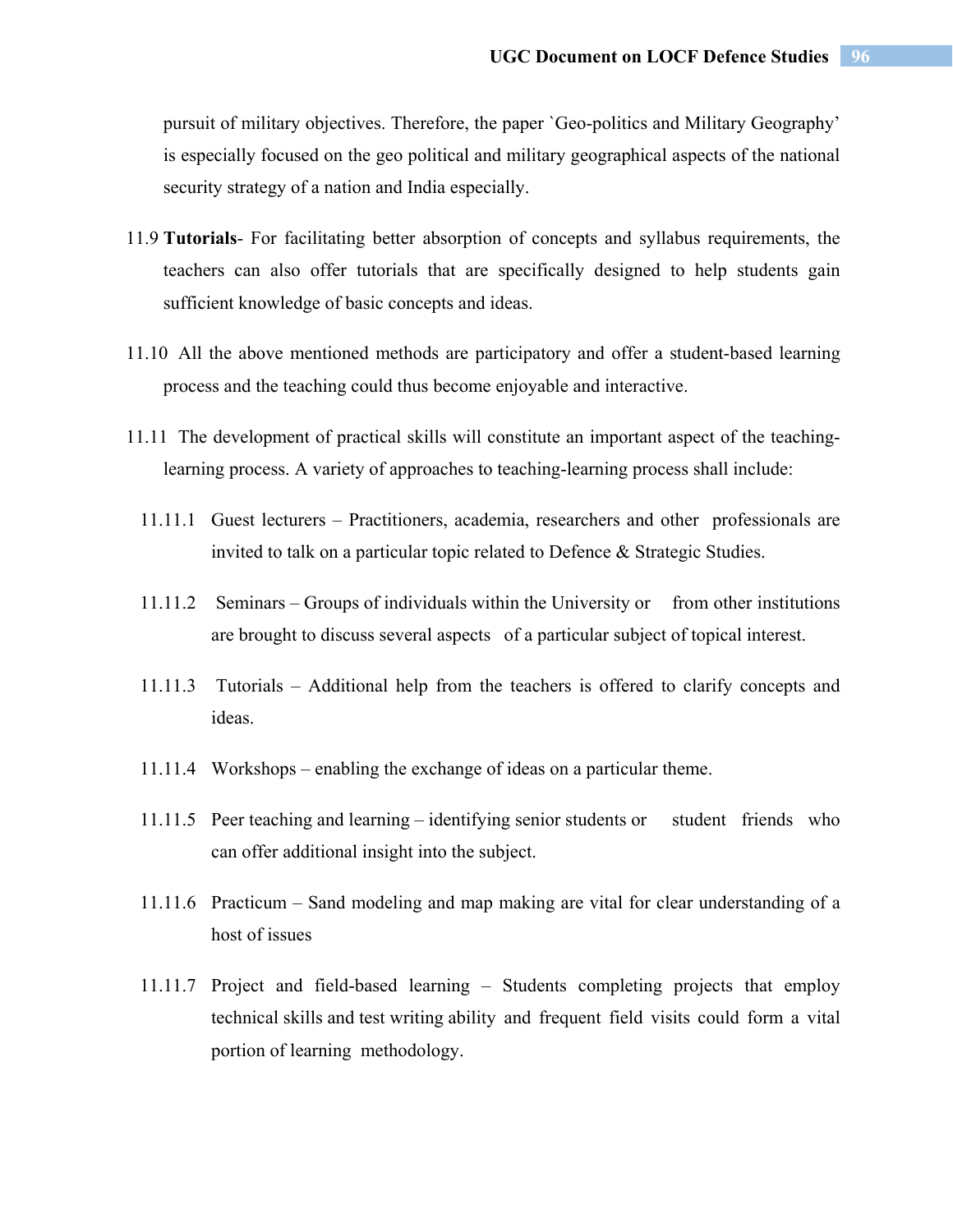pursuit of military objectives. Therefore, the paper `Geo-politics and Military Geography' is especially focused on the geo political and military geographical aspects of the national security strategy of a nation and India especially.

11.9 **Tutorials**- For facilitating better absorption of concepts and syllabus requirements, the teachers can also offer tutorials that are specifically designed to help students gain sufficient knowledge of basic concepts and ideas.

11.10 All the above mentioned methods are participatory and offer a student-based learning process and the teaching could thus become enjoyable and interactive.

11.11 The development of practical skills will constitute an important aspect of the teaching-learning process. A variety of approaches to teaching-learning process shall include:

11.11.1 Guest lecturers – Practitioners, academia, researchers and other professionals are invited to talk on a particular topic related to Defence & Strategic Studies.

11.11.2 Seminars – Groups of individuals within the University or from other institutions are brought to discuss several aspects of a particular subject of topical interest.

11.11.3 Tutorials – Additional help from the teachers is offered to clarify concepts and ideas.

11.11.4 Workshops – enabling the exchange of ideas on a particular theme.

11.11.5 Peer teaching and learning – identifying senior students or student friends who can offer additional insight into the subject.

11.11.6 Practicum – Sand modeling and map making are vital for clear understanding of a host of issues

11.11.7 Project and field-based learning – Students completing projects that employ technical skills and test writing ability and frequent field visits could form a vital portion of learning methodology.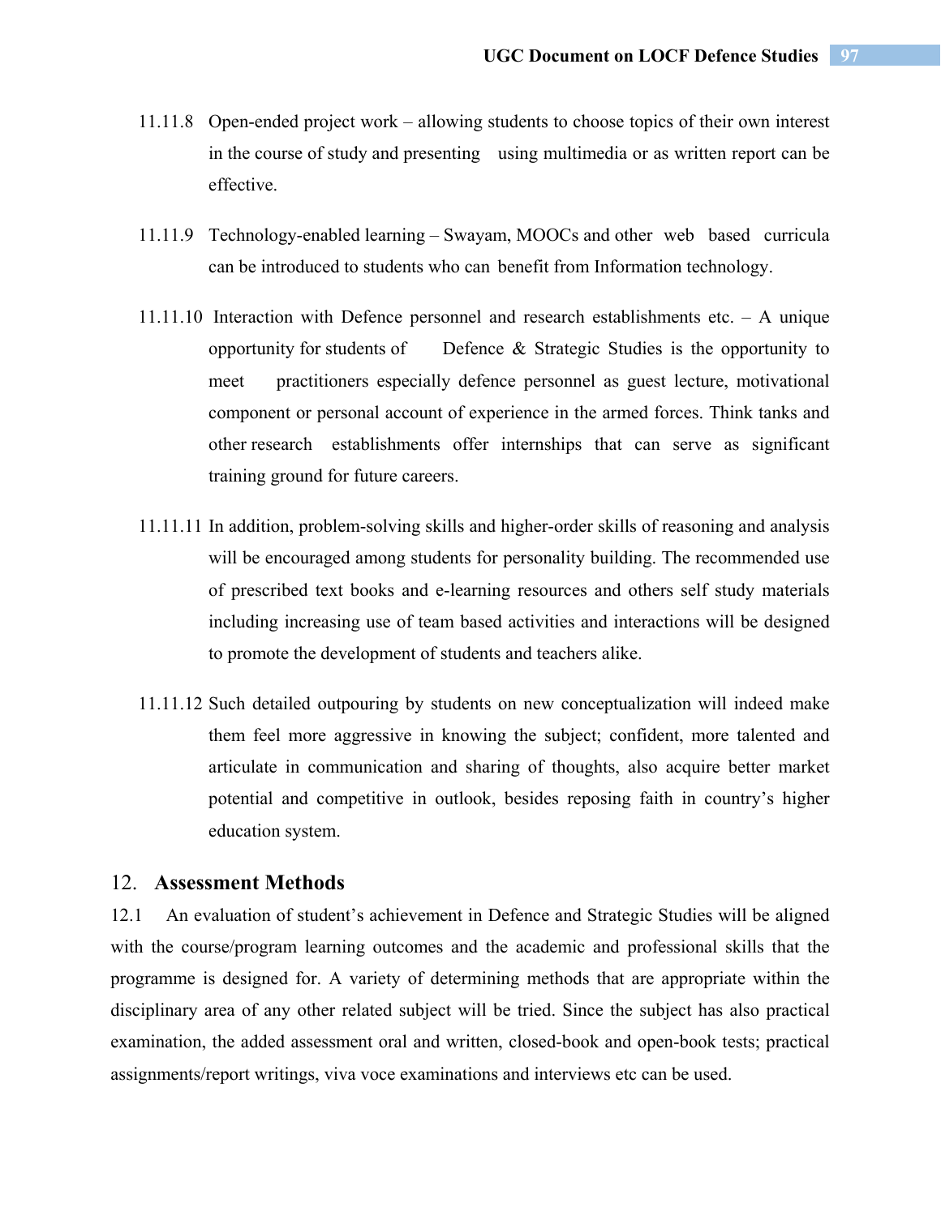11.11.8 Open-ended project work – allowing students to choose topics of their own interest in the course of study and presenting using multimedia or as written report can be effective.

11.11.9 Technology-enabled learning – Swayam, MOOCs and other web based curricula can be introduced to students who can benefit from Information technology.

11.11.10 Interaction with Defence personnel and research establishments etc. – A unique opportunity for students of Defence & Strategic Studies is the opportunity to meet practitioners especially defence personnel as guest lecture, motivational component or personal account of experience in the armed forces. Think tanks and other research establishments offer internships that can serve as significant training ground for future careers.

11.11.11 In addition, problem-solving skills and higher-order skills of reasoning and analysis will be encouraged among students for personality building. The recommended use of prescribed text books and e-learning resources and others self study materials including increasing use of team based activities and interactions will be designed to promote the development of students and teachers alike.

11.11.12 Such detailed outpouring by students on new conceptualization will indeed make them feel more aggressive in knowing the subject; confident, more talented and articulate in communication and sharing of thoughts, also acquire better market potential and competitive in outlook, besides reposing faith in country's higher education system.

## 12. Assessment Methods

12.1 An evaluation of student's achievement in Defence and Strategic Studies will be aligned with the course/program learning outcomes and the academic and professional skills that the programme is designed for. A variety of determining methods that are appropriate within the disciplinary area of any other related subject will be tried. Since the subject has also practical examination, the added assessment oral and written, closed-book and open-book tests; practical assignments/report writings, viva voce examinations and interviews etc can be used.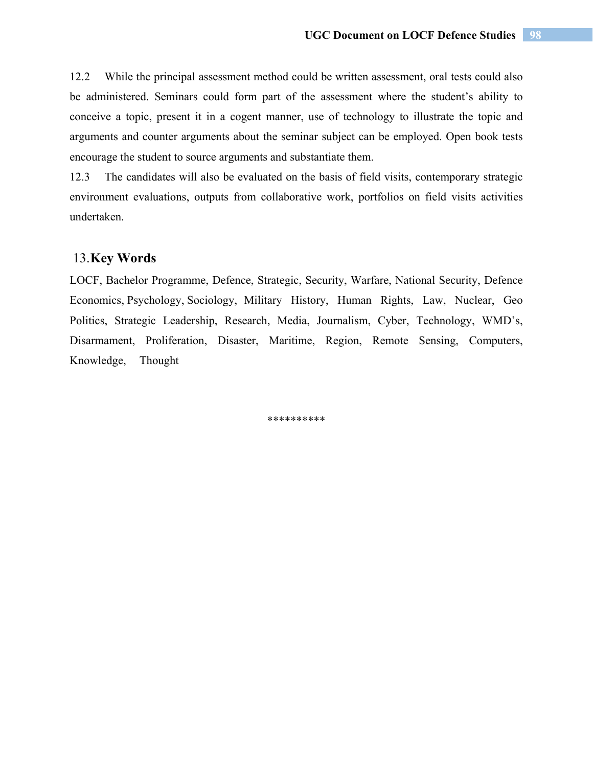12.2 While the principal assessment method could be written assessment, oral tests could also be administered. Seminars could form part of the assessment where the student's ability to conceive a topic, present it in a cogent manner, use of technology to illustrate the topic and arguments and counter arguments about the seminar subject can be employed. Open book tests encourage the student to source arguments and substantiate them.

12.3 The candidates will also be evaluated on the basis of field visits, contemporary strategic environment evaluations, outputs from collaborative work, portfolios on field visits activities undertaken.

## 13. Key Words

LOCF, Bachelor Programme, Defence, Strategic, Security, Warfare, National Security, Defence Economics, Psychology, Sociology, Military History, Human Rights, Law, Nuclear, Geo Politics, Strategic Leadership, Research, Media, Journalism, Cyber, Technology, WMD's, Disarmament, Proliferation, Disaster, Maritime, Region, Remote Sensing, Computers, Knowledge, Thought

**********